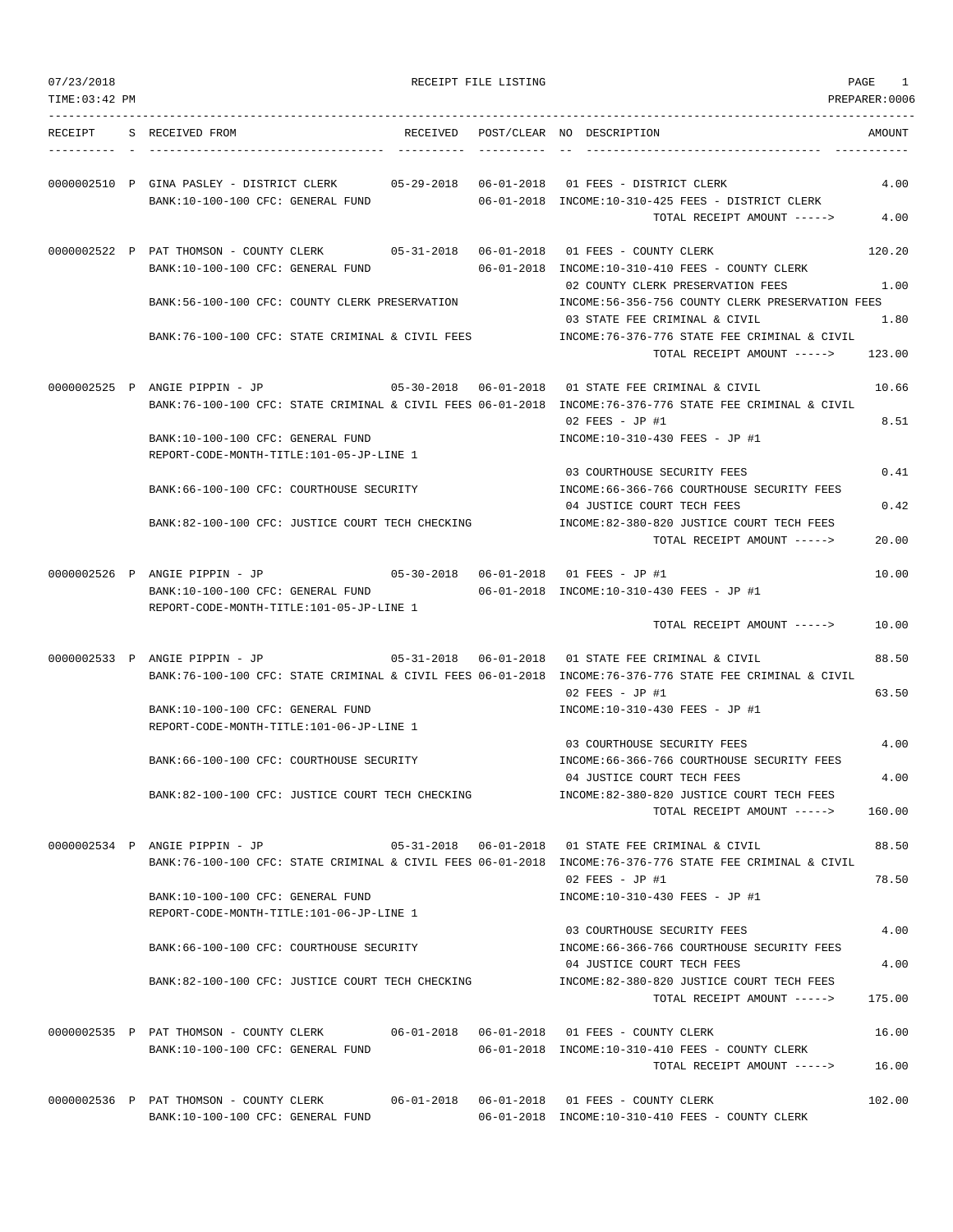07/23/2018 RECEIPT FILE LISTING

TIME:03:42 PM PREPARER:0006

```
RECEIPT    S RECEIVED FROM                       RECEIVED   POST/CLEAR NO DESCRIPTION                         AMOUNT
---------- - ----------------------------------- ---------- ---------- -- ---------------------------------- -----------

0000002510 P GINA PASLEY - DISTRICT CLERK        05-29-2018 06-01-2018 01 FEES - DISTRICT CLERK                   4.00
             BANK:10-100-100 CFC: GENERAL FUND              06-01-2018 INCOME:10-310-425 FEES - DISTRICT CLERK
                                                                          TOTAL RECEIPT AMOUNT ----->         4.00

0000002522 P PAT THOMSON - COUNTY CLERK          05-31-2018 06-01-2018 01 FEES - COUNTY CLERK                   120.20
             BANK:10-100-100 CFC: GENERAL FUND              06-01-2018 INCOME:10-310-410 FEES - COUNTY CLERK
                                                                       02 COUNTY CLERK PRESERVATION FEES          1.00
             BANK:56-100-100 CFC: COUNTY CLERK PRESERVATION            INCOME:56-356-756 COUNTY CLERK PRESERVATION FEES
                                                                       03 STATE FEE CRIMINAL & CIVIL              1.80
             BANK:76-100-100 CFC: STATE CRIMINAL & CIVIL FEES          INCOME:76-376-776 STATE FEE CRIMINAL & CIVIL
                                                                          TOTAL RECEIPT AMOUNT ----->       123.00

0000002525 P ANGIE PIPPIN - JP                   05-30-2018 06-01-2018 01 STATE FEE CRIMINAL & CIVIL             10.66
             BANK:76-100-100 CFC: STATE CRIMINAL & CIVIL FEES 06-01-2018 INCOME:76-376-776 STATE FEE CRIMINAL & CIVIL
                                                                       02 FEES - JP #1                            8.51
             BANK:10-100-100 CFC: GENERAL FUND                         INCOME:10-310-430 FEES - JP #1
             REPORT-CODE-MONTH-TITLE:101-05-JP-LINE 1
                                                                       03 COURTHOUSE SECURITY FEES                0.41
             BANK:66-100-100 CFC: COURTHOUSE SECURITY                  INCOME:66-366-766 COURTHOUSE SECURITY FEES
                                                                       04 JUSTICE COURT TECH FEES                 0.42
             BANK:82-100-100 CFC: JUSTICE COURT TECH CHECKING          INCOME:82-380-820 JUSTICE COURT TECH FEES
                                                                          TOTAL RECEIPT AMOUNT ----->        20.00

0000002526 P ANGIE PIPPIN - JP                   05-30-2018 06-01-2018 01 FEES - JP #1                           10.00
             BANK:10-100-100 CFC: GENERAL FUND              06-01-2018 INCOME:10-310-430 FEES - JP #1
             REPORT-CODE-MONTH-TITLE:101-05-JP-LINE 1
                                                                          TOTAL RECEIPT AMOUNT ----->        10.00

0000002533 P ANGIE PIPPIN - JP                   05-31-2018 06-01-2018 01 STATE FEE CRIMINAL & CIVIL             88.50
             BANK:76-100-100 CFC: STATE CRIMINAL & CIVIL FEES 06-01-2018 INCOME:76-376-776 STATE FEE CRIMINAL & CIVIL
                                                                       02 FEES - JP #1                           63.50
             BANK:10-100-100 CFC: GENERAL FUND                         INCOME:10-310-430 FEES - JP #1
             REPORT-CODE-MONTH-TITLE:101-06-JP-LINE 1
                                                                       03 COURTHOUSE SECURITY FEES                4.00
             BANK:66-100-100 CFC: COURTHOUSE SECURITY                  INCOME:66-366-766 COURTHOUSE SECURITY FEES
                                                                       04 JUSTICE COURT TECH FEES                 4.00
             BANK:82-100-100 CFC: JUSTICE COURT TECH CHECKING          INCOME:82-380-820 JUSTICE COURT TECH FEES
                                                                          TOTAL RECEIPT AMOUNT ----->       160.00

0000002534 P ANGIE PIPPIN - JP                   05-31-2018 06-01-2018 01 STATE FEE CRIMINAL & CIVIL             88.50
             BANK:76-100-100 CFC: STATE CRIMINAL & CIVIL FEES 06-01-2018 INCOME:76-376-776 STATE FEE CRIMINAL & CIVIL
                                                                       02 FEES - JP #1                           78.50
             BANK:10-100-100 CFC: GENERAL FUND                         INCOME:10-310-430 FEES - JP #1
             REPORT-CODE-MONTH-TITLE:101-06-JP-LINE 1
                                                                       03 COURTHOUSE SECURITY FEES                4.00
             BANK:66-100-100 CFC: COURTHOUSE SECURITY                  INCOME:66-366-766 COURTHOUSE SECURITY FEES
                                                                       04 JUSTICE COURT TECH FEES                 4.00
             BANK:82-100-100 CFC: JUSTICE COURT TECH CHECKING          INCOME:82-380-820 JUSTICE COURT TECH FEES
                                                                          TOTAL RECEIPT AMOUNT ----->       175.00

0000002535 P PAT THOMSON - COUNTY CLERK          06-01-2018 06-01-2018 01 FEES - COUNTY CLERK                    16.00
             BANK:10-100-100 CFC: GENERAL FUND              06-01-2018 INCOME:10-310-410 FEES - COUNTY CLERK
                                                                          TOTAL RECEIPT AMOUNT ----->        16.00

0000002536 P PAT THOMSON - COUNTY CLERK          06-01-2018 06-01-2018 01 FEES - COUNTY CLERK                   102.00
             BANK:10-100-100 CFC: GENERAL FUND              06-01-2018 INCOME:10-310-410 FEES - COUNTY CLERK
```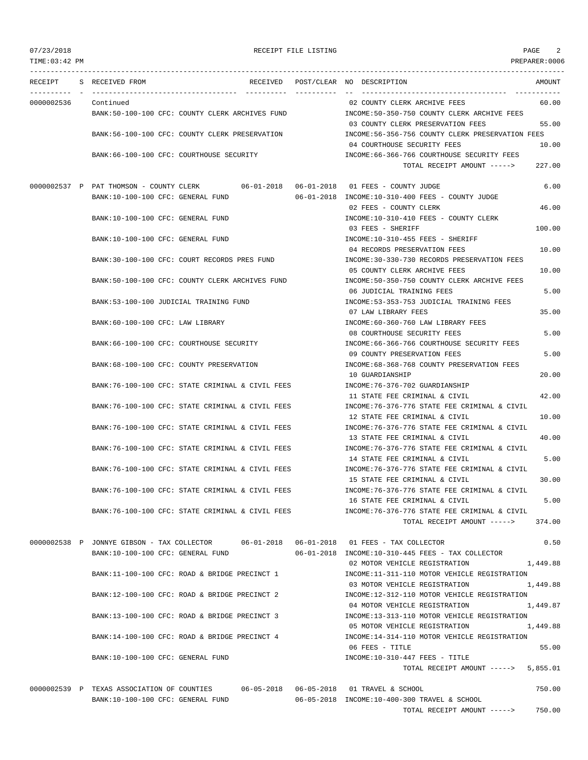RECEIPT FILE LISTING

| RECEIPT | S | RECEIVED FROM | RECEIVED | POST/CLEAR | NO | DESCRIPTION | AMOUNT |
|---|---|---|---|---|---|---|---|
| 0000002536 | | Continued | | | 02 | COUNTY CLERK ARCHIVE FEES | 60.00 |
| | | BANK:50-100-100 CFC: COUNTY CLERK ARCHIVES FUND | | | | INCOME:50-350-750 COUNTY CLERK ARCHIVE FEES | |
| | | | | | 03 | COUNTY CLERK PRESERVATION FEES | 55.00 |
| | | BANK:56-100-100 CFC: COUNTY CLERK PRESERVATION | | | | INCOME:56-356-756 COUNTY CLERK PRESERVATION FEES | |
| | | | | | 04 | COURTHOUSE SECURITY FEES | 10.00 |
| | | BANK:66-100-100 CFC: COURTHOUSE SECURITY | | | | INCOME:66-366-766 COURTHOUSE SECURITY FEES | |
| | | | | | | TOTAL RECEIPT AMOUNT -----> | 227.00 |
| 0000002537 | P | PAT THOMSON - COUNTY CLERK | 06-01-2018 | 06-01-2018 | 01 | FEES - COUNTY JUDGE | 6.00 |
| | | BANK:10-100-100 CFC: GENERAL FUND | | 06-01-2018 | | INCOME:10-310-400 FEES - COUNTY JUDGE | |
| | | | | | 02 | FEES - COUNTY CLERK | 46.00 |
| | | BANK:10-100-100 CFC: GENERAL FUND | | | | INCOME:10-310-410 FEES - COUNTY CLERK | |
| | | | | | 03 | FEES - SHERIFF | 100.00 |
| | | BANK:10-100-100 CFC: GENERAL FUND | | | | INCOME:10-310-455 FEES - SHERIFF | |
| | | | | | 04 | RECORDS PRESERVATION FEES | 10.00 |
| | | BANK:30-100-100 CFC: COURT RECORDS PRES FUND | | | | INCOME:30-330-730 RECORDS PRESERVATION FEES | |
| | | | | | 05 | COUNTY CLERK ARCHIVE FEES | 10.00 |
| | | BANK:50-100-100 CFC: COUNTY CLERK ARCHIVES FUND | | | | INCOME:50-350-750 COUNTY CLERK ARCHIVE FEES | |
| | | | | | 06 | JUDICIAL TRAINING FEES | 5.00 |
| | | BANK:53-100-100 JUDICIAL TRAINING FUND | | | | INCOME:53-353-753 JUDICIAL TRAINING FEES | |
| | | | | | 07 | LAW LIBRARY FEES | 35.00 |
| | | BANK:60-100-100 CFC: LAW LIBRARY | | | | INCOME:60-360-760 LAW LIBRARY FEES | |
| | | | | | 08 | COURTHOUSE SECURITY FEES | 5.00 |
| | | BANK:66-100-100 CFC: COURTHOUSE SECURITY | | | | INCOME:66-366-766 COURTHOUSE SECURITY FEES | |
| | | | | | 09 | COUNTY PRESERVATION FEES | 5.00 |
| | | BANK:68-100-100 CFC: COUNTY PRESERVATION | | | | INCOME:68-368-768 COUNTY PRESERVATION FEES | |
| | | | | | 10 | GUARDIANSHIP | 20.00 |
| | | BANK:76-100-100 CFC: STATE CRIMINAL & CIVIL FEES | | | | INCOME:76-376-702 GUARDIANSHIP | |
| | | | | | 11 | STATE FEE CRIMINAL & CIVIL | 42.00 |
| | | BANK:76-100-100 CFC: STATE CRIMINAL & CIVIL FEES | | | | INCOME:76-376-776 STATE FEE CRIMINAL & CIVIL | |
| | | | | | 12 | STATE FEE CRIMINAL & CIVIL | 10.00 |
| | | BANK:76-100-100 CFC: STATE CRIMINAL & CIVIL FEES | | | | INCOME:76-376-776 STATE FEE CRIMINAL & CIVIL | |
| | | | | | 13 | STATE FEE CRIMINAL & CIVIL | 40.00 |
| | | BANK:76-100-100 CFC: STATE CRIMINAL & CIVIL FEES | | | | INCOME:76-376-776 STATE FEE CRIMINAL & CIVIL | |
| | | | | | 14 | STATE FEE CRIMINAL & CIVIL | 5.00 |
| | | BANK:76-100-100 CFC: STATE CRIMINAL & CIVIL FEES | | | | INCOME:76-376-776 STATE FEE CRIMINAL & CIVIL | |
| | | | | | 15 | STATE FEE CRIMINAL & CIVIL | 30.00 |
| | | BANK:76-100-100 CFC: STATE CRIMINAL & CIVIL FEES | | | | INCOME:76-376-776 STATE FEE CRIMINAL & CIVIL | |
| | | | | | 16 | STATE FEE CRIMINAL & CIVIL | 5.00 |
| | | BANK:76-100-100 CFC: STATE CRIMINAL & CIVIL FEES | | | | INCOME:76-376-776 STATE FEE CRIMINAL & CIVIL | |
| | | | | | | TOTAL RECEIPT AMOUNT -----> | 374.00 |
| 0000002538 | P | JONNYE GIBSON - TAX COLLECTOR | 06-01-2018 | 06-01-2018 | 01 | FEES - TAX COLLECTOR | 0.50 |
| | | BANK:10-100-100 CFC: GENERAL FUND | | 06-01-2018 | | INCOME:10-310-445 FEES - TAX COLLECTOR | |
| | | | | | 02 | MOTOR VEHICLE REGISTRATION | 1,449.88 |
| | | BANK:11-100-100 CFC: ROAD & BRIDGE PRECINCT 1 | | | | INCOME:11-311-110 MOTOR VEHICLE REGISTRATION | |
| | | | | | 03 | MOTOR VEHICLE REGISTRATION | 1,449.88 |
| | | BANK:12-100-100 CFC: ROAD & BRIDGE PRECINCT 2 | | | | INCOME:12-312-110 MOTOR VEHICLE REGISTRATION | |
| | | | | | 04 | MOTOR VEHICLE REGISTRATION | 1,449.87 |
| | | BANK:13-100-100 CFC: ROAD & BRIDGE PRECINCT 3 | | | | INCOME:13-313-110 MOTOR VEHICLE REGISTRATION | |
| | | | | | 05 | MOTOR VEHICLE REGISTRATION | 1,449.88 |
| | | BANK:14-100-100 CFC: ROAD & BRIDGE PRECINCT 4 | | | | INCOME:14-314-110 MOTOR VEHICLE REGISTRATION | |
| | | | | | 06 | FEES - TITLE | 55.00 |
| | | BANK:10-100-100 CFC: GENERAL FUND | | | | INCOME:10-310-447 FEES - TITLE | |
| | | | | | | TOTAL RECEIPT AMOUNT -----> | 5,855.01 |
| 0000002539 | P | TEXAS ASSOCIATION OF COUNTIES | 06-05-2018 | 06-05-2018 | 01 | TRAVEL & SCHOOL | 750.00 |
| | | BANK:10-100-100 CFC: GENERAL FUND | | 06-05-2018 | | INCOME:10-400-300 TRAVEL & SCHOOL | |
| | | | | | | TOTAL RECEIPT AMOUNT -----> | 750.00 |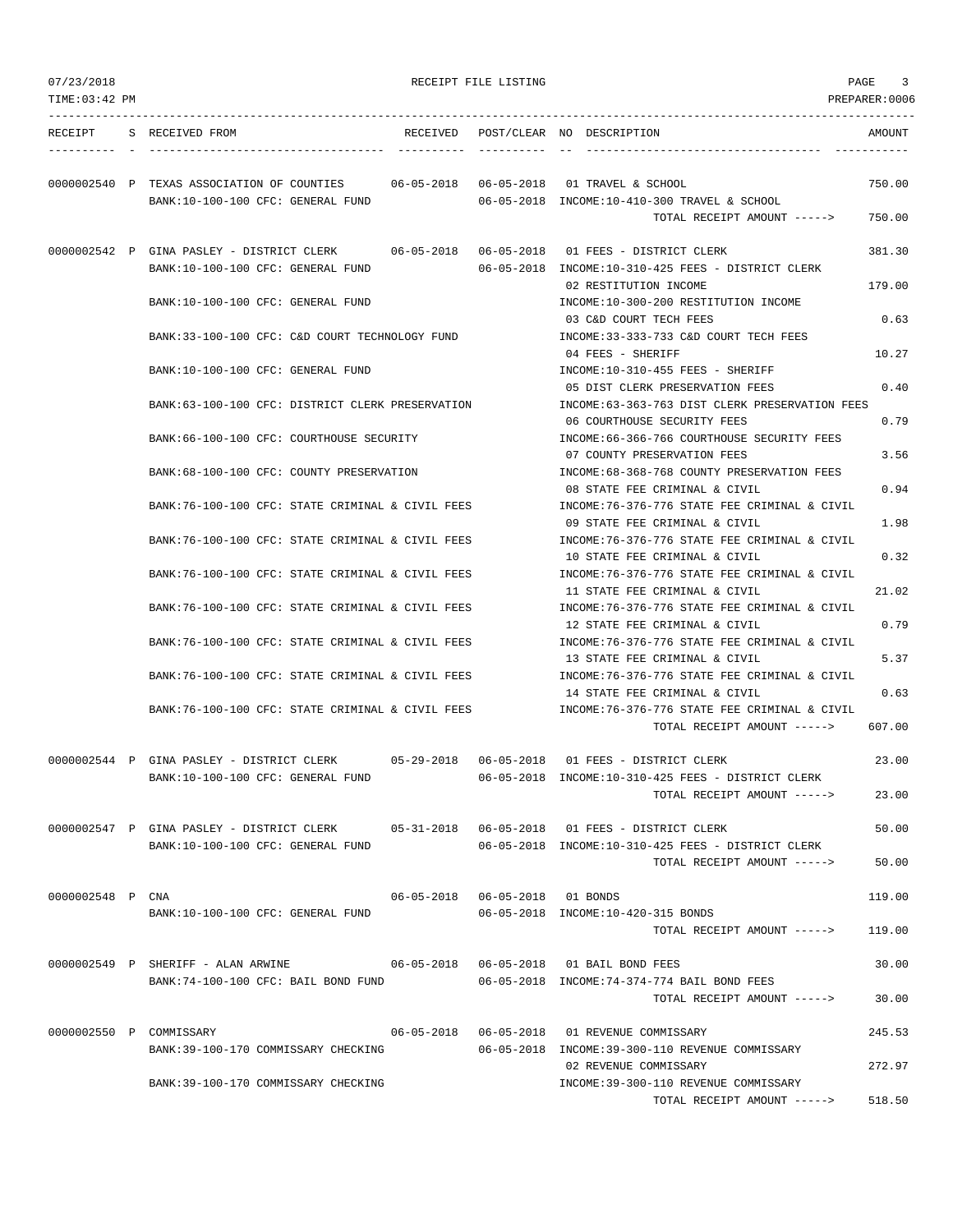RECEIPT FILE LISTING

07/23/2018
TIME:03:42 PM
PREPARER:0006

| RECEIPT | S | RECEIVED FROM | RECEIVED | POST/CLEAR | NO | DESCRIPTION | AMOUNT |
|---|---|---|---|---|---|---|---|
| 0000002540 | P | TEXAS ASSOCIATION OF COUNTIES | 06-05-2018 | 06-05-2018 | 01 | TRAVEL & SCHOOL | 750.00 |
| | | BANK:10-100-100 CFC: GENERAL FUND | | 06-05-2018 | | INCOME:10-410-300 TRAVEL & SCHOOL | |
| | | | | | | TOTAL RECEIPT AMOUNT -----> | 750.00 |
| 0000002542 | P | GINA PASLEY - DISTRICT CLERK | 06-05-2018 | 06-05-2018 | 01 | FEES - DISTRICT CLERK | 381.30 |
| | | BANK:10-100-100 CFC: GENERAL FUND | | 06-05-2018 | | INCOME:10-310-425 FEES - DISTRICT CLERK | |
| | | | | | 02 | RESTITUTION INCOME | 179.00 |
| | | BANK:10-100-100 CFC: GENERAL FUND | | | | INCOME:10-300-200 RESTITUTION INCOME | |
| | | | | | 03 | C&D COURT TECH FEES | 0.63 |
| | | BANK:33-100-100 CFC: C&D COURT TECHNOLOGY FUND | | | | INCOME:33-333-733 C&D COURT TECH FEES | |
| | | | | | 04 | FEES - SHERIFF | 10.27 |
| | | BANK:10-100-100 CFC: GENERAL FUND | | | | INCOME:10-310-455 FEES - SHERIFF | |
| | | | | | 05 | DIST CLERK PRESERVATION FEES | 0.40 |
| | | BANK:63-100-100 CFC: DISTRICT CLERK PRESERVATION | | | | INCOME:63-363-763 DIST CLERK PRESERVATION FEES | |
| | | | | | 06 | COURTHOUSE SECURITY FEES | 0.79 |
| | | BANK:66-100-100 CFC: COURTHOUSE SECURITY | | | | INCOME:66-366-766 COURTHOUSE SECURITY FEES | |
| | | | | | 07 | COUNTY PRESERVATION FEES | 3.56 |
| | | BANK:68-100-100 CFC: COUNTY PRESERVATION | | | | INCOME:68-368-768 COUNTY PRESERVATION FEES | |
| | | | | | 08 | STATE FEE CRIMINAL & CIVIL | 0.94 |
| | | BANK:76-100-100 CFC: STATE CRIMINAL & CIVIL FEES | | | | INCOME:76-376-776 STATE FEE CRIMINAL & CIVIL | |
| | | | | | 09 | STATE FEE CRIMINAL & CIVIL | 1.98 |
| | | BANK:76-100-100 CFC: STATE CRIMINAL & CIVIL FEES | | | | INCOME:76-376-776 STATE FEE CRIMINAL & CIVIL | |
| | | | | | 10 | STATE FEE CRIMINAL & CIVIL | 0.32 |
| | | BANK:76-100-100 CFC: STATE CRIMINAL & CIVIL FEES | | | | INCOME:76-376-776 STATE FEE CRIMINAL & CIVIL | |
| | | | | | 11 | STATE FEE CRIMINAL & CIVIL | 21.02 |
| | | BANK:76-100-100 CFC: STATE CRIMINAL & CIVIL FEES | | | | INCOME:76-376-776 STATE FEE CRIMINAL & CIVIL | |
| | | | | | 12 | STATE FEE CRIMINAL & CIVIL | 0.79 |
| | | BANK:76-100-100 CFC: STATE CRIMINAL & CIVIL FEES | | | | INCOME:76-376-776 STATE FEE CRIMINAL & CIVIL | |
| | | | | | 13 | STATE FEE CRIMINAL & CIVIL | 5.37 |
| | | BANK:76-100-100 CFC: STATE CRIMINAL & CIVIL FEES | | | | INCOME:76-376-776 STATE FEE CRIMINAL & CIVIL | |
| | | | | | 14 | STATE FEE CRIMINAL & CIVIL | 0.63 |
| | | BANK:76-100-100 CFC: STATE CRIMINAL & CIVIL FEES | | | | INCOME:76-376-776 STATE FEE CRIMINAL & CIVIL | |
| | | | | | | TOTAL RECEIPT AMOUNT -----> | 607.00 |
| 0000002544 | P | GINA PASLEY - DISTRICT CLERK | 05-29-2018 | 06-05-2018 | 01 | FEES - DISTRICT CLERK | 23.00 |
| | | BANK:10-100-100 CFC: GENERAL FUND | | 06-05-2018 | | INCOME:10-310-425 FEES - DISTRICT CLERK | |
| | | | | | | TOTAL RECEIPT AMOUNT -----> | 23.00 |
| 0000002547 | P | GINA PASLEY - DISTRICT CLERK | 05-31-2018 | 06-05-2018 | 01 | FEES - DISTRICT CLERK | 50.00 |
| | | BANK:10-100-100 CFC: GENERAL FUND | | 06-05-2018 | | INCOME:10-310-425 FEES - DISTRICT CLERK | |
| | | | | | | TOTAL RECEIPT AMOUNT -----> | 50.00 |
| 0000002548 | P | CNA | 06-05-2018 | 06-05-2018 | 01 | BONDS | 119.00 |
| | | BANK:10-100-100 CFC: GENERAL FUND | | 06-05-2018 | | INCOME:10-420-315 BONDS | |
| | | | | | | TOTAL RECEIPT AMOUNT -----> | 119.00 |
| 0000002549 | P | SHERIFF - ALAN ARWINE | 06-05-2018 | 06-05-2018 | 01 | BAIL BOND FEES | 30.00 |
| | | BANK:74-100-100 CFC: BAIL BOND FUND | | 06-05-2018 | | INCOME:74-374-774 BAIL BOND FEES | |
| | | | | | | TOTAL RECEIPT AMOUNT -----> | 30.00 |
| 0000002550 | P | COMMISSARY | 06-05-2018 | 06-05-2018 | 01 | REVENUE COMMISSARY | 245.53 |
| | | BANK:39-100-170 COMMISSARY CHECKING | | 06-05-2018 | | INCOME:39-300-110 REVENUE COMMISSARY | |
| | | | | | 02 | REVENUE COMMISSARY | 272.97 |
| | | BANK:39-100-170 COMMISSARY CHECKING | | | | INCOME:39-300-110 REVENUE COMMISSARY | |
| | | | | | | TOTAL RECEIPT AMOUNT -----> | 518.50 |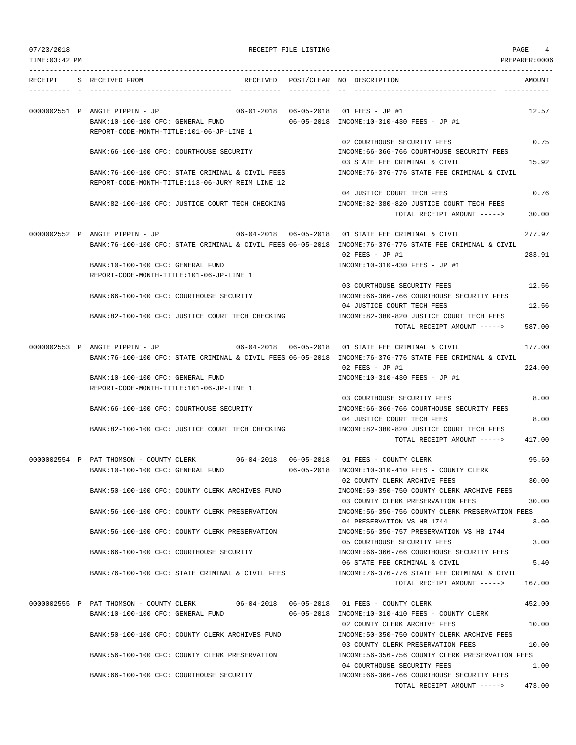07/23/2018 RECEIPT FILE LISTING PAGE 4
TIME:03:42 PM PREPARER:0006

```
------------------------------------------------------------------------------------------------------------------------------------
RECEIPT    S RECEIVED FROM                       RECEIVED   POST/CLEAR NO DESCRIPTION                           AMOUNT
---------- - ----------------------------------- ---------- ---------- -- ----------------------------------- -----------

0000002551 P ANGIE PIPPIN - JP                   06-01-2018 06-05-2018 01 FEES - JP #1                                12.57
             BANK:10-100-100 CFC: GENERAL FUND              06-05-2018 INCOME:10-310-430 FEES - JP #1
             REPORT-CODE-MONTH-TITLE:101-06-JP-LINE 1
                                                                       02 COURTHOUSE SECURITY FEES                     0.75
             BANK:66-100-100 CFC: COURTHOUSE SECURITY                  INCOME:66-366-766 COURTHOUSE SECURITY FEES
                                                                       03 STATE FEE CRIMINAL & CIVIL                  15.92
             BANK:76-100-100 CFC: STATE CRIMINAL & CIVIL FEES          INCOME:76-376-776 STATE FEE CRIMINAL & CIVIL
             REPORT-CODE-MONTH-TITLE:113-06-JURY REIM LINE 12
                                                                       04 JUSTICE COURT TECH FEES                      0.76
             BANK:82-100-100 CFC: JUSTICE COURT TECH CHECKING          INCOME:82-380-820 JUSTICE COURT TECH FEES
                                                                                  TOTAL RECEIPT AMOUNT ----->         30.00

0000002552 P ANGIE PIPPIN - JP                   06-04-2018 06-05-2018 01 STATE FEE CRIMINAL & CIVIL                 277.97
             BANK:76-100-100 CFC: STATE CRIMINAL & CIVIL FEES 06-05-2018 INCOME:76-376-776 STATE FEE CRIMINAL & CIVIL
                                                                       02 FEES - JP #1                               283.91
             BANK:10-100-100 CFC: GENERAL FUND                         INCOME:10-310-430 FEES - JP #1
             REPORT-CODE-MONTH-TITLE:101-06-JP-LINE 1
                                                                       03 COURTHOUSE SECURITY FEES                    12.56
             BANK:66-100-100 CFC: COURTHOUSE SECURITY                  INCOME:66-366-766 COURTHOUSE SECURITY FEES
                                                                       04 JUSTICE COURT TECH FEES                     12.56
             BANK:82-100-100 CFC: JUSTICE COURT TECH CHECKING          INCOME:82-380-820 JUSTICE COURT TECH FEES
                                                                                  TOTAL RECEIPT AMOUNT ----->        587.00

0000002553 P ANGIE PIPPIN - JP                   06-04-2018 06-05-2018 01 STATE FEE CRIMINAL & CIVIL                 177.00
             BANK:76-100-100 CFC: STATE CRIMINAL & CIVIL FEES 06-05-2018 INCOME:76-376-776 STATE FEE CRIMINAL & CIVIL
                                                                       02 FEES - JP #1                               224.00
             BANK:10-100-100 CFC: GENERAL FUND                         INCOME:10-310-430 FEES - JP #1
             REPORT-CODE-MONTH-TITLE:101-06-JP-LINE 1
                                                                       03 COURTHOUSE SECURITY FEES                     8.00
             BANK:66-100-100 CFC: COURTHOUSE SECURITY                  INCOME:66-366-766 COURTHOUSE SECURITY FEES
                                                                       04 JUSTICE COURT TECH FEES                      8.00
             BANK:82-100-100 CFC: JUSTICE COURT TECH CHECKING          INCOME:82-380-820 JUSTICE COURT TECH FEES
                                                                                  TOTAL RECEIPT AMOUNT ----->        417.00

0000002554 P PAT THOMSON - COUNTY CLERK          06-04-2018 06-05-2018 01 FEES - COUNTY CLERK                         95.60
             BANK:10-100-100 CFC: GENERAL FUND              06-05-2018 INCOME:10-310-410 FEES - COUNTY CLERK
                                                                       02 COUNTY CLERK ARCHIVE FEES                   30.00
             BANK:50-100-100 CFC: COUNTY CLERK ARCHIVES FUND           INCOME:50-350-750 COUNTY CLERK ARCHIVE FEES
                                                                       03 COUNTY CLERK PRESERVATION FEES              30.00
             BANK:56-100-100 CFC: COUNTY CLERK PRESERVATION            INCOME:56-356-756 COUNTY CLERK PRESERVATION FEES
                                                                       04 PRESERVATION VS HB 1744                      3.00
             BANK:56-100-100 CFC: COUNTY CLERK PRESERVATION            INCOME:56-356-757 PRESERVATION VS HB 1744
                                                                       05 COURTHOUSE SECURITY FEES                     3.00
             BANK:66-100-100 CFC: COURTHOUSE SECURITY                  INCOME:66-366-766 COURTHOUSE SECURITY FEES
                                                                       06 STATE FEE CRIMINAL & CIVIL                   5.40
             BANK:76-100-100 CFC: STATE CRIMINAL & CIVIL FEES          INCOME:76-376-776 STATE FEE CRIMINAL & CIVIL
                                                                                  TOTAL RECEIPT AMOUNT ----->        167.00

0000002555 P PAT THOMSON - COUNTY CLERK          06-04-2018 06-05-2018 01 FEES - COUNTY CLERK                        452.00
             BANK:10-100-100 CFC: GENERAL FUND              06-05-2018 INCOME:10-310-410 FEES - COUNTY CLERK
                                                                       02 COUNTY CLERK ARCHIVE FEES                   10.00
             BANK:50-100-100 CFC: COUNTY CLERK ARCHIVES FUND           INCOME:50-350-750 COUNTY CLERK ARCHIVE FEES
                                                                       03 COUNTY CLERK PRESERVATION FEES              10.00
             BANK:56-100-100 CFC: COUNTY CLERK PRESERVATION            INCOME:56-356-756 COUNTY CLERK PRESERVATION FEES
                                                                       04 COURTHOUSE SECURITY FEES                     1.00
             BANK:66-100-100 CFC: COURTHOUSE SECURITY                  INCOME:66-366-766 COURTHOUSE SECURITY FEES
                                                                                  TOTAL RECEIPT AMOUNT ----->        473.00
```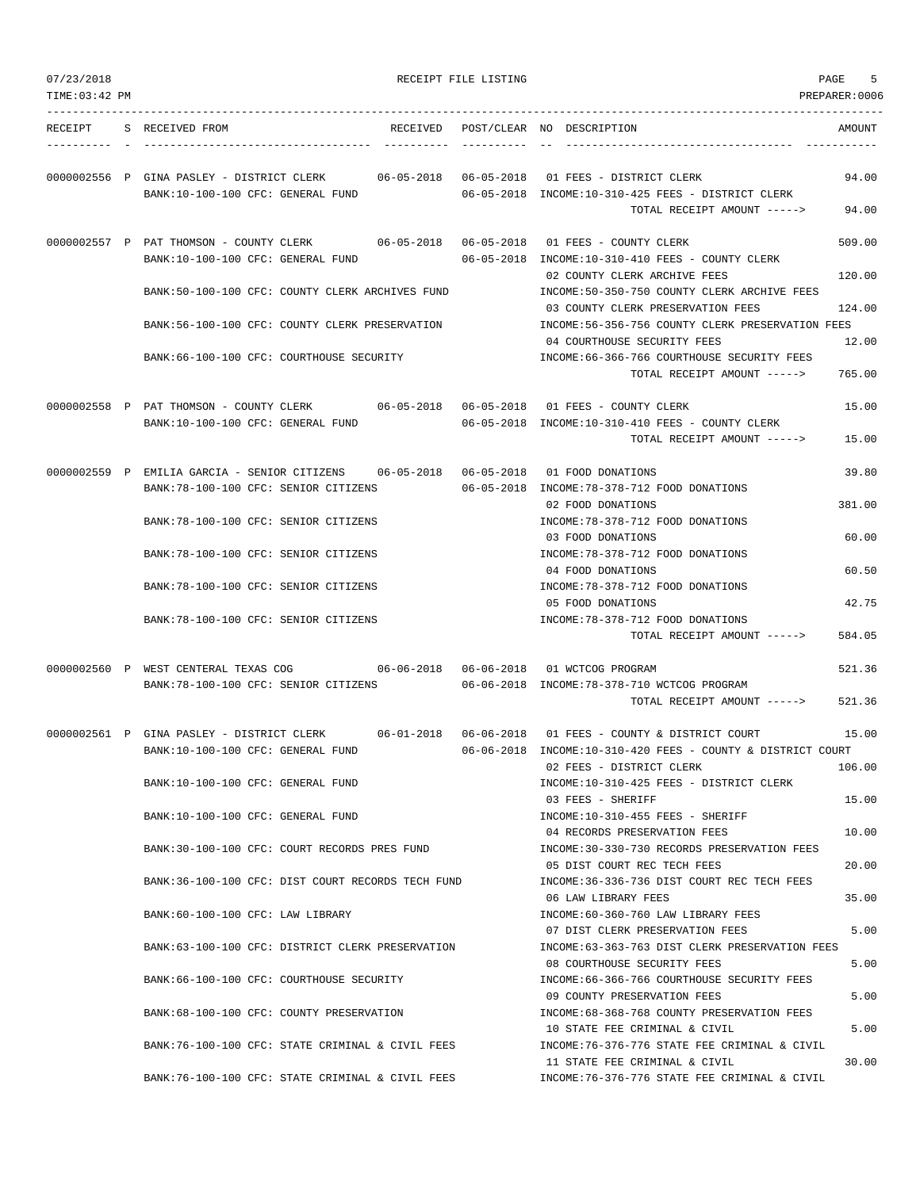07/23/2018 RECEIPT FILE LISTING PAGE 5

TIME:03:42 PM PREPARER:0006

| RECEIPT | S | RECEIVED FROM | RECEIVED | POST/CLEAR | NO | DESCRIPTION | AMOUNT |
|---|---|---|---|---|---|---|---|
| 0000002556 | P | GINA PASLEY - DISTRICT CLERK | 06-05-2018 | 06-05-2018 | 01 | FEES - DISTRICT CLERK | 94.00 |
| | | BANK:10-100-100 CFC: GENERAL FUND | | 06-05-2018 | | INCOME:10-310-425 FEES - DISTRICT CLERK | |
| | | | | | | TOTAL RECEIPT AMOUNT -----> | 94.00 |
| 0000002557 | P | PAT THOMSON - COUNTY CLERK | 06-05-2018 | 06-05-2018 | 01 | FEES - COUNTY CLERK | 509.00 |
| | | BANK:10-100-100 CFC: GENERAL FUND | | 06-05-2018 | | INCOME:10-310-410 FEES - COUNTY CLERK | |
| | | | | | 02 | COUNTY CLERK ARCHIVE FEES | 120.00 |
| | | BANK:50-100-100 CFC: COUNTY CLERK ARCHIVES FUND | | | | INCOME:50-350-750 COUNTY CLERK ARCHIVE FEES | |
| | | | | | 03 | COUNTY CLERK PRESERVATION FEES | 124.00 |
| | | BANK:56-100-100 CFC: COUNTY CLERK PRESERVATION | | | | INCOME:56-356-756 COUNTY CLERK PRESERVATION FEES | |
| | | | | | 04 | COURTHOUSE SECURITY FEES | 12.00 |
| | | BANK:66-100-100 CFC: COURTHOUSE SECURITY | | | | INCOME:66-366-766 COURTHOUSE SECURITY FEES | |
| | | | | | | TOTAL RECEIPT AMOUNT -----> | 765.00 |
| 0000002558 | P | PAT THOMSON - COUNTY CLERK | 06-05-2018 | 06-05-2018 | 01 | FEES - COUNTY CLERK | 15.00 |
| | | BANK:10-100-100 CFC: GENERAL FUND | | 06-05-2018 | | INCOME:10-310-410 FEES - COUNTY CLERK | |
| | | | | | | TOTAL RECEIPT AMOUNT -----> | 15.00 |
| 0000002559 | P | EMILIA GARCIA - SENIOR CITIZENS | 06-05-2018 | 06-05-2018 | 01 | FOOD DONATIONS | 39.80 |
| | | BANK:78-100-100 CFC: SENIOR CITIZENS | | 06-05-2018 | | INCOME:78-378-712 FOOD DONATIONS | |
| | | | | | 02 | FOOD DONATIONS | 381.00 |
| | | BANK:78-100-100 CFC: SENIOR CITIZENS | | | | INCOME:78-378-712 FOOD DONATIONS | |
| | | | | | 03 | FOOD DONATIONS | 60.00 |
| | | BANK:78-100-100 CFC: SENIOR CITIZENS | | | | INCOME:78-378-712 FOOD DONATIONS | |
| | | | | | 04 | FOOD DONATIONS | 60.50 |
| | | BANK:78-100-100 CFC: SENIOR CITIZENS | | | | INCOME:78-378-712 FOOD DONATIONS | |
| | | | | | 05 | FOOD DONATIONS | 42.75 |
| | | BANK:78-100-100 CFC: SENIOR CITIZENS | | | | INCOME:78-378-712 FOOD DONATIONS | |
| | | | | | | TOTAL RECEIPT AMOUNT -----> | 584.05 |
| 0000002560 | P | WEST CENTERAL TEXAS COG | 06-06-2018 | 06-06-2018 | 01 | WCTCOG PROGRAM | 521.36 |
| | | BANK:78-100-100 CFC: SENIOR CITIZENS | | 06-06-2018 | | INCOME:78-378-710 WCTCOG PROGRAM | |
| | | | | | | TOTAL RECEIPT AMOUNT -----> | 521.36 |
| 0000002561 | P | GINA PASLEY - DISTRICT CLERK | 06-01-2018 | 06-06-2018 | 01 | FEES - COUNTY & DISTRICT COURT | 15.00 |
| | | BANK:10-100-100 CFC: GENERAL FUND | | 06-06-2018 | | INCOME:10-310-420 FEES - COUNTY & DISTRICT COURT | |
| | | | | | 02 | FEES - DISTRICT CLERK | 106.00 |
| | | BANK:10-100-100 CFC: GENERAL FUND | | | | INCOME:10-310-425 FEES - DISTRICT CLERK | |
| | | | | | 03 | FEES - SHERIFF | 15.00 |
| | | BANK:10-100-100 CFC: GENERAL FUND | | | | INCOME:10-310-455 FEES - SHERIFF | |
| | | | | | 04 | RECORDS PRESERVATION FEES | 10.00 |
| | | BANK:30-100-100 CFC: COURT RECORDS PRES FUND | | | | INCOME:30-330-730 RECORDS PRESERVATION FEES | |
| | | | | | 05 | DIST COURT REC TECH FEES | 20.00 |
| | | BANK:36-100-100 CFC: DIST COURT RECORDS TECH FUND | | | | INCOME:36-336-736 DIST COURT REC TECH FEES | |
| | | | | | 06 | LAW LIBRARY FEES | 35.00 |
| | | BANK:60-100-100 CFC: LAW LIBRARY | | | | INCOME:60-360-760 LAW LIBRARY FEES | |
| | | | | | 07 | DIST CLERK PRESERVATION FEES | 5.00 |
| | | BANK:63-100-100 CFC: DISTRICT CLERK PRESERVATION | | | | INCOME:63-363-763 DIST CLERK PRESERVATION FEES | |
| | | | | | 08 | COURTHOUSE SECURITY FEES | 5.00 |
| | | BANK:66-100-100 CFC: COURTHOUSE SECURITY | | | | INCOME:66-366-766 COURTHOUSE SECURITY FEES | |
| | | | | | 09 | COUNTY PRESERVATION FEES | 5.00 |
| | | BANK:68-100-100 CFC: COUNTY PRESERVATION | | | | INCOME:68-368-768 COUNTY PRESERVATION FEES | |
| | | | | | 10 | STATE FEE CRIMINAL & CIVIL | 5.00 |
| | | BANK:76-100-100 CFC: STATE CRIMINAL & CIVIL FEES | | | | INCOME:76-376-776 STATE FEE CRIMINAL & CIVIL | |
| | | | | | 11 | STATE FEE CRIMINAL & CIVIL | 30.00 |
| | | BANK:76-100-100 CFC: STATE CRIMINAL & CIVIL FEES | | | | INCOME:76-376-776 STATE FEE CRIMINAL & CIVIL | |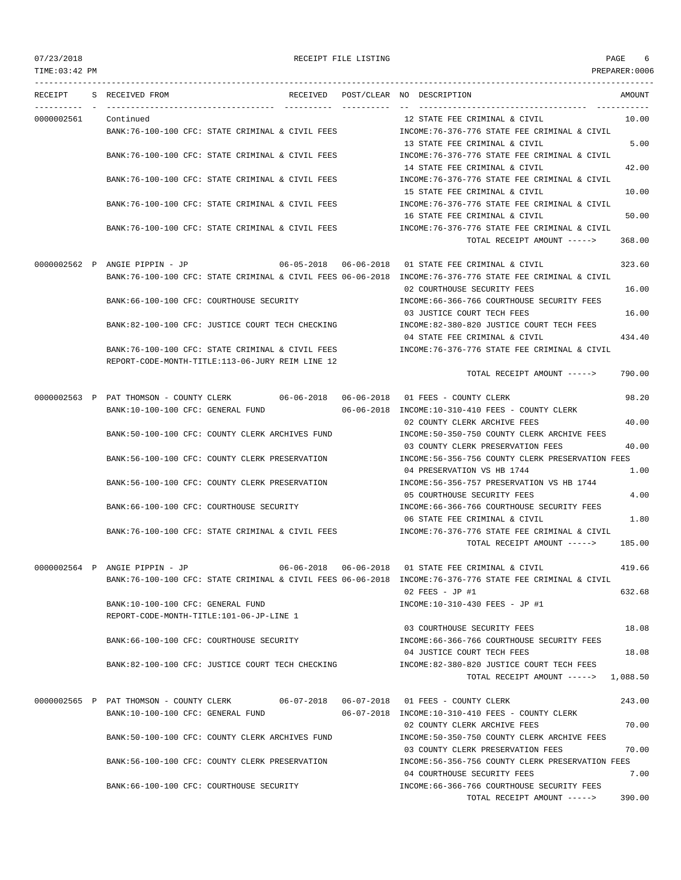07/23/2018 RECEIPT FILE LISTING PAGE 6
TIME:03:42 PM PREPARER:0006

| RECEIPT | S | RECEIVED FROM | RECEIVED | POST/CLEAR | NO | DESCRIPTION | AMOUNT |
|---|---|---|---|---|---|---|---|
| 0000002561 | | Continued | | | 12 | STATE FEE CRIMINAL & CIVIL | 10.00 |
| | | BANK:76-100-100 CFC: STATE CRIMINAL & CIVIL FEES | | | | INCOME:76-376-776 STATE FEE CRIMINAL & CIVIL | |
| | | | | | 13 | STATE FEE CRIMINAL & CIVIL | 5.00 |
| | | BANK:76-100-100 CFC: STATE CRIMINAL & CIVIL FEES | | | | INCOME:76-376-776 STATE FEE CRIMINAL & CIVIL | |
| | | | | | 14 | STATE FEE CRIMINAL & CIVIL | 42.00 |
| | | BANK:76-100-100 CFC: STATE CRIMINAL & CIVIL FEES | | | | INCOME:76-376-776 STATE FEE CRIMINAL & CIVIL | |
| | | | | | 15 | STATE FEE CRIMINAL & CIVIL | 10.00 |
| | | BANK:76-100-100 CFC: STATE CRIMINAL & CIVIL FEES | | | | INCOME:76-376-776 STATE FEE CRIMINAL & CIVIL | |
| | | | | | 16 | STATE FEE CRIMINAL & CIVIL | 50.00 |
| | | BANK:76-100-100 CFC: STATE CRIMINAL & CIVIL FEES | | | | INCOME:76-376-776 STATE FEE CRIMINAL & CIVIL | |
| | | | | | | TOTAL RECEIPT AMOUNT -----> | 368.00 |
| 0000002562 | P | ANGIE PIPPIN - JP | 06-05-2018 | 06-06-2018 | 01 | STATE FEE CRIMINAL & CIVIL | 323.60 |
| | | BANK:76-100-100 CFC: STATE CRIMINAL & CIVIL FEES | | 06-06-2018 | | INCOME:76-376-776 STATE FEE CRIMINAL & CIVIL | |
| | | | | | 02 | COURTHOUSE SECURITY FEES | 16.00 |
| | | BANK:66-100-100 CFC: COURTHOUSE SECURITY | | | | INCOME:66-366-766 COURTHOUSE SECURITY FEES | |
| | | | | | 03 | JUSTICE COURT TECH FEES | 16.00 |
| | | BANK:82-100-100 CFC: JUSTICE COURT TECH CHECKING | | | | INCOME:82-380-820 JUSTICE COURT TECH FEES | |
| | | | | | 04 | STATE FEE CRIMINAL & CIVIL | 434.40 |
| | | BANK:76-100-100 CFC: STATE CRIMINAL & CIVIL FEES | | | | INCOME:76-376-776 STATE FEE CRIMINAL & CIVIL | |
| | | REPORT-CODE-MONTH-TITLE:113-06-JURY REIM LINE 12 | | | | | |
| | | | | | | TOTAL RECEIPT AMOUNT -----> | 790.00 |
| 0000002563 | P | PAT THOMSON - COUNTY CLERK | 06-06-2018 | 06-06-2018 | 01 | FEES - COUNTY CLERK | 98.20 |
| | | BANK:10-100-100 CFC: GENERAL FUND | | 06-06-2018 | | INCOME:10-310-410 FEES - COUNTY CLERK | |
| | | | | | 02 | COUNTY CLERK ARCHIVE FEES | 40.00 |
| | | BANK:50-100-100 CFC: COUNTY CLERK ARCHIVES FUND | | | | INCOME:50-350-750 COUNTY CLERK ARCHIVE FEES | |
| | | | | | 03 | COUNTY CLERK PRESERVATION FEES | 40.00 |
| | | BANK:56-100-100 CFC: COUNTY CLERK PRESERVATION | | | | INCOME:56-356-756 COUNTY CLERK PRESERVATION FEES | |
| | | | | | 04 | PRESERVATION VS HB 1744 | 1.00 |
| | | BANK:56-100-100 CFC: COUNTY CLERK PRESERVATION | | | | INCOME:56-356-757 PRESERVATION VS HB 1744 | |
| | | | | | 05 | COURTHOUSE SECURITY FEES | 4.00 |
| | | BANK:66-100-100 CFC: COURTHOUSE SECURITY | | | | INCOME:66-366-766 COURTHOUSE SECURITY FEES | |
| | | | | | 06 | STATE FEE CRIMINAL & CIVIL | 1.80 |
| | | BANK:76-100-100 CFC: STATE CRIMINAL & CIVIL FEES | | | | INCOME:76-376-776 STATE FEE CRIMINAL & CIVIL | |
| | | | | | | TOTAL RECEIPT AMOUNT -----> | 185.00 |
| 0000002564 | P | ANGIE PIPPIN - JP | 06-06-2018 | 06-06-2018 | 01 | STATE FEE CRIMINAL & CIVIL | 419.66 |
| | | BANK:76-100-100 CFC: STATE CRIMINAL & CIVIL FEES | | 06-06-2018 | | INCOME:76-376-776 STATE FEE CRIMINAL & CIVIL | |
| | | | | | 02 | FEES - JP #1 | 632.68 |
| | | BANK:10-100-100 CFC: GENERAL FUND | | | | INCOME:10-310-430 FEES - JP #1 | |
| | | REPORT-CODE-MONTH-TITLE:101-06-JP-LINE 1 | | | | | |
| | | | | | 03 | COURTHOUSE SECURITY FEES | 18.08 |
| | | BANK:66-100-100 CFC: COURTHOUSE SECURITY | | | | INCOME:66-366-766 COURTHOUSE SECURITY FEES | |
| | | | | | 04 | JUSTICE COURT TECH FEES | 18.08 |
| | | BANK:82-100-100 CFC: JUSTICE COURT TECH CHECKING | | | | INCOME:82-380-820 JUSTICE COURT TECH FEES | |
| | | | | | | TOTAL RECEIPT AMOUNT -----> | 1,088.50 |
| 0000002565 | P | PAT THOMSON - COUNTY CLERK | 06-07-2018 | 06-07-2018 | 01 | FEES - COUNTY CLERK | 243.00 |
| | | BANK:10-100-100 CFC: GENERAL FUND | | 06-07-2018 | | INCOME:10-310-410 FEES - COUNTY CLERK | |
| | | | | | 02 | COUNTY CLERK ARCHIVE FEES | 70.00 |
| | | BANK:50-100-100 CFC: COUNTY CLERK ARCHIVES FUND | | | | INCOME:50-350-750 COUNTY CLERK ARCHIVE FEES | |
| | | | | | 03 | COUNTY CLERK PRESERVATION FEES | 70.00 |
| | | BANK:56-100-100 CFC: COUNTY CLERK PRESERVATION | | | | INCOME:56-356-756 COUNTY CLERK PRESERVATION FEES | |
| | | | | | 04 | COURTHOUSE SECURITY FEES | 7.00 |
| | | BANK:66-100-100 CFC: COURTHOUSE SECURITY | | | | INCOME:66-366-766 COURTHOUSE SECURITY FEES | |
| | | | | | | TOTAL RECEIPT AMOUNT -----> | 390.00 |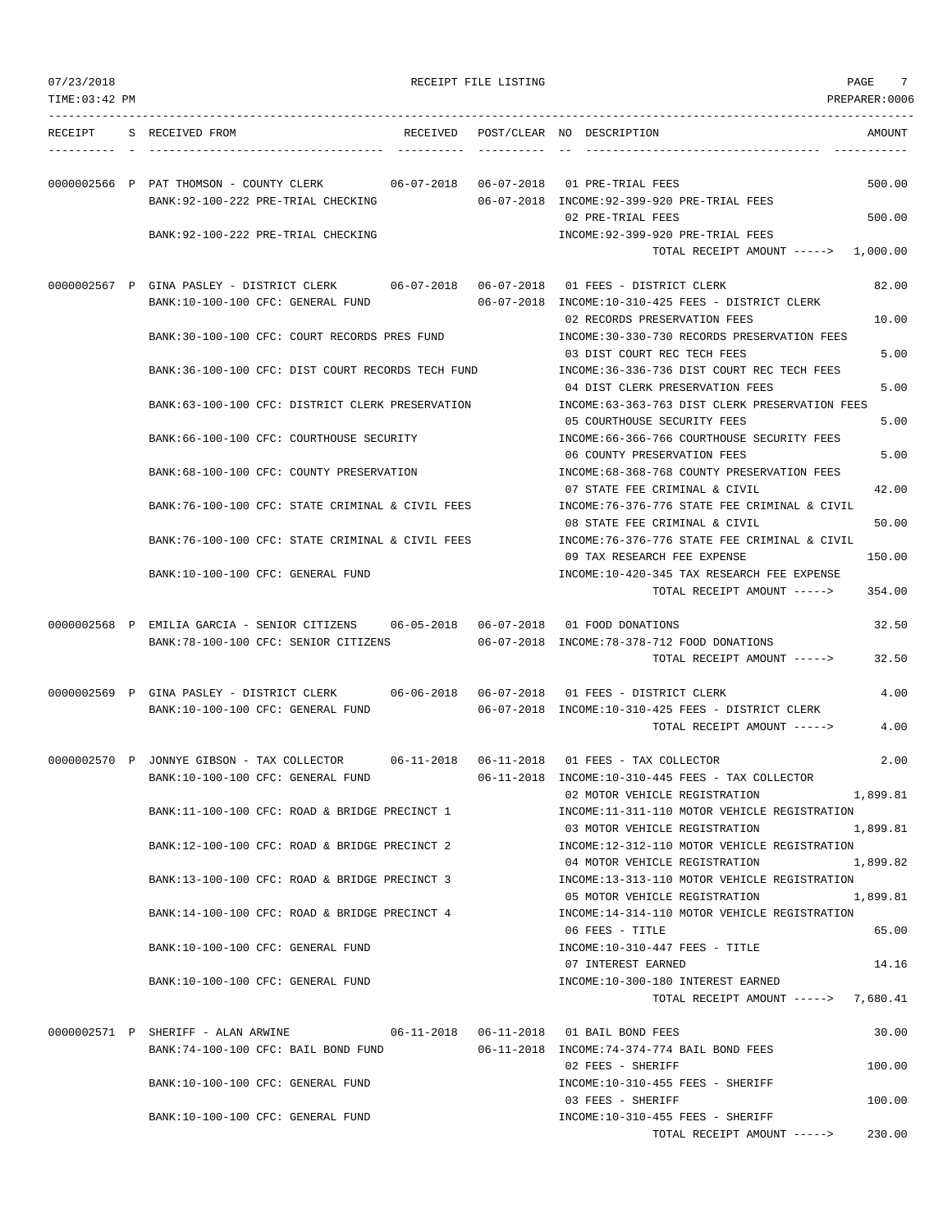# RECEIPT FILE LISTING

07/23/2018
TIME:03:42 PM
PREPARER:0006

| RECEIPT | S | RECEIVED FROM | RECEIVED | POST/CLEAR | NO | DESCRIPTION | AMOUNT |
|---|---|---|---|---|---|---|---|
| 0000002566 | P | PAT THOMSON - COUNTY CLERK | 06-07-2018 | 06-07-2018 | 01 | PRE-TRIAL FEES | 500.00 |
| | | BANK:92-100-222 PRE-TRIAL CHECKING | | 06-07-2018 | | INCOME:92-399-920 PRE-TRIAL FEES | |
| | | | | | 02 | PRE-TRIAL FEES | 500.00 |
| | | BANK:92-100-222 PRE-TRIAL CHECKING | | | | INCOME:92-399-920 PRE-TRIAL FEES | |
| | | | | | | TOTAL RECEIPT AMOUNT -----> | 1,000.00 |
| 0000002567 | P | GINA PASLEY - DISTRICT CLERK | 06-07-2018 | 06-07-2018 | 01 | FEES - DISTRICT CLERK | 82.00 |
| | | BANK:10-100-100 CFC: GENERAL FUND | | 06-07-2018 | | INCOME:10-310-425 FEES - DISTRICT CLERK | |
| | | | | | 02 | RECORDS PRESERVATION FEES | 10.00 |
| | | BANK:30-100-100 CFC: COURT RECORDS PRES FUND | | | | INCOME:30-330-730 RECORDS PRESERVATION FEES | |
| | | | | | 03 | DIST COURT REC TECH FEES | 5.00 |
| | | BANK:36-100-100 CFC: DIST COURT RECORDS TECH FUND | | | | INCOME:36-336-736 DIST COURT REC TECH FEES | |
| | | | | | 04 | DIST CLERK PRESERVATION FEES | 5.00 |
| | | BANK:63-100-100 CFC: DISTRICT CLERK PRESERVATION | | | | INCOME:63-363-763 DIST CLERK PRESERVATION FEES | |
| | | | | | 05 | COURTHOUSE SECURITY FEES | 5.00 |
| | | BANK:66-100-100 CFC: COURTHOUSE SECURITY | | | | INCOME:66-366-766 COURTHOUSE SECURITY FEES | |
| | | | | | 06 | COUNTY PRESERVATION FEES | 5.00 |
| | | BANK:68-100-100 CFC: COUNTY PRESERVATION | | | | INCOME:68-368-768 COUNTY PRESERVATION FEES | |
| | | | | | 07 | STATE FEE CRIMINAL & CIVIL | 42.00 |
| | | BANK:76-100-100 CFC: STATE CRIMINAL & CIVIL FEES | | | | INCOME:76-376-776 STATE FEE CRIMINAL & CIVIL | |
| | | | | | 08 | STATE FEE CRIMINAL & CIVIL | 50.00 |
| | | BANK:76-100-100 CFC: STATE CRIMINAL & CIVIL FEES | | | | INCOME:76-376-776 STATE FEE CRIMINAL & CIVIL | |
| | | | | | 09 | TAX RESEARCH FEE EXPENSE | 150.00 |
| | | BANK:10-100-100 CFC: GENERAL FUND | | | | INCOME:10-420-345 TAX RESEARCH FEE EXPENSE | |
| | | | | | | TOTAL RECEIPT AMOUNT -----> | 354.00 |
| 0000002568 | P | EMILIA GARCIA - SENIOR CITIZENS | 06-05-2018 | 06-07-2018 | 01 | FOOD DONATIONS | 32.50 |
| | | BANK:78-100-100 CFC: SENIOR CITIZENS | | 06-07-2018 | | INCOME:78-378-712 FOOD DONATIONS | |
| | | | | | | TOTAL RECEIPT AMOUNT -----> | 32.50 |
| 0000002569 | P | GINA PASLEY - DISTRICT CLERK | 06-06-2018 | 06-07-2018 | 01 | FEES - DISTRICT CLERK | 4.00 |
| | | BANK:10-100-100 CFC: GENERAL FUND | | 06-07-2018 | | INCOME:10-310-425 FEES - DISTRICT CLERK | |
| | | | | | | TOTAL RECEIPT AMOUNT -----> | 4.00 |
| 0000002570 | P | JONNYE GIBSON - TAX COLLECTOR | 06-11-2018 | 06-11-2018 | 01 | FEES - TAX COLLECTOR | 2.00 |
| | | BANK:10-100-100 CFC: GENERAL FUND | | 06-11-2018 | | INCOME:10-310-445 FEES - TAX COLLECTOR | |
| | | | | | 02 | MOTOR VEHICLE REGISTRATION | 1,899.81 |
| | | BANK:11-100-100 CFC: ROAD & BRIDGE PRECINCT 1 | | | | INCOME:11-311-110 MOTOR VEHICLE REGISTRATION | |
| | | | | | 03 | MOTOR VEHICLE REGISTRATION | 1,899.81 |
| | | BANK:12-100-100 CFC: ROAD & BRIDGE PRECINCT 2 | | | | INCOME:12-312-110 MOTOR VEHICLE REGISTRATION | |
| | | | | | 04 | MOTOR VEHICLE REGISTRATION | 1,899.82 |
| | | BANK:13-100-100 CFC: ROAD & BRIDGE PRECINCT 3 | | | | INCOME:13-313-110 MOTOR VEHICLE REGISTRATION | |
| | | | | | 05 | MOTOR VEHICLE REGISTRATION | 1,899.81 |
| | | BANK:14-100-100 CFC: ROAD & BRIDGE PRECINCT 4 | | | | INCOME:14-314-110 MOTOR VEHICLE REGISTRATION | |
| | | | | | 06 | FEES - TITLE | 65.00 |
| | | BANK:10-100-100 CFC: GENERAL FUND | | | | INCOME:10-310-447 FEES - TITLE | |
| | | | | | 07 | INTEREST EARNED | 14.16 |
| | | BANK:10-100-100 CFC: GENERAL FUND | | | | INCOME:10-300-180 INTEREST EARNED | |
| | | | | | | TOTAL RECEIPT AMOUNT -----> | 7,680.41 |
| 0000002571 | P | SHERIFF - ALAN ARWINE | 06-11-2018 | 06-11-2018 | 01 | BAIL BOND FEES | 30.00 |
| | | BANK:74-100-100 CFC: BAIL BOND FUND | | 06-11-2018 | | INCOME:74-374-774 BAIL BOND FEES | |
| | | | | | 02 | FEES - SHERIFF | 100.00 |
| | | BANK:10-100-100 CFC: GENERAL FUND | | | | INCOME:10-310-455 FEES - SHERIFF | |
| | | | | | 03 | FEES - SHERIFF | 100.00 |
| | | BANK:10-100-100 CFC: GENERAL FUND | | | | INCOME:10-310-455 FEES - SHERIFF | |
| | | | | | | TOTAL RECEIPT AMOUNT -----> | 230.00 |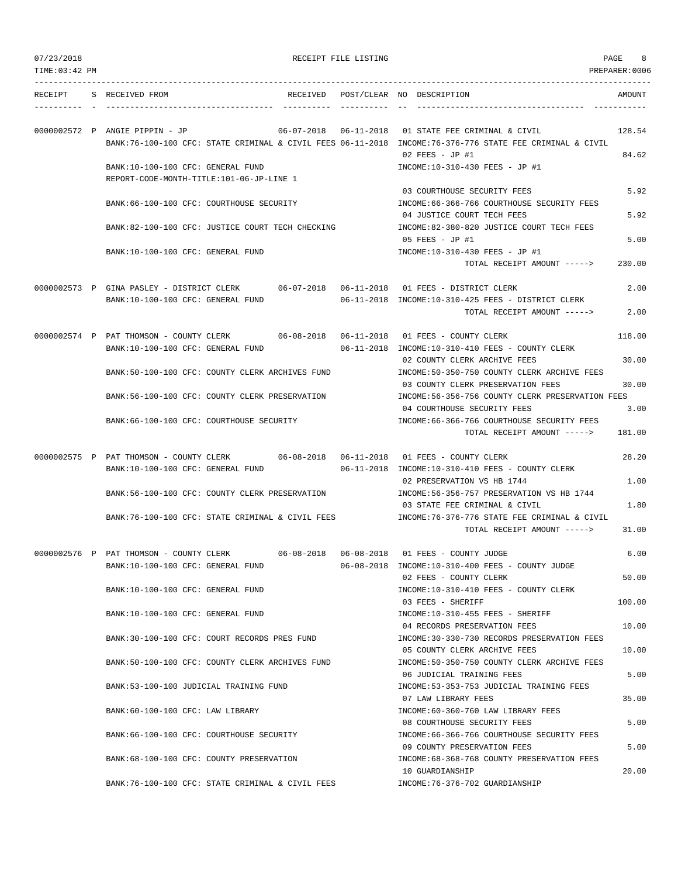07/23/2018 RECEIPT FILE LISTING PAGE 8

TIME:03:42 PM PREPARER:0006

```
RECEIPT    S RECEIVED FROM                        RECEIVED   POST/CLEAR NO DESCRIPTION                           AMOUNT
---------- - ---------------------------------- ---------- ---------- -- ---------------------------------- -----------

0000002572 P ANGIE PIPPIN - JP                   06-07-2018 06-11-2018 01 STATE FEE CRIMINAL & CIVIL            128.54
             BANK:76-100-100 CFC: STATE CRIMINAL & CIVIL FEES 06-11-2018 INCOME:76-376-776 STATE FEE CRIMINAL & CIVIL
                                                                     02 FEES - JP #1                           84.62
             BANK:10-100-100 CFC: GENERAL FUND                       INCOME:10-310-430 FEES - JP #1
             REPORT-CODE-MONTH-TITLE:101-06-JP-LINE 1
                                                                     03 COURTHOUSE SECURITY FEES                5.92
             BANK:66-100-100 CFC: COURTHOUSE SECURITY                INCOME:66-366-766 COURTHOUSE SECURITY FEES
                                                                     04 JUSTICE COURT TECH FEES                 5.92
             BANK:82-100-100 CFC: JUSTICE COURT TECH CHECKING        INCOME:82-380-820 JUSTICE COURT TECH FEES
                                                                     05 FEES - JP #1                            5.00
             BANK:10-100-100 CFC: GENERAL FUND                       INCOME:10-310-430 FEES - JP #1
                                                                           TOTAL RECEIPT AMOUNT ----->        230.00

0000002573 P GINA PASLEY - DISTRICT CLERK        06-07-2018 06-11-2018 01 FEES - DISTRICT CLERK                   2.00
             BANK:10-100-100 CFC: GENERAL FUND              06-11-2018 INCOME:10-310-425 FEES - DISTRICT CLERK
                                                                           TOTAL RECEIPT AMOUNT ----->          2.00

0000002574 P PAT THOMSON - COUNTY CLERK          06-08-2018 06-11-2018 01 FEES - COUNTY CLERK                   118.00
             BANK:10-100-100 CFC: GENERAL FUND              06-11-2018 INCOME:10-310-410 FEES - COUNTY CLERK
                                                                     02 COUNTY CLERK ARCHIVE FEES              30.00
             BANK:50-100-100 CFC: COUNTY CLERK ARCHIVES FUND         INCOME:50-350-750 COUNTY CLERK ARCHIVE FEES
                                                                     03 COUNTY CLERK PRESERVATION FEES         30.00
             BANK:56-100-100 CFC: COUNTY CLERK PRESERVATION          INCOME:56-356-756 COUNTY CLERK PRESERVATION FEES
                                                                     04 COURTHOUSE SECURITY FEES                3.00
             BANK:66-100-100 CFC: COURTHOUSE SECURITY                INCOME:66-366-766 COURTHOUSE SECURITY FEES
                                                                           TOTAL RECEIPT AMOUNT ----->        181.00

0000002575 P PAT THOMSON - COUNTY CLERK          06-08-2018 06-11-2018 01 FEES - COUNTY CLERK                    28.20
             BANK:10-100-100 CFC: GENERAL FUND              06-11-2018 INCOME:10-310-410 FEES - COUNTY CLERK
                                                                     02 PRESERVATION VS HB 1744                 1.00
             BANK:56-100-100 CFC: COUNTY CLERK PRESERVATION          INCOME:56-356-757 PRESERVATION VS HB 1744
                                                                     03 STATE FEE CRIMINAL & CIVIL              1.80
             BANK:76-100-100 CFC: STATE CRIMINAL & CIVIL FEES        INCOME:76-376-776 STATE FEE CRIMINAL & CIVIL
                                                                           TOTAL RECEIPT AMOUNT ----->         31.00

0000002576 P PAT THOMSON - COUNTY CLERK          06-08-2018 06-08-2018 01 FEES - COUNTY JUDGE                     6.00
             BANK:10-100-100 CFC: GENERAL FUND              06-08-2018 INCOME:10-310-400 FEES - COUNTY JUDGE
                                                                     02 FEES - COUNTY CLERK                    50.00
             BANK:10-100-100 CFC: GENERAL FUND                       INCOME:10-310-410 FEES - COUNTY CLERK
                                                                     03 FEES - SHERIFF                        100.00
             BANK:10-100-100 CFC: GENERAL FUND                       INCOME:10-310-455 FEES - SHERIFF
                                                                     04 RECORDS PRESERVATION FEES              10.00
             BANK:30-100-100 CFC: COURT RECORDS PRES FUND            INCOME:30-330-730 RECORDS PRESERVATION FEES
                                                                     05 COUNTY CLERK ARCHIVE FEES              10.00
             BANK:50-100-100 CFC: COUNTY CLERK ARCHIVES FUND         INCOME:50-350-750 COUNTY CLERK ARCHIVE FEES
                                                                     06 JUDICIAL TRAINING FEES                  5.00
             BANK:53-100-100 JUDICIAL TRAINING FUND                  INCOME:53-353-753 JUDICIAL TRAINING FEES
                                                                     07 LAW LIBRARY FEES                       35.00
             BANK:60-100-100 CFC: LAW LIBRARY                        INCOME:60-360-760 LAW LIBRARY FEES
                                                                     08 COURTHOUSE SECURITY FEES                5.00
             BANK:66-100-100 CFC: COURTHOUSE SECURITY                INCOME:66-366-766 COURTHOUSE SECURITY FEES
                                                                     09 COUNTY PRESERVATION FEES                5.00
             BANK:68-100-100 CFC: COUNTY PRESERVATION                INCOME:68-368-768 COUNTY PRESERVATION FEES
                                                                     10 GUARDIANSHIP                           20.00
             BANK:76-100-100 CFC: STATE CRIMINAL & CIVIL FEES        INCOME:76-376-702 GUARDIANSHIP
```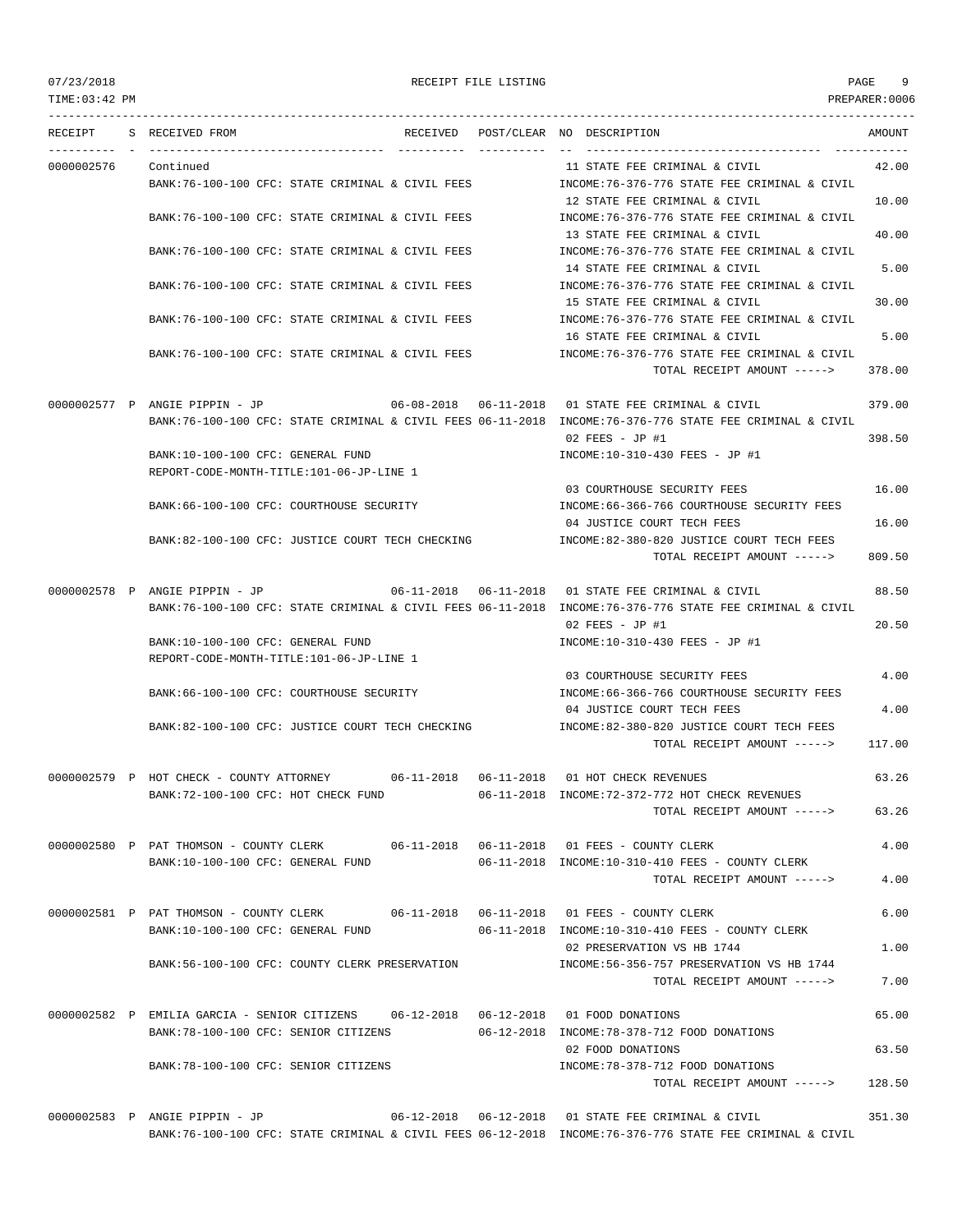07/23/2018 RECEIPT FILE LISTING PAGE 9
TIME:03:42 PM PREPARER:0006

| RECEIPT | S | RECEIVED FROM | RECEIVED | POST/CLEAR | NO | DESCRIPTION | AMOUNT |
|---|---|---|---|---|---|---|---|
| 0000002576 | | Continued | | | 11 | STATE FEE CRIMINAL & CIVIL | 42.00 |
| | | BANK:76-100-100 CFC: STATE CRIMINAL & CIVIL FEES | | | | INCOME:76-376-776 STATE FEE CRIMINAL & CIVIL | |
| | | | | | 12 | STATE FEE CRIMINAL & CIVIL | 10.00 |
| | | BANK:76-100-100 CFC: STATE CRIMINAL & CIVIL FEES | | | | INCOME:76-376-776 STATE FEE CRIMINAL & CIVIL | |
| | | | | | 13 | STATE FEE CRIMINAL & CIVIL | 40.00 |
| | | BANK:76-100-100 CFC: STATE CRIMINAL & CIVIL FEES | | | | INCOME:76-376-776 STATE FEE CRIMINAL & CIVIL | |
| | | | | | 14 | STATE FEE CRIMINAL & CIVIL | 5.00 |
| | | BANK:76-100-100 CFC: STATE CRIMINAL & CIVIL FEES | | | | INCOME:76-376-776 STATE FEE CRIMINAL & CIVIL | |
| | | | | | 15 | STATE FEE CRIMINAL & CIVIL | 30.00 |
| | | BANK:76-100-100 CFC: STATE CRIMINAL & CIVIL FEES | | | | INCOME:76-376-776 STATE FEE CRIMINAL & CIVIL | |
| | | | | | 16 | STATE FEE CRIMINAL & CIVIL | 5.00 |
| | | BANK:76-100-100 CFC: STATE CRIMINAL & CIVIL FEES | | | | INCOME:76-376-776 STATE FEE CRIMINAL & CIVIL | |
| | | | | | | TOTAL RECEIPT AMOUNT -----> | 378.00 |
| 0000002577 | P | ANGIE PIPPIN - JP | 06-08-2018 | 06-11-2018 | 01 | STATE FEE CRIMINAL & CIVIL | 379.00 |
| | | BANK:76-100-100 CFC: STATE CRIMINAL & CIVIL FEES | | 06-11-2018 | | INCOME:76-376-776 STATE FEE CRIMINAL & CIVIL | |
| | | | | | 02 | FEES - JP #1 | 398.50 |
| | | BANK:10-100-100 CFC: GENERAL FUND | | | | INCOME:10-310-430 FEES - JP #1 | |
| | | REPORT-CODE-MONTH-TITLE:101-06-JP-LINE 1 | | | | | |
| | | | | | 03 | COURTHOUSE SECURITY FEES | 16.00 |
| | | BANK:66-100-100 CFC: COURTHOUSE SECURITY | | | | INCOME:66-366-766 COURTHOUSE SECURITY FEES | |
| | | | | | 04 | JUSTICE COURT TECH FEES | 16.00 |
| | | BANK:82-100-100 CFC: JUSTICE COURT TECH CHECKING | | | | INCOME:82-380-820 JUSTICE COURT TECH FEES | |
| | | | | | | TOTAL RECEIPT AMOUNT -----> | 809.50 |
| 0000002578 | P | ANGIE PIPPIN - JP | 06-11-2018 | 06-11-2018 | 01 | STATE FEE CRIMINAL & CIVIL | 88.50 |
| | | BANK:76-100-100 CFC: STATE CRIMINAL & CIVIL FEES | | 06-11-2018 | | INCOME:76-376-776 STATE FEE CRIMINAL & CIVIL | |
| | | | | | 02 | FEES - JP #1 | 20.50 |
| | | BANK:10-100-100 CFC: GENERAL FUND | | | | INCOME:10-310-430 FEES - JP #1 | |
| | | REPORT-CODE-MONTH-TITLE:101-06-JP-LINE 1 | | | | | |
| | | | | | 03 | COURTHOUSE SECURITY FEES | 4.00 |
| | | BANK:66-100-100 CFC: COURTHOUSE SECURITY | | | | INCOME:66-366-766 COURTHOUSE SECURITY FEES | |
| | | | | | 04 | JUSTICE COURT TECH FEES | 4.00 |
| | | BANK:82-100-100 CFC: JUSTICE COURT TECH CHECKING | | | | INCOME:82-380-820 JUSTICE COURT TECH FEES | |
| | | | | | | TOTAL RECEIPT AMOUNT -----> | 117.00 |
| 0000002579 | P | HOT CHECK - COUNTY ATTORNEY | 06-11-2018 | 06-11-2018 | 01 | HOT CHECK REVENUES | 63.26 |
| | | BANK:72-100-100 CFC: HOT CHECK FUND | | 06-11-2018 | | INCOME:72-372-772 HOT CHECK REVENUES | |
| | | | | | | TOTAL RECEIPT AMOUNT -----> | 63.26 |
| 0000002580 | P | PAT THOMSON - COUNTY CLERK | 06-11-2018 | 06-11-2018 | 01 | FEES - COUNTY CLERK | 4.00 |
| | | BANK:10-100-100 CFC: GENERAL FUND | | 06-11-2018 | | INCOME:10-310-410 FEES - COUNTY CLERK | |
| | | | | | | TOTAL RECEIPT AMOUNT -----> | 4.00 |
| 0000002581 | P | PAT THOMSON - COUNTY CLERK | 06-11-2018 | 06-11-2018 | 01 | FEES - COUNTY CLERK | 6.00 |
| | | BANK:10-100-100 CFC: GENERAL FUND | | 06-11-2018 | | INCOME:10-310-410 FEES - COUNTY CLERK | |
| | | | | | 02 | PRESERVATION VS HB 1744 | 1.00 |
| | | BANK:56-100-100 CFC: COUNTY CLERK PRESERVATION | | | | INCOME:56-356-757 PRESERVATION VS HB 1744 | |
| | | | | | | TOTAL RECEIPT AMOUNT -----> | 7.00 |
| 0000002582 | P | EMILIA GARCIA - SENIOR CITIZENS | 06-12-2018 | 06-12-2018 | 01 | FOOD DONATIONS | 65.00 |
| | | BANK:78-100-100 CFC: SENIOR CITIZENS | | 06-12-2018 | | INCOME:78-378-712 FOOD DONATIONS | |
| | | | | | 02 | FOOD DONATIONS | 63.50 |
| | | BANK:78-100-100 CFC: SENIOR CITIZENS | | | | INCOME:78-378-712 FOOD DONATIONS | |
| | | | | | | TOTAL RECEIPT AMOUNT -----> | 128.50 |
| 0000002583 | P | ANGIE PIPPIN - JP | 06-12-2018 | 06-12-2018 | 01 | STATE FEE CRIMINAL & CIVIL | 351.30 |
| | | BANK:76-100-100 CFC: STATE CRIMINAL & CIVIL FEES | | 06-12-2018 | | INCOME:76-376-776 STATE FEE CRIMINAL & CIVIL | |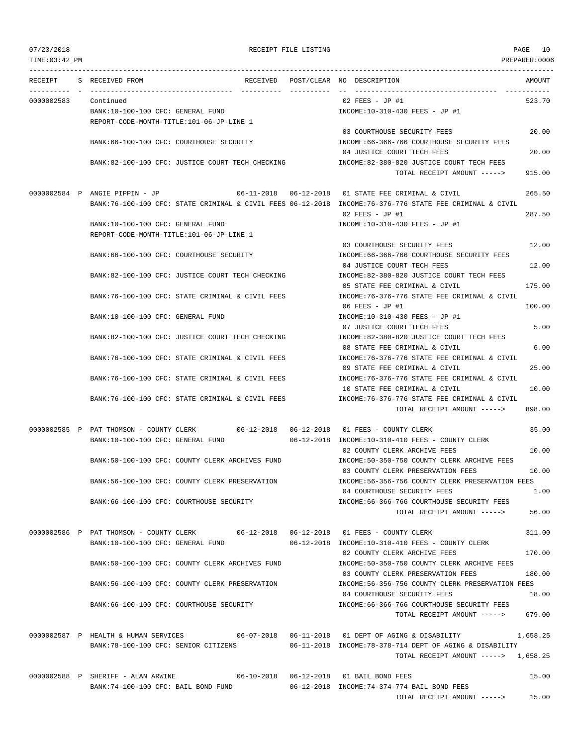RECEIPT FILE LISTING

| RECEIPT | S | RECEIVED FROM | RECEIVED | POST/CLEAR | NO | DESCRIPTION | AMOUNT |
|---|---|---|---|---|---|---|---|
| 0000002583 | | Continued | | | 02 | FEES - JP #1 | 523.70 |
| | | BANK:10-100-100 CFC: GENERAL FUND | | | | INCOME:10-310-430 FEES - JP #1 | |
| | | REPORT-CODE-MONTH-TITLE:101-06-JP-LINE 1 | | | | | |
| | | | | | 03 | COURTHOUSE SECURITY FEES | 20.00 |
| | | BANK:66-100-100 CFC: COURTHOUSE SECURITY | | | | INCOME:66-366-766 COURTHOUSE SECURITY FEES | |
| | | | | | 04 | JUSTICE COURT TECH FEES | 20.00 |
| | | BANK:82-100-100 CFC: JUSTICE COURT TECH CHECKING | | | | INCOME:82-380-820 JUSTICE COURT TECH FEES | |
| | | | | | | TOTAL RECEIPT AMOUNT -----> | 915.00 |
| 0000002584 | P | ANGIE PIPPIN - JP | 06-11-2018 | 06-12-2018 | 01 | STATE FEE CRIMINAL & CIVIL | 265.50 |
| | | BANK:76-100-100 CFC: STATE CRIMINAL & CIVIL FEES | | 06-12-2018 | | INCOME:76-376-776 STATE FEE CRIMINAL & CIVIL | |
| | | | | | 02 | FEES - JP #1 | 287.50 |
| | | BANK:10-100-100 CFC: GENERAL FUND | | | | INCOME:10-310-430 FEES - JP #1 | |
| | | REPORT-CODE-MONTH-TITLE:101-06-JP-LINE 1 | | | | | |
| | | | | | 03 | COURTHOUSE SECURITY FEES | 12.00 |
| | | BANK:66-100-100 CFC: COURTHOUSE SECURITY | | | | INCOME:66-366-766 COURTHOUSE SECURITY FEES | |
| | | | | | 04 | JUSTICE COURT TECH FEES | 12.00 |
| | | BANK:82-100-100 CFC: JUSTICE COURT TECH CHECKING | | | | INCOME:82-380-820 JUSTICE COURT TECH FEES | |
| | | | | | 05 | STATE FEE CRIMINAL & CIVIL | 175.00 |
| | | BANK:76-100-100 CFC: STATE CRIMINAL & CIVIL FEES | | | | INCOME:76-376-776 STATE FEE CRIMINAL & CIVIL | |
| | | | | | 06 | FEES - JP #1 | 100.00 |
| | | BANK:10-100-100 CFC: GENERAL FUND | | | | INCOME:10-310-430 FEES - JP #1 | |
| | | | | | 07 | JUSTICE COURT TECH FEES | 5.00 |
| | | BANK:82-100-100 CFC: JUSTICE COURT TECH CHECKING | | | | INCOME:82-380-820 JUSTICE COURT TECH FEES | |
| | | | | | 08 | STATE FEE CRIMINAL & CIVIL | 6.00 |
| | | BANK:76-100-100 CFC: STATE CRIMINAL & CIVIL FEES | | | | INCOME:76-376-776 STATE FEE CRIMINAL & CIVIL | |
| | | | | | 09 | STATE FEE CRIMINAL & CIVIL | 25.00 |
| | | BANK:76-100-100 CFC: STATE CRIMINAL & CIVIL FEES | | | | INCOME:76-376-776 STATE FEE CRIMINAL & CIVIL | |
| | | | | | 10 | STATE FEE CRIMINAL & CIVIL | 10.00 |
| | | BANK:76-100-100 CFC: STATE CRIMINAL & CIVIL FEES | | | | INCOME:76-376-776 STATE FEE CRIMINAL & CIVIL | |
| | | | | | | TOTAL RECEIPT AMOUNT -----> | 898.00 |
| 0000002585 | P | PAT THOMSON - COUNTY CLERK | 06-12-2018 | 06-12-2018 | 01 | FEES - COUNTY CLERK | 35.00 |
| | | BANK:10-100-100 CFC: GENERAL FUND | | 06-12-2018 | | INCOME:10-310-410 FEES - COUNTY CLERK | |
| | | | | | 02 | COUNTY CLERK ARCHIVE FEES | 10.00 |
| | | BANK:50-100-100 CFC: COUNTY CLERK ARCHIVES FUND | | | | INCOME:50-350-750 COUNTY CLERK ARCHIVE FEES | |
| | | | | | 03 | COUNTY CLERK PRESERVATION FEES | 10.00 |
| | | BANK:56-100-100 CFC: COUNTY CLERK PRESERVATION | | | | INCOME:56-356-756 COUNTY CLERK PRESERVATION FEES | |
| | | | | | 04 | COURTHOUSE SECURITY FEES | 1.00 |
| | | BANK:66-100-100 CFC: COURTHOUSE SECURITY | | | | INCOME:66-366-766 COURTHOUSE SECURITY FEES | |
| | | | | | | TOTAL RECEIPT AMOUNT -----> | 56.00 |
| 0000002586 | P | PAT THOMSON - COUNTY CLERK | 06-12-2018 | 06-12-2018 | 01 | FEES - COUNTY CLERK | 311.00 |
| | | BANK:10-100-100 CFC: GENERAL FUND | | 06-12-2018 | | INCOME:10-310-410 FEES - COUNTY CLERK | |
| | | | | | 02 | COUNTY CLERK ARCHIVE FEES | 170.00 |
| | | BANK:50-100-100 CFC: COUNTY CLERK ARCHIVES FUND | | | | INCOME:50-350-750 COUNTY CLERK ARCHIVE FEES | |
| | | | | | 03 | COUNTY CLERK PRESERVATION FEES | 180.00 |
| | | BANK:56-100-100 CFC: COUNTY CLERK PRESERVATION | | | | INCOME:56-356-756 COUNTY CLERK PRESERVATION FEES | |
| | | | | | 04 | COURTHOUSE SECURITY FEES | 18.00 |
| | | BANK:66-100-100 CFC: COURTHOUSE SECURITY | | | | INCOME:66-366-766 COURTHOUSE SECURITY FEES | |
| | | | | | | TOTAL RECEIPT AMOUNT -----> | 679.00 |
| 0000002587 | P | HEALTH & HUMAN SERVICES | 06-07-2018 | 06-11-2018 | 01 | DEPT OF AGING & DISABILITY | 1,658.25 |
| | | BANK:78-100-100 CFC: SENIOR CITIZENS | | 06-11-2018 | | INCOME:78-378-714 DEPT OF AGING & DISABILITY | |
| | | | | | | TOTAL RECEIPT AMOUNT -----> | 1,658.25 |
| 0000002588 | P | SHERIFF - ALAN ARWINE | 06-10-2018 | 06-12-2018 | 01 | BAIL BOND FEES | 15.00 |
| | | BANK:74-100-100 CFC: BAIL BOND FUND | | 06-12-2018 | | INCOME:74-374-774 BAIL BOND FEES | |
| | | | | | | TOTAL RECEIPT AMOUNT -----> | 15.00 |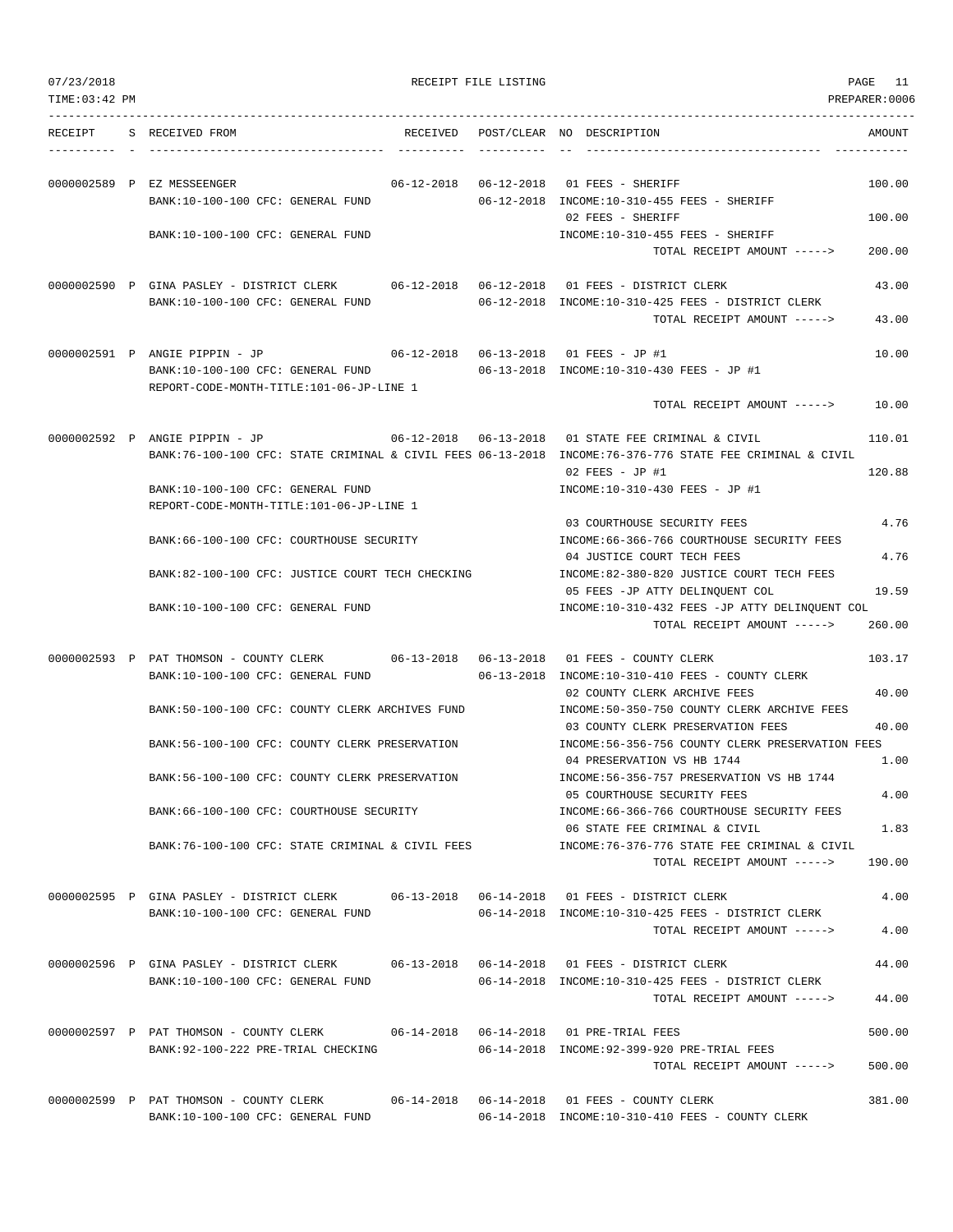RECEIPT FILE LISTING

TIME:03:42 PM — PREPARER:0006 — 07/23/2018

```
RECEIPT    S RECEIVED FROM                       RECEIVED   POST/CLEAR NO DESCRIPTION                            AMOUNT
---------- - ----------------------------------- ---------- ---------- -- ---------------------------------- -----------

0000002589 P EZ MESSEENGER                       06-12-2018 06-12-2018 01 FEES - SHERIFF                         100.00
             BANK:10-100-100 CFC: GENERAL FUND              06-12-2018 INCOME:10-310-455 FEES - SHERIFF
                                                                       02 FEES - SHERIFF                         100.00
             BANK:10-100-100 CFC: GENERAL FUND                         INCOME:10-310-455 FEES - SHERIFF
                                                                          TOTAL RECEIPT AMOUNT ----->    200.00

0000002590 P GINA PASLEY - DISTRICT CLERK        06-12-2018 06-12-2018 01 FEES - DISTRICT CLERK                   43.00
             BANK:10-100-100 CFC: GENERAL FUND              06-12-2018 INCOME:10-310-425 FEES - DISTRICT CLERK
                                                                          TOTAL RECEIPT AMOUNT ----->     43.00

0000002591 P ANGIE PIPPIN - JP                   06-12-2018 06-13-2018 01 FEES - JP #1                            10.00
             BANK:10-100-100 CFC: GENERAL FUND              06-13-2018 INCOME:10-310-430 FEES - JP #1
             REPORT-CODE-MONTH-TITLE:101-06-JP-LINE 1
                                                                          TOTAL RECEIPT AMOUNT ----->     10.00

0000002592 P ANGIE PIPPIN - JP                   06-12-2018 06-13-2018 01 STATE FEE CRIMINAL & CIVIL             110.01
             BANK:76-100-100 CFC: STATE CRIMINAL & CIVIL FEES 06-13-2018 INCOME:76-376-776 STATE FEE CRIMINAL & CIVIL
                                                                       02 FEES - JP #1                           120.88
             BANK:10-100-100 CFC: GENERAL FUND                         INCOME:10-310-430 FEES - JP #1
             REPORT-CODE-MONTH-TITLE:101-06-JP-LINE 1
                                                                       03 COURTHOUSE SECURITY FEES                 4.76
             BANK:66-100-100 CFC: COURTHOUSE SECURITY                  INCOME:66-366-766 COURTHOUSE SECURITY FEES
                                                                       04 JUSTICE COURT TECH FEES                  4.76
             BANK:82-100-100 CFC: JUSTICE COURT TECH CHECKING          INCOME:82-380-820 JUSTICE COURT TECH FEES
                                                                       05 FEES -JP ATTY DELINQUENT COL            19.59
             BANK:10-100-100 CFC: GENERAL FUND                         INCOME:10-310-432 FEES -JP ATTY DELINQUENT COL
                                                                          TOTAL RECEIPT AMOUNT ----->    260.00

0000002593 P PAT THOMSON - COUNTY CLERK          06-13-2018 06-13-2018 01 FEES - COUNTY CLERK                    103.17
             BANK:10-100-100 CFC: GENERAL FUND              06-13-2018 INCOME:10-310-410 FEES - COUNTY CLERK
                                                                       02 COUNTY CLERK ARCHIVE FEES               40.00
             BANK:50-100-100 CFC: COUNTY CLERK ARCHIVES FUND           INCOME:50-350-750 COUNTY CLERK ARCHIVE FEES
                                                                       03 COUNTY CLERK PRESERVATION FEES          40.00
             BANK:56-100-100 CFC: COUNTY CLERK PRESERVATION            INCOME:56-356-756 COUNTY CLERK PRESERVATION FEES
                                                                       04 PRESERVATION VS HB 1744                  1.00
             BANK:56-100-100 CFC: COUNTY CLERK PRESERVATION            INCOME:56-356-757 PRESERVATION VS HB 1744
                                                                       05 COURTHOUSE SECURITY FEES                 4.00
             BANK:66-100-100 CFC: COURTHOUSE SECURITY                  INCOME:66-366-766 COURTHOUSE SECURITY FEES
                                                                       06 STATE FEE CRIMINAL & CIVIL               1.83
             BANK:76-100-100 CFC: STATE CRIMINAL & CIVIL FEES          INCOME:76-376-776 STATE FEE CRIMINAL & CIVIL
                                                                          TOTAL RECEIPT AMOUNT ----->    190.00

0000002595 P GINA PASLEY - DISTRICT CLERK        06-13-2018 06-14-2018 01 FEES - DISTRICT CLERK                    4.00
             BANK:10-100-100 CFC: GENERAL FUND              06-14-2018 INCOME:10-310-425 FEES - DISTRICT CLERK
                                                                          TOTAL RECEIPT AMOUNT ----->      4.00

0000002596 P GINA PASLEY - DISTRICT CLERK        06-13-2018 06-14-2018 01 FEES - DISTRICT CLERK                   44.00
             BANK:10-100-100 CFC: GENERAL FUND              06-14-2018 INCOME:10-310-425 FEES - DISTRICT CLERK
                                                                          TOTAL RECEIPT AMOUNT ----->     44.00

0000002597 P PAT THOMSON - COUNTY CLERK          06-14-2018 06-14-2018 01 PRE-TRIAL FEES                         500.00
             BANK:92-100-222 PRE-TRIAL CHECKING             06-14-2018 INCOME:92-399-920 PRE-TRIAL FEES
                                                                          TOTAL RECEIPT AMOUNT ----->    500.00

0000002599 P PAT THOMSON - COUNTY CLERK          06-14-2018 06-14-2018 01 FEES - COUNTY CLERK                    381.00
             BANK:10-100-100 CFC: GENERAL FUND              06-14-2018 INCOME:10-310-410 FEES - COUNTY CLERK
```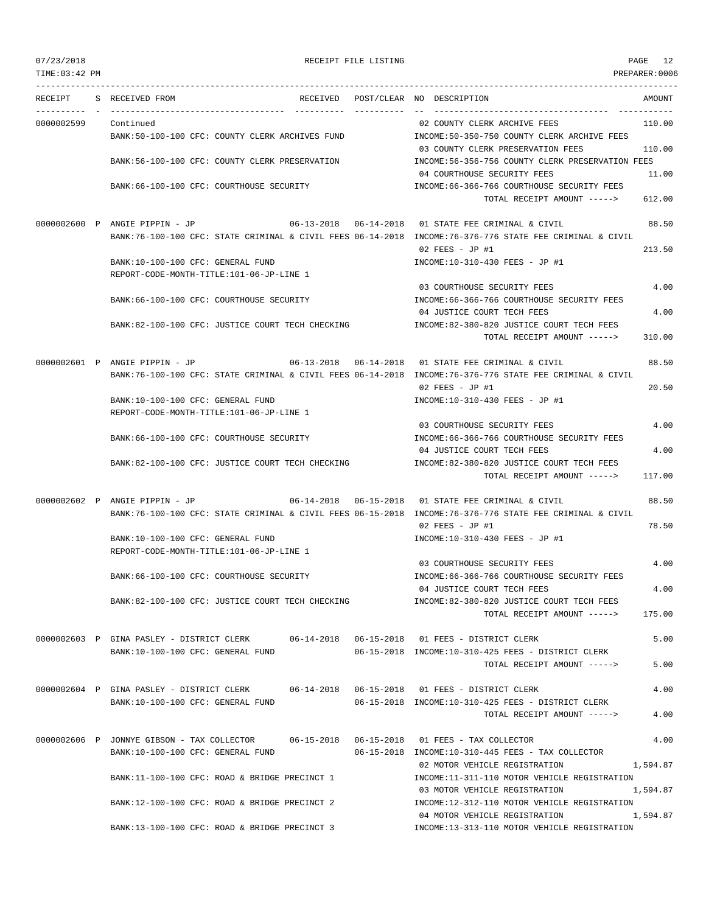07/23/2018 RECEIPT FILE LISTING PAGE 12

TIME:03:42 PM PREPARER:0006

| RECEIPT | S | RECEIVED FROM | RECEIVED | POST/CLEAR | NO | DESCRIPTION | AMOUNT |
|---|---|---|---|---|---|---|---|
| 0000002599 | | Continued | | | 02 | COUNTY CLERK ARCHIVE FEES | 110.00 |
| | | BANK:50-100-100 CFC: COUNTY CLERK ARCHIVES FUND | | | | INCOME:50-350-750 COUNTY CLERK ARCHIVE FEES | |
| | | | | | 03 | COUNTY CLERK PRESERVATION FEES | 110.00 |
| | | BANK:56-100-100 CFC: COUNTY CLERK PRESERVATION | | | | INCOME:56-356-756 COUNTY CLERK PRESERVATION FEES | |
| | | | | | 04 | COURTHOUSE SECURITY FEES | 11.00 |
| | | BANK:66-100-100 CFC: COURTHOUSE SECURITY | | | | INCOME:66-366-766 COURTHOUSE SECURITY FEES | |
| | | | | | | TOTAL RECEIPT AMOUNT -----> | 612.00 |
| 0000002600 | P | ANGIE PIPPIN - JP | 06-13-2018 | 06-14-2018 | 01 | STATE FEE CRIMINAL & CIVIL | 88.50 |
| | | BANK:76-100-100 CFC: STATE CRIMINAL & CIVIL FEES | | 06-14-2018 | | INCOME:76-376-776 STATE FEE CRIMINAL & CIVIL | |
| | | | | | 02 | FEES - JP #1 | 213.50 |
| | | BANK:10-100-100 CFC: GENERAL FUND | | | | INCOME:10-310-430 FEES - JP #1 | |
| | | REPORT-CODE-MONTH-TITLE:101-06-JP-LINE 1 | | | | | |
| | | | | | 03 | COURTHOUSE SECURITY FEES | 4.00 |
| | | BANK:66-100-100 CFC: COURTHOUSE SECURITY | | | | INCOME:66-366-766 COURTHOUSE SECURITY FEES | |
| | | | | | 04 | JUSTICE COURT TECH FEES | 4.00 |
| | | BANK:82-100-100 CFC: JUSTICE COURT TECH CHECKING | | | | INCOME:82-380-820 JUSTICE COURT TECH FEES | |
| | | | | | | TOTAL RECEIPT AMOUNT -----> | 310.00 |
| 0000002601 | P | ANGIE PIPPIN - JP | 06-13-2018 | 06-14-2018 | 01 | STATE FEE CRIMINAL & CIVIL | 88.50 |
| | | BANK:76-100-100 CFC: STATE CRIMINAL & CIVIL FEES | | 06-14-2018 | | INCOME:76-376-776 STATE FEE CRIMINAL & CIVIL | |
| | | | | | 02 | FEES - JP #1 | 20.50 |
| | | BANK:10-100-100 CFC: GENERAL FUND | | | | INCOME:10-310-430 FEES - JP #1 | |
| | | REPORT-CODE-MONTH-TITLE:101-06-JP-LINE 1 | | | | | |
| | | | | | 03 | COURTHOUSE SECURITY FEES | 4.00 |
| | | BANK:66-100-100 CFC: COURTHOUSE SECURITY | | | | INCOME:66-366-766 COURTHOUSE SECURITY FEES | |
| | | | | | 04 | JUSTICE COURT TECH FEES | 4.00 |
| | | BANK:82-100-100 CFC: JUSTICE COURT TECH CHECKING | | | | INCOME:82-380-820 JUSTICE COURT TECH FEES | |
| | | | | | | TOTAL RECEIPT AMOUNT -----> | 117.00 |
| 0000002602 | P | ANGIE PIPPIN - JP | 06-14-2018 | 06-15-2018 | 01 | STATE FEE CRIMINAL & CIVIL | 88.50 |
| | | BANK:76-100-100 CFC: STATE CRIMINAL & CIVIL FEES | | 06-15-2018 | | INCOME:76-376-776 STATE FEE CRIMINAL & CIVIL | |
| | | | | | 02 | FEES - JP #1 | 78.50 |
| | | BANK:10-100-100 CFC: GENERAL FUND | | | | INCOME:10-310-430 FEES - JP #1 | |
| | | REPORT-CODE-MONTH-TITLE:101-06-JP-LINE 1 | | | | | |
| | | | | | 03 | COURTHOUSE SECURITY FEES | 4.00 |
| | | BANK:66-100-100 CFC: COURTHOUSE SECURITY | | | | INCOME:66-366-766 COURTHOUSE SECURITY FEES | |
| | | | | | 04 | JUSTICE COURT TECH FEES | 4.00 |
| | | BANK:82-100-100 CFC: JUSTICE COURT TECH CHECKING | | | | INCOME:82-380-820 JUSTICE COURT TECH FEES | |
| | | | | | | TOTAL RECEIPT AMOUNT -----> | 175.00 |
| 0000002603 | P | GINA PASLEY - DISTRICT CLERK | 06-14-2018 | 06-15-2018 | 01 | FEES - DISTRICT CLERK | 5.00 |
| | | BANK:10-100-100 CFC: GENERAL FUND | | 06-15-2018 | | INCOME:10-310-425 FEES - DISTRICT CLERK | |
| | | | | | | TOTAL RECEIPT AMOUNT -----> | 5.00 |
| 0000002604 | P | GINA PASLEY - DISTRICT CLERK | 06-14-2018 | 06-15-2018 | 01 | FEES - DISTRICT CLERK | 4.00 |
| | | BANK:10-100-100 CFC: GENERAL FUND | | 06-15-2018 | | INCOME:10-310-425 FEES - DISTRICT CLERK | |
| | | | | | | TOTAL RECEIPT AMOUNT -----> | 4.00 |
| 0000002606 | P | JONNYE GIBSON - TAX COLLECTOR | 06-15-2018 | 06-15-2018 | 01 | FEES - TAX COLLECTOR | 4.00 |
| | | BANK:10-100-100 CFC: GENERAL FUND | | 06-15-2018 | | INCOME:10-310-445 FEES - TAX COLLECTOR | |
| | | | | | 02 | MOTOR VEHICLE REGISTRATION | 1,594.87 |
| | | BANK:11-100-100 CFC: ROAD & BRIDGE PRECINCT 1 | | | | INCOME:11-311-110 MOTOR VEHICLE REGISTRATION | |
| | | | | | 03 | MOTOR VEHICLE REGISTRATION | 1,594.87 |
| | | BANK:12-100-100 CFC: ROAD & BRIDGE PRECINCT 2 | | | | INCOME:12-312-110 MOTOR VEHICLE REGISTRATION | |
| | | | | | 04 | MOTOR VEHICLE REGISTRATION | 1,594.87 |
| | | BANK:13-100-100 CFC: ROAD & BRIDGE PRECINCT 3 | | | | INCOME:13-313-110 MOTOR VEHICLE REGISTRATION | |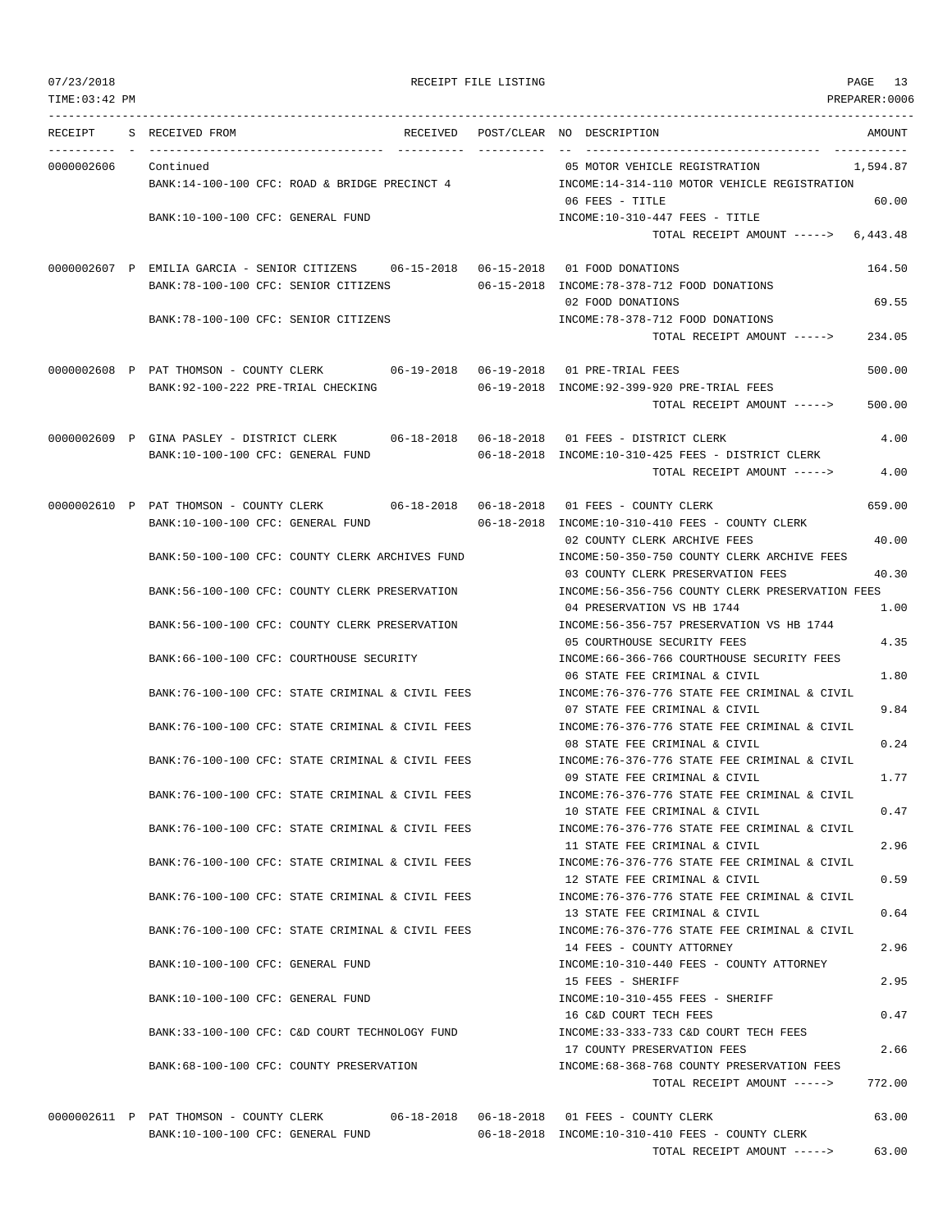RECEIPT FILE LISTING

| RECEIPT | S | RECEIVED FROM | RECEIVED | POST/CLEAR | NO | DESCRIPTION | AMOUNT |
|---|---|---|---|---|---|---|---|
| 0000002606 | | Continued | | | 05 | MOTOR VEHICLE REGISTRATION | 1,594.87 |
| | | BANK:14-100-100 CFC: ROAD & BRIDGE PRECINCT 4 | | | | INCOME:14-314-110 MOTOR VEHICLE REGISTRATION | |
| | | | | | 06 | FEES - TITLE | 60.00 |
| | | BANK:10-100-100 CFC: GENERAL FUND | | | | INCOME:10-310-447 FEES - TITLE | |
| | | | | | | TOTAL RECEIPT AMOUNT -----> | 6,443.48 |
| 0000002607 | P | EMILIA GARCIA - SENIOR CITIZENS | 06-15-2018 | 06-15-2018 | 01 | FOOD DONATIONS | 164.50 |
| | | BANK:78-100-100 CFC: SENIOR CITIZENS | | 06-15-2018 | | INCOME:78-378-712 FOOD DONATIONS | |
| | | | | | 02 | FOOD DONATIONS | 69.55 |
| | | BANK:78-100-100 CFC: SENIOR CITIZENS | | | | INCOME:78-378-712 FOOD DONATIONS | |
| | | | | | | TOTAL RECEIPT AMOUNT -----> | 234.05 |
| 0000002608 | P | PAT THOMSON - COUNTY CLERK | 06-19-2018 | 06-19-2018 | 01 | PRE-TRIAL FEES | 500.00 |
| | | BANK:92-100-222 PRE-TRIAL CHECKING | | 06-19-2018 | | INCOME:92-399-920 PRE-TRIAL FEES | |
| | | | | | | TOTAL RECEIPT AMOUNT -----> | 500.00 |
| 0000002609 | P | GINA PASLEY - DISTRICT CLERK | 06-18-2018 | 06-18-2018 | 01 | FEES - DISTRICT CLERK | 4.00 |
| | | BANK:10-100-100 CFC: GENERAL FUND | | 06-18-2018 | | INCOME:10-310-425 FEES - DISTRICT CLERK | |
| | | | | | | TOTAL RECEIPT AMOUNT -----> | 4.00 |
| 0000002610 | P | PAT THOMSON - COUNTY CLERK | 06-18-2018 | 06-18-2018 | 01 | FEES - COUNTY CLERK | 659.00 |
| | | BANK:10-100-100 CFC: GENERAL FUND | | 06-18-2018 | | INCOME:10-310-410 FEES - COUNTY CLERK | |
| | | | | | 02 | COUNTY CLERK ARCHIVE FEES | 40.00 |
| | | BANK:50-100-100 CFC: COUNTY CLERK ARCHIVES FUND | | | | INCOME:50-350-750 COUNTY CLERK ARCHIVE FEES | |
| | | | | | 03 | COUNTY CLERK PRESERVATION FEES | 40.30 |
| | | BANK:56-100-100 CFC: COUNTY CLERK PRESERVATION | | | | INCOME:56-356-756 COUNTY CLERK PRESERVATION FEES | |
| | | | | | 04 | PRESERVATION VS HB 1744 | 1.00 |
| | | BANK:56-100-100 CFC: COUNTY CLERK PRESERVATION | | | | INCOME:56-356-757 PRESERVATION VS HB 1744 | |
| | | | | | 05 | COURTHOUSE SECURITY FEES | 4.35 |
| | | BANK:66-100-100 CFC: COURTHOUSE SECURITY | | | | INCOME:66-366-766 COURTHOUSE SECURITY FEES | |
| | | | | | 06 | STATE FEE CRIMINAL & CIVIL | 1.80 |
| | | BANK:76-100-100 CFC: STATE CRIMINAL & CIVIL FEES | | | | INCOME:76-376-776 STATE FEE CRIMINAL & CIVIL | |
| | | | | | 07 | STATE FEE CRIMINAL & CIVIL | 9.84 |
| | | BANK:76-100-100 CFC: STATE CRIMINAL & CIVIL FEES | | | | INCOME:76-376-776 STATE FEE CRIMINAL & CIVIL | |
| | | | | | 08 | STATE FEE CRIMINAL & CIVIL | 0.24 |
| | | BANK:76-100-100 CFC: STATE CRIMINAL & CIVIL FEES | | | | INCOME:76-376-776 STATE FEE CRIMINAL & CIVIL | |
| | | | | | 09 | STATE FEE CRIMINAL & CIVIL | 1.77 |
| | | BANK:76-100-100 CFC: STATE CRIMINAL & CIVIL FEES | | | | INCOME:76-376-776 STATE FEE CRIMINAL & CIVIL | |
| | | | | | 10 | STATE FEE CRIMINAL & CIVIL | 0.47 |
| | | BANK:76-100-100 CFC: STATE CRIMINAL & CIVIL FEES | | | | INCOME:76-376-776 STATE FEE CRIMINAL & CIVIL | |
| | | | | | 11 | STATE FEE CRIMINAL & CIVIL | 2.96 |
| | | BANK:76-100-100 CFC: STATE CRIMINAL & CIVIL FEES | | | | INCOME:76-376-776 STATE FEE CRIMINAL & CIVIL | |
| | | | | | 12 | STATE FEE CRIMINAL & CIVIL | 0.59 |
| | | BANK:76-100-100 CFC: STATE CRIMINAL & CIVIL FEES | | | | INCOME:76-376-776 STATE FEE CRIMINAL & CIVIL | |
| | | | | | 13 | STATE FEE CRIMINAL & CIVIL | 0.64 |
| | | BANK:76-100-100 CFC: STATE CRIMINAL & CIVIL FEES | | | | INCOME:76-376-776 STATE FEE CRIMINAL & CIVIL | |
| | | | | | 14 | FEES - COUNTY ATTORNEY | 2.96 |
| | | BANK:10-100-100 CFC: GENERAL FUND | | | | INCOME:10-310-440 FEES - COUNTY ATTORNEY | |
| | | | | | 15 | FEES - SHERIFF | 2.95 |
| | | BANK:10-100-100 CFC: GENERAL FUND | | | | INCOME:10-310-455 FEES - SHERIFF | |
| | | | | | 16 | C&D COURT TECH FEES | 0.47 |
| | | BANK:33-100-100 CFC: C&D COURT TECHNOLOGY FUND | | | | INCOME:33-333-733 C&D COURT TECH FEES | |
| | | | | | 17 | COUNTY PRESERVATION FEES | 2.66 |
| | | BANK:68-100-100 CFC: COUNTY PRESERVATION | | | | INCOME:68-368-768 COUNTY PRESERVATION FEES | |
| | | | | | | TOTAL RECEIPT AMOUNT -----> | 772.00 |
| 0000002611 | P | PAT THOMSON - COUNTY CLERK | 06-18-2018 | 06-18-2018 | 01 | FEES - COUNTY CLERK | 63.00 |
| | | BANK:10-100-100 CFC: GENERAL FUND | | 06-18-2018 | | INCOME:10-310-410 FEES - COUNTY CLERK | |
| | | | | | | TOTAL RECEIPT AMOUNT -----> | 63.00 |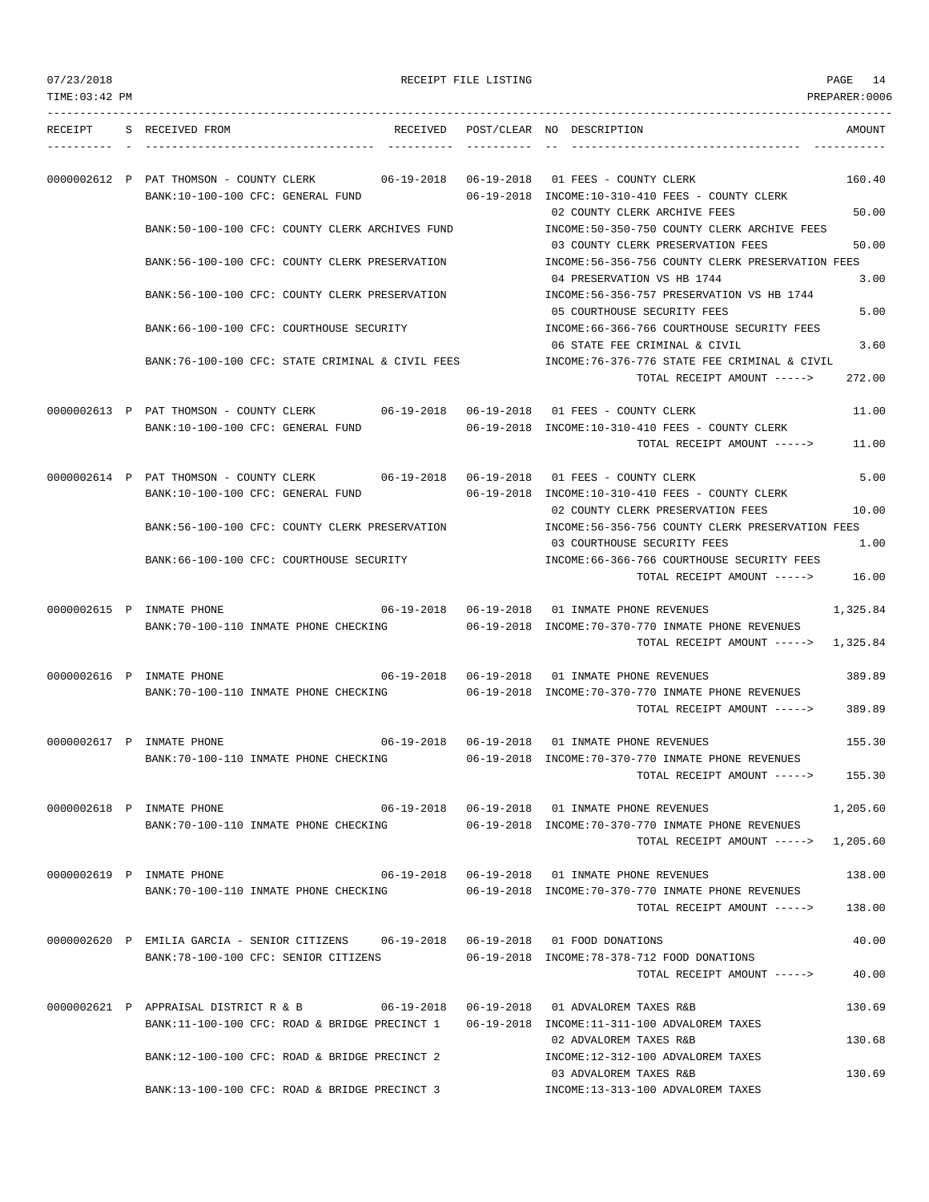RECEIPT FILE LISTING

07/23/2018
TIME:03:42 PM
PREPARER:0006

| RECEIPT | S | RECEIVED FROM | RECEIVED | POST/CLEAR | NO | DESCRIPTION | AMOUNT |
|---|---|---|---|---|---|---|---|
| 0000002612 | P | PAT THOMSON - COUNTY CLERK | 06-19-2018 | 06-19-2018 | 01 | FEES - COUNTY CLERK | 160.40 |
| | | BANK:10-100-100 CFC: GENERAL FUND | | 06-19-2018 | | INCOME:10-310-410 FEES - COUNTY CLERK | |
| | | | | | 02 | COUNTY CLERK ARCHIVE FEES | 50.00 |
| | | BANK:50-100-100 CFC: COUNTY CLERK ARCHIVES FUND | | | | INCOME:50-350-750 COUNTY CLERK ARCHIVE FEES | |
| | | | | | 03 | COUNTY CLERK PRESERVATION FEES | 50.00 |
| | | BANK:56-100-100 CFC: COUNTY CLERK PRESERVATION | | | | INCOME:56-356-756 COUNTY CLERK PRESERVATION FEES | |
| | | | | | 04 | PRESERVATION VS HB 1744 | 3.00 |
| | | BANK:56-100-100 CFC: COUNTY CLERK PRESERVATION | | | | INCOME:56-356-757 PRESERVATION VS HB 1744 | |
| | | | | | 05 | COURTHOUSE SECURITY FEES | 5.00 |
| | | BANK:66-100-100 CFC: COURTHOUSE SECURITY | | | | INCOME:66-366-766 COURTHOUSE SECURITY FEES | |
| | | | | | 06 | STATE FEE CRIMINAL & CIVIL | 3.60 |
| | | BANK:76-100-100 CFC: STATE CRIMINAL & CIVIL FEES | | | | INCOME:76-376-776 STATE FEE CRIMINAL & CIVIL | |
| | | | | | | TOTAL RECEIPT AMOUNT -----> | 272.00 |
| 0000002613 | P | PAT THOMSON - COUNTY CLERK | 06-19-2018 | 06-19-2018 | 01 | FEES - COUNTY CLERK | 11.00 |
| | | BANK:10-100-100 CFC: GENERAL FUND | | 06-19-2018 | | INCOME:10-310-410 FEES - COUNTY CLERK | |
| | | | | | | TOTAL RECEIPT AMOUNT -----> | 11.00 |
| 0000002614 | P | PAT THOMSON - COUNTY CLERK | 06-19-2018 | 06-19-2018 | 01 | FEES - COUNTY CLERK | 5.00 |
| | | BANK:10-100-100 CFC: GENERAL FUND | | 06-19-2018 | | INCOME:10-310-410 FEES - COUNTY CLERK | |
| | | | | | 02 | COUNTY CLERK PRESERVATION FEES | 10.00 |
| | | BANK:56-100-100 CFC: COUNTY CLERK PRESERVATION | | | | INCOME:56-356-756 COUNTY CLERK PRESERVATION FEES | |
| | | | | | 03 | COURTHOUSE SECURITY FEES | 1.00 |
| | | BANK:66-100-100 CFC: COURTHOUSE SECURITY | | | | INCOME:66-366-766 COURTHOUSE SECURITY FEES | |
| | | | | | | TOTAL RECEIPT AMOUNT -----> | 16.00 |
| 0000002615 | P | INMATE PHONE | 06-19-2018 | 06-19-2018 | 01 | INMATE PHONE REVENUES | 1,325.84 |
| | | BANK:70-100-110 INMATE PHONE CHECKING | | 06-19-2018 | | INCOME:70-370-770 INMATE PHONE REVENUES | |
| | | | | | | TOTAL RECEIPT AMOUNT -----> | 1,325.84 |
| 0000002616 | P | INMATE PHONE | 06-19-2018 | 06-19-2018 | 01 | INMATE PHONE REVENUES | 389.89 |
| | | BANK:70-100-110 INMATE PHONE CHECKING | | 06-19-2018 | | INCOME:70-370-770 INMATE PHONE REVENUES | |
| | | | | | | TOTAL RECEIPT AMOUNT -----> | 389.89 |
| 0000002617 | P | INMATE PHONE | 06-19-2018 | 06-19-2018 | 01 | INMATE PHONE REVENUES | 155.30 |
| | | BANK:70-100-110 INMATE PHONE CHECKING | | 06-19-2018 | | INCOME:70-370-770 INMATE PHONE REVENUES | |
| | | | | | | TOTAL RECEIPT AMOUNT -----> | 155.30 |
| 0000002618 | P | INMATE PHONE | 06-19-2018 | 06-19-2018 | 01 | INMATE PHONE REVENUES | 1,205.60 |
| | | BANK:70-100-110 INMATE PHONE CHECKING | | 06-19-2018 | | INCOME:70-370-770 INMATE PHONE REVENUES | |
| | | | | | | TOTAL RECEIPT AMOUNT -----> | 1,205.60 |
| 0000002619 | P | INMATE PHONE | 06-19-2018 | 06-19-2018 | 01 | INMATE PHONE REVENUES | 138.00 |
| | | BANK:70-100-110 INMATE PHONE CHECKING | | 06-19-2018 | | INCOME:70-370-770 INMATE PHONE REVENUES | |
| | | | | | | TOTAL RECEIPT AMOUNT -----> | 138.00 |
| 0000002620 | P | EMILIA GARCIA - SENIOR CITIZENS | 06-19-2018 | 06-19-2018 | 01 | FOOD DONATIONS | 40.00 |
| | | BANK:78-100-100 CFC: SENIOR CITIZENS | | 06-19-2018 | | INCOME:78-378-712 FOOD DONATIONS | |
| | | | | | | TOTAL RECEIPT AMOUNT -----> | 40.00 |
| 0000002621 | P | APPRAISAL DISTRICT R & B | 06-19-2018 | 06-19-2018 | 01 | ADVALOREM TAXES R&B | 130.69 |
| | | BANK:11-100-100 CFC: ROAD & BRIDGE PRECINCT 1 | | 06-19-2018 | | INCOME:11-311-100 ADVALOREM TAXES | |
| | | | | | 02 | ADVALOREM TAXES R&B | 130.68 |
| | | BANK:12-100-100 CFC: ROAD & BRIDGE PRECINCT 2 | | | | INCOME:12-312-100 ADVALOREM TAXES | |
| | | | | | 03 | ADVALOREM TAXES R&B | 130.69 |
| | | BANK:13-100-100 CFC: ROAD & BRIDGE PRECINCT 3 | | | | INCOME:13-313-100 ADVALOREM TAXES | |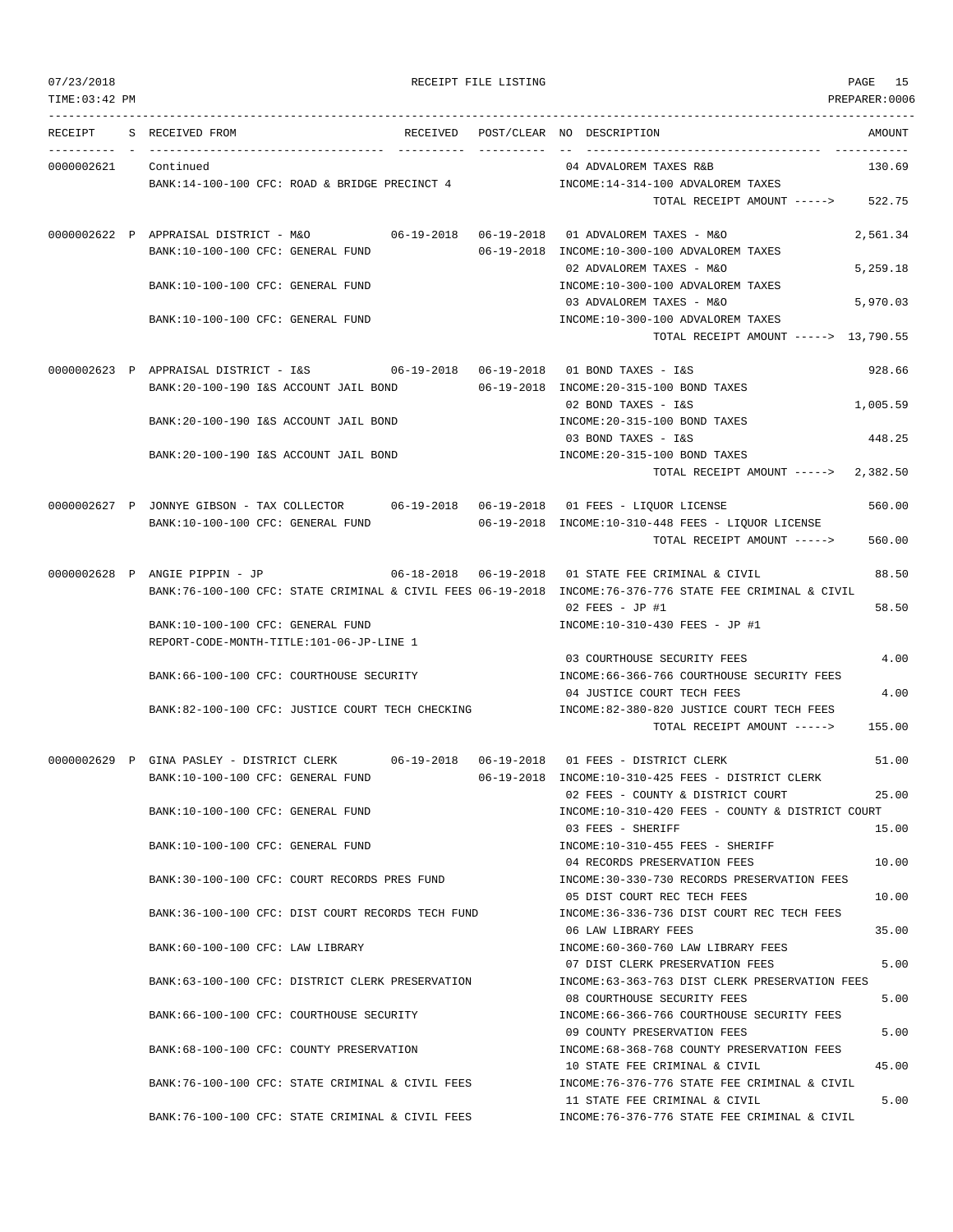RECEIPT FILE LISTING

TIME:03:42 PM — PREPARER:0006

| RECEIPT | S | RECEIVED FROM | RECEIVED | POST/CLEAR | NO | DESCRIPTION | AMOUNT |
|---|---|---|---|---|---|---|---|
| 0000002621 | | Continued | | | 04 | ADVALOREM TAXES R&B | 130.69 |
| | | BANK:14-100-100 CFC: ROAD & BRIDGE PRECINCT 4 | | | | INCOME:14-314-100 ADVALOREM TAXES | |
| | | | | | | TOTAL RECEIPT AMOUNT -----> | 522.75 |
| 0000002622 | P | APPRAISAL DISTRICT - M&O | 06-19-2018 | 06-19-2018 | 01 | ADVALOREM TAXES - M&O | 2,561.34 |
| | | BANK:10-100-100 CFC: GENERAL FUND | | 06-19-2018 | | INCOME:10-300-100 ADVALOREM TAXES | |
| | | | | | 02 | ADVALOREM TAXES - M&O | 5,259.18 |
| | | BANK:10-100-100 CFC: GENERAL FUND | | | | INCOME:10-300-100 ADVALOREM TAXES | |
| | | | | | 03 | ADVALOREM TAXES - M&O | 5,970.03 |
| | | BANK:10-100-100 CFC: GENERAL FUND | | | | INCOME:10-300-100 ADVALOREM TAXES | |
| | | | | | | TOTAL RECEIPT AMOUNT -----> | 13,790.55 |
| 0000002623 | P | APPRAISAL DISTRICT - I&S | 06-19-2018 | 06-19-2018 | 01 | BOND TAXES - I&S | 928.66 |
| | | BANK:20-100-190 I&S ACCOUNT JAIL BOND | | 06-19-2018 | | INCOME:20-315-100 BOND TAXES | |
| | | | | | 02 | BOND TAXES - I&S | 1,005.59 |
| | | BANK:20-100-190 I&S ACCOUNT JAIL BOND | | | | INCOME:20-315-100 BOND TAXES | |
| | | | | | 03 | BOND TAXES - I&S | 448.25 |
| | | BANK:20-100-190 I&S ACCOUNT JAIL BOND | | | | INCOME:20-315-100 BOND TAXES | |
| | | | | | | TOTAL RECEIPT AMOUNT -----> | 2,382.50 |
| 0000002627 | P | JONNYE GIBSON - TAX COLLECTOR | 06-19-2018 | 06-19-2018 | 01 | FEES - LIQUOR LICENSE | 560.00 |
| | | BANK:10-100-100 CFC: GENERAL FUND | | 06-19-2018 | | INCOME:10-310-448 FEES - LIQUOR LICENSE | |
| | | | | | | TOTAL RECEIPT AMOUNT -----> | 560.00 |
| 0000002628 | P | ANGIE PIPPIN - JP | 06-18-2018 | 06-19-2018 | 01 | STATE FEE CRIMINAL & CIVIL | 88.50 |
| | | BANK:76-100-100 CFC: STATE CRIMINAL & CIVIL FEES | | 06-19-2018 | | INCOME:76-376-776 STATE FEE CRIMINAL & CIVIL | |
| | | | | | 02 | FEES - JP #1 | 58.50 |
| | | BANK:10-100-100 CFC: GENERAL FUND | | | | INCOME:10-310-430 FEES - JP #1 | |
| | | REPORT-CODE-MONTH-TITLE:101-06-JP-LINE 1 | | | | | |
| | | | | | 03 | COURTHOUSE SECURITY FEES | 4.00 |
| | | BANK:66-100-100 CFC: COURTHOUSE SECURITY | | | | INCOME:66-366-766 COURTHOUSE SECURITY FEES | |
| | | | | | 04 | JUSTICE COURT TECH FEES | 4.00 |
| | | BANK:82-100-100 CFC: JUSTICE COURT TECH CHECKING | | | | INCOME:82-380-820 JUSTICE COURT TECH FEES | |
| | | | | | | TOTAL RECEIPT AMOUNT -----> | 155.00 |
| 0000002629 | P | GINA PASLEY - DISTRICT CLERK | 06-19-2018 | 06-19-2018 | 01 | FEES - DISTRICT CLERK | 51.00 |
| | | BANK:10-100-100 CFC: GENERAL FUND | | 06-19-2018 | | INCOME:10-310-425 FEES - DISTRICT CLERK | |
| | | | | | 02 | FEES - COUNTY & DISTRICT COURT | 25.00 |
| | | BANK:10-100-100 CFC: GENERAL FUND | | | | INCOME:10-310-420 FEES - COUNTY & DISTRICT COURT | |
| | | | | | 03 | FEES - SHERIFF | 15.00 |
| | | BANK:10-100-100 CFC: GENERAL FUND | | | | INCOME:10-310-455 FEES - SHERIFF | |
| | | | | | 04 | RECORDS PRESERVATION FEES | 10.00 |
| | | BANK:30-100-100 CFC: COURT RECORDS PRES FUND | | | | INCOME:30-330-730 RECORDS PRESERVATION FEES | |
| | | | | | 05 | DIST COURT REC TECH FEES | 10.00 |
| | | BANK:36-100-100 CFC: DIST COURT RECORDS TECH FUND | | | | INCOME:36-336-736 DIST COURT REC TECH FEES | |
| | | | | | 06 | LAW LIBRARY FEES | 35.00 |
| | | BANK:60-100-100 CFC: LAW LIBRARY | | | | INCOME:60-360-760 LAW LIBRARY FEES | |
| | | | | | 07 | DIST CLERK PRESERVATION FEES | 5.00 |
| | | BANK:63-100-100 CFC: DISTRICT CLERK PRESERVATION | | | | INCOME:63-363-763 DIST CLERK PRESERVATION FEES | |
| | | | | | 08 | COURTHOUSE SECURITY FEES | 5.00 |
| | | BANK:66-100-100 CFC: COURTHOUSE SECURITY | | | | INCOME:66-366-766 COURTHOUSE SECURITY FEES | |
| | | | | | 09 | COUNTY PRESERVATION FEES | 5.00 |
| | | BANK:68-100-100 CFC: COUNTY PRESERVATION | | | | INCOME:68-368-768 COUNTY PRESERVATION FEES | |
| | | | | | 10 | STATE FEE CRIMINAL & CIVIL | 45.00 |
| | | BANK:76-100-100 CFC: STATE CRIMINAL & CIVIL FEES | | | | INCOME:76-376-776 STATE FEE CRIMINAL & CIVIL | |
| | | | | | 11 | STATE FEE CRIMINAL & CIVIL | 5.00 |
| | | BANK:76-100-100 CFC: STATE CRIMINAL & CIVIL FEES | | | | INCOME:76-376-776 STATE FEE CRIMINAL & CIVIL | |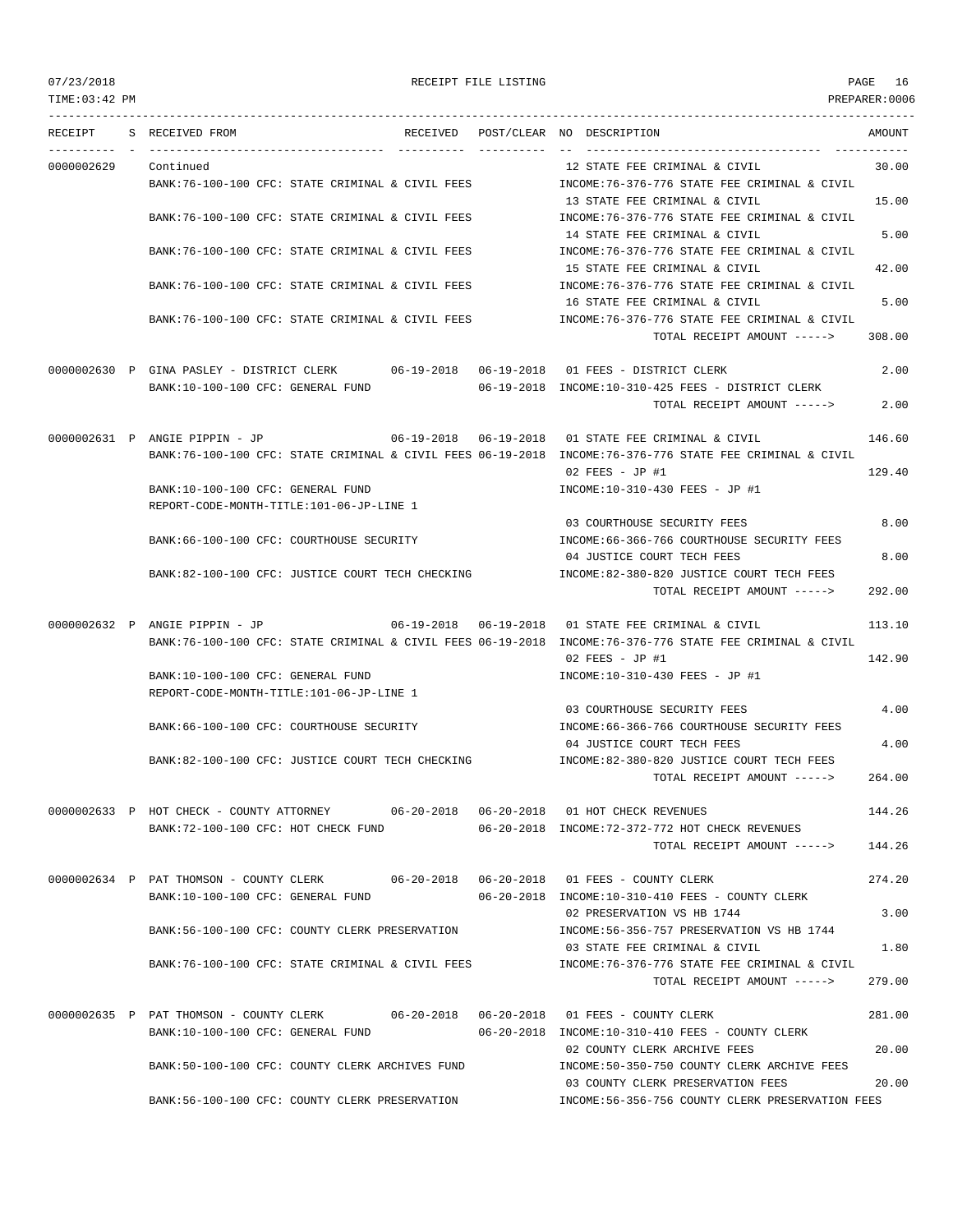RECEIPT FILE LISTING

| RECEIPT | S | RECEIVED FROM | RECEIVED | POST/CLEAR | NO | DESCRIPTION | AMOUNT |
|---|---|---|---|---|---|---|---|
| 0000002629 | | Continued | | | 12 | STATE FEE CRIMINAL & CIVIL | 30.00 |
| | | BANK:76-100-100 CFC: STATE CRIMINAL & CIVIL FEES | | | | INCOME:76-376-776 STATE FEE CRIMINAL & CIVIL | |
| | | | | | 13 | STATE FEE CRIMINAL & CIVIL | 15.00 |
| | | BANK:76-100-100 CFC: STATE CRIMINAL & CIVIL FEES | | | | INCOME:76-376-776 STATE FEE CRIMINAL & CIVIL | |
| | | | | | 14 | STATE FEE CRIMINAL & CIVIL | 5.00 |
| | | BANK:76-100-100 CFC: STATE CRIMINAL & CIVIL FEES | | | | INCOME:76-376-776 STATE FEE CRIMINAL & CIVIL | |
| | | | | | 15 | STATE FEE CRIMINAL & CIVIL | 42.00 |
| | | BANK:76-100-100 CFC: STATE CRIMINAL & CIVIL FEES | | | | INCOME:76-376-776 STATE FEE CRIMINAL & CIVIL | |
| | | | | | 16 | STATE FEE CRIMINAL & CIVIL | 5.00 |
| | | BANK:76-100-100 CFC: STATE CRIMINAL & CIVIL FEES | | | | INCOME:76-376-776 STATE FEE CRIMINAL & CIVIL | |
| | | | | | | TOTAL RECEIPT AMOUNT -----> | 308.00 |
| 0000002630 | P | GINA PASLEY - DISTRICT CLERK | 06-19-2018 | 06-19-2018 | 01 | FEES - DISTRICT CLERK | 2.00 |
| | | BANK:10-100-100 CFC: GENERAL FUND | | 06-19-2018 | | INCOME:10-310-425 FEES - DISTRICT CLERK | |
| | | | | | | TOTAL RECEIPT AMOUNT -----> | 2.00 |
| 0000002631 | P | ANGIE PIPPIN - JP | 06-19-2018 | 06-19-2018 | 01 | STATE FEE CRIMINAL & CIVIL | 146.60 |
| | | BANK:76-100-100 CFC: STATE CRIMINAL & CIVIL FEES | | 06-19-2018 | | INCOME:76-376-776 STATE FEE CRIMINAL & CIVIL | |
| | | | | | 02 | FEES - JP #1 | 129.40 |
| | | BANK:10-100-100 CFC: GENERAL FUND | | | | INCOME:10-310-430 FEES - JP #1 | |
| | | REPORT-CODE-MONTH-TITLE:101-06-JP-LINE 1 | | | | | |
| | | | | | 03 | COURTHOUSE SECURITY FEES | 8.00 |
| | | BANK:66-100-100 CFC: COURTHOUSE SECURITY | | | | INCOME:66-366-766 COURTHOUSE SECURITY FEES | |
| | | | | | 04 | JUSTICE COURT TECH FEES | 8.00 |
| | | BANK:82-100-100 CFC: JUSTICE COURT TECH CHECKING | | | | INCOME:82-380-820 JUSTICE COURT TECH FEES | |
| | | | | | | TOTAL RECEIPT AMOUNT -----> | 292.00 |
| 0000002632 | P | ANGIE PIPPIN - JP | 06-19-2018 | 06-19-2018 | 01 | STATE FEE CRIMINAL & CIVIL | 113.10 |
| | | BANK:76-100-100 CFC: STATE CRIMINAL & CIVIL FEES | | 06-19-2018 | | INCOME:76-376-776 STATE FEE CRIMINAL & CIVIL | |
| | | | | | 02 | FEES - JP #1 | 142.90 |
| | | BANK:10-100-100 CFC: GENERAL FUND | | | | INCOME:10-310-430 FEES - JP #1 | |
| | | REPORT-CODE-MONTH-TITLE:101-06-JP-LINE 1 | | | | | |
| | | | | | 03 | COURTHOUSE SECURITY FEES | 4.00 |
| | | BANK:66-100-100 CFC: COURTHOUSE SECURITY | | | | INCOME:66-366-766 COURTHOUSE SECURITY FEES | |
| | | | | | 04 | JUSTICE COURT TECH FEES | 4.00 |
| | | BANK:82-100-100 CFC: JUSTICE COURT TECH CHECKING | | | | INCOME:82-380-820 JUSTICE COURT TECH FEES | |
| | | | | | | TOTAL RECEIPT AMOUNT -----> | 264.00 |
| 0000002633 | P | HOT CHECK - COUNTY ATTORNEY | 06-20-2018 | 06-20-2018 | 01 | HOT CHECK REVENUES | 144.26 |
| | | BANK:72-100-100 CFC: HOT CHECK FUND | | 06-20-2018 | | INCOME:72-372-772 HOT CHECK REVENUES | |
| | | | | | | TOTAL RECEIPT AMOUNT -----> | 144.26 |
| 0000002634 | P | PAT THOMSON - COUNTY CLERK | 06-20-2018 | 06-20-2018 | 01 | FEES - COUNTY CLERK | 274.20 |
| | | BANK:10-100-100 CFC: GENERAL FUND | | 06-20-2018 | | INCOME:10-310-410 FEES - COUNTY CLERK | |
| | | | | | 02 | PRESERVATION VS HB 1744 | 3.00 |
| | | BANK:56-100-100 CFC: COUNTY CLERK PRESERVATION | | | | INCOME:56-356-757 PRESERVATION VS HB 1744 | |
| | | | | | 03 | STATE FEE CRIMINAL & CIVIL | 1.80 |
| | | BANK:76-100-100 CFC: STATE CRIMINAL & CIVIL FEES | | | | INCOME:76-376-776 STATE FEE CRIMINAL & CIVIL | |
| | | | | | | TOTAL RECEIPT AMOUNT -----> | 279.00 |
| 0000002635 | P | PAT THOMSON - COUNTY CLERK | 06-20-2018 | 06-20-2018 | 01 | FEES - COUNTY CLERK | 281.00 |
| | | BANK:10-100-100 CFC: GENERAL FUND | | 06-20-2018 | | INCOME:10-310-410 FEES - COUNTY CLERK | |
| | | | | | 02 | COUNTY CLERK ARCHIVE FEES | 20.00 |
| | | BANK:50-100-100 CFC: COUNTY CLERK ARCHIVES FUND | | | | INCOME:50-350-750 COUNTY CLERK ARCHIVE FEES | |
| | | | | | 03 | COUNTY CLERK PRESERVATION FEES | 20.00 |
| | | BANK:56-100-100 CFC: COUNTY CLERK PRESERVATION | | | | INCOME:56-356-756 COUNTY CLERK PRESERVATION FEES | |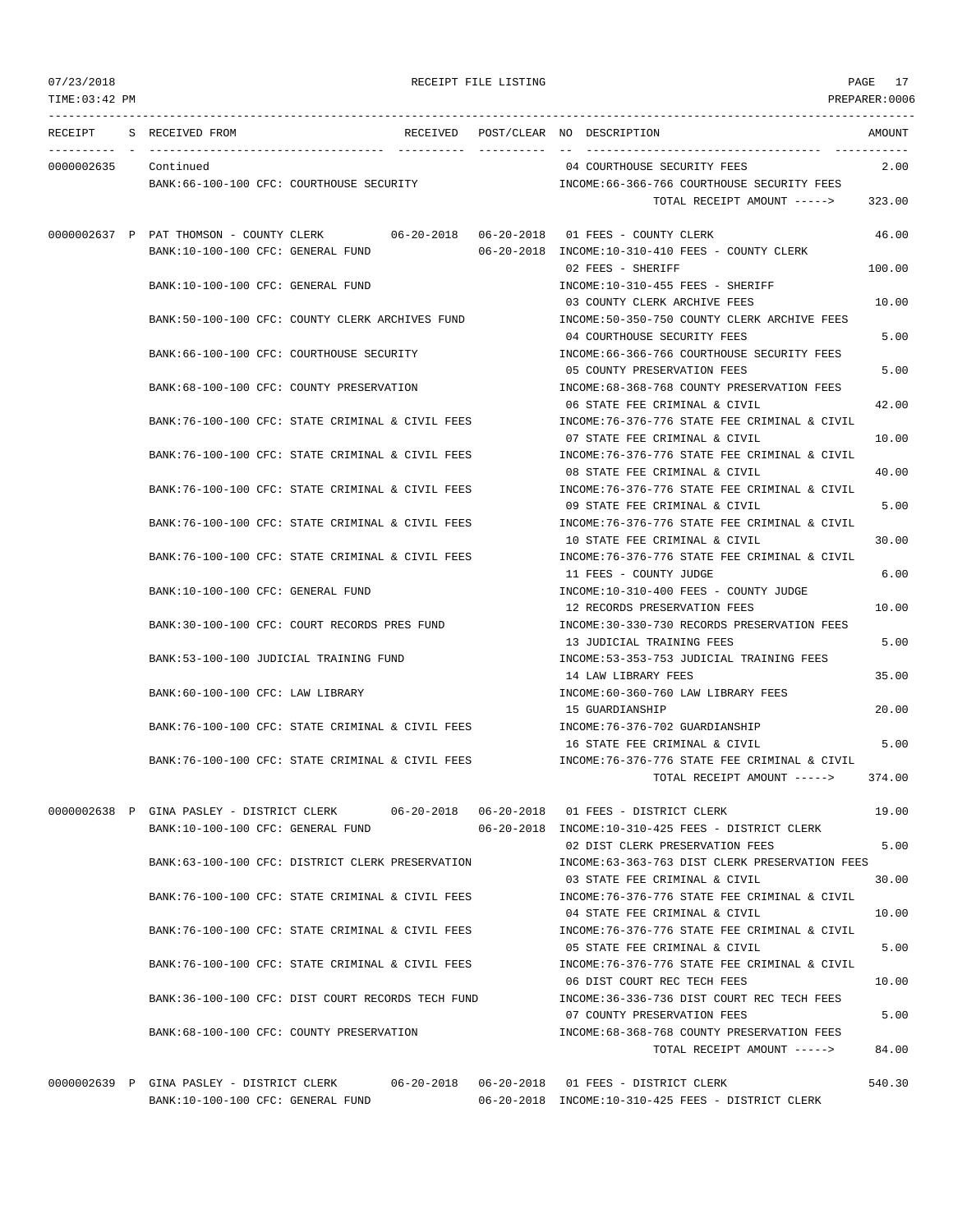| RECEIPT | S | RECEIVED FROM | RECEIVED | POST/CLEAR | NO | DESCRIPTION | AMOUNT |
|---|---|---|---|---|---|---|---|
| 0000002635 | | Continued | | | 04 | COURTHOUSE SECURITY FEES | 2.00 |
| | | BANK:66-100-100 CFC: COURTHOUSE SECURITY | | | | INCOME:66-366-766 COURTHOUSE SECURITY FEES | |
| | | | | | | TOTAL RECEIPT AMOUNT -----> | 323.00 |
| 0000002637 | P | PAT THOMSON - COUNTY CLERK | 06-20-2018 | 06-20-2018 | 01 | FEES - COUNTY CLERK | 46.00 |
| | | BANK:10-100-100 CFC: GENERAL FUND | | 06-20-2018 | | INCOME:10-310-410 FEES - COUNTY CLERK | |
| | | | | | 02 | FEES - SHERIFF | 100.00 |
| | | BANK:10-100-100 CFC: GENERAL FUND | | | | INCOME:10-310-455 FEES - SHERIFF | |
| | | | | | 03 | COUNTY CLERK ARCHIVE FEES | 10.00 |
| | | BANK:50-100-100 CFC: COUNTY CLERK ARCHIVES FUND | | | | INCOME:50-350-750 COUNTY CLERK ARCHIVE FEES | |
| | | | | | 04 | COURTHOUSE SECURITY FEES | 5.00 |
| | | BANK:66-100-100 CFC: COURTHOUSE SECURITY | | | | INCOME:66-366-766 COURTHOUSE SECURITY FEES | |
| | | | | | 05 | COUNTY PRESERVATION FEES | 5.00 |
| | | BANK:68-100-100 CFC: COUNTY PRESERVATION | | | | INCOME:68-368-768 COUNTY PRESERVATION FEES | |
| | | | | | 06 | STATE FEE CRIMINAL & CIVIL | 42.00 |
| | | BANK:76-100-100 CFC: STATE CRIMINAL & CIVIL FEES | | | | INCOME:76-376-776 STATE FEE CRIMINAL & CIVIL | |
| | | | | | 07 | STATE FEE CRIMINAL & CIVIL | 10.00 |
| | | BANK:76-100-100 CFC: STATE CRIMINAL & CIVIL FEES | | | | INCOME:76-376-776 STATE FEE CRIMINAL & CIVIL | |
| | | | | | 08 | STATE FEE CRIMINAL & CIVIL | 40.00 |
| | | BANK:76-100-100 CFC: STATE CRIMINAL & CIVIL FEES | | | | INCOME:76-376-776 STATE FEE CRIMINAL & CIVIL | |
| | | | | | 09 | STATE FEE CRIMINAL & CIVIL | 5.00 |
| | | BANK:76-100-100 CFC: STATE CRIMINAL & CIVIL FEES | | | | INCOME:76-376-776 STATE FEE CRIMINAL & CIVIL | |
| | | | | | 10 | STATE FEE CRIMINAL & CIVIL | 30.00 |
| | | BANK:76-100-100 CFC: STATE CRIMINAL & CIVIL FEES | | | | INCOME:76-376-776 STATE FEE CRIMINAL & CIVIL | |
| | | | | | 11 | FEES - COUNTY JUDGE | 6.00 |
| | | BANK:10-100-100 CFC: GENERAL FUND | | | | INCOME:10-310-400 FEES - COUNTY JUDGE | |
| | | | | | 12 | RECORDS PRESERVATION FEES | 10.00 |
| | | BANK:30-100-100 CFC: COURT RECORDS PRES FUND | | | | INCOME:30-330-730 RECORDS PRESERVATION FEES | |
| | | | | | 13 | JUDICIAL TRAINING FEES | 5.00 |
| | | BANK:53-100-100 JUDICIAL TRAINING FUND | | | | INCOME:53-353-753 JUDICIAL TRAINING FEES | |
| | | | | | 14 | LAW LIBRARY FEES | 35.00 |
| | | BANK:60-100-100 CFC: LAW LIBRARY | | | | INCOME:60-360-760 LAW LIBRARY FEES | |
| | | | | | 15 | GUARDIANSHIP | 20.00 |
| | | BANK:76-100-100 CFC: STATE CRIMINAL & CIVIL FEES | | | | INCOME:76-376-702 GUARDIANSHIP | |
| | | | | | 16 | STATE FEE CRIMINAL & CIVIL | 5.00 |
| | | BANK:76-100-100 CFC: STATE CRIMINAL & CIVIL FEES | | | | INCOME:76-376-776 STATE FEE CRIMINAL & CIVIL | |
| | | | | | | TOTAL RECEIPT AMOUNT -----> | 374.00 |
| 0000002638 | P | GINA PASLEY - DISTRICT CLERK | 06-20-2018 | 06-20-2018 | 01 | FEES - DISTRICT CLERK | 19.00 |
| | | BANK:10-100-100 CFC: GENERAL FUND | | 06-20-2018 | | INCOME:10-310-425 FEES - DISTRICT CLERK | |
| | | | | | 02 | DIST CLERK PRESERVATION FEES | 5.00 |
| | | BANK:63-100-100 CFC: DISTRICT CLERK PRESERVATION | | | | INCOME:63-363-763 DIST CLERK PRESERVATION FEES | |
| | | | | | 03 | STATE FEE CRIMINAL & CIVIL | 30.00 |
| | | BANK:76-100-100 CFC: STATE CRIMINAL & CIVIL FEES | | | | INCOME:76-376-776 STATE FEE CRIMINAL & CIVIL | |
| | | | | | 04 | STATE FEE CRIMINAL & CIVIL | 10.00 |
| | | BANK:76-100-100 CFC: STATE CRIMINAL & CIVIL FEES | | | | INCOME:76-376-776 STATE FEE CRIMINAL & CIVIL | |
| | | | | | 05 | STATE FEE CRIMINAL & CIVIL | 5.00 |
| | | BANK:76-100-100 CFC: STATE CRIMINAL & CIVIL FEES | | | | INCOME:76-376-776 STATE FEE CRIMINAL & CIVIL | |
| | | | | | 06 | DIST COURT REC TECH FEES | 10.00 |
| | | BANK:36-100-100 CFC: DIST COURT RECORDS TECH FUND | | | | INCOME:36-336-736 DIST COURT REC TECH FEES | |
| | | | | | 07 | COUNTY PRESERVATION FEES | 5.00 |
| | | BANK:68-100-100 CFC: COUNTY PRESERVATION | | | | INCOME:68-368-768 COUNTY PRESERVATION FEES | |
| | | | | | | TOTAL RECEIPT AMOUNT -----> | 84.00 |
| 0000002639 | P | GINA PASLEY - DISTRICT CLERK | 06-20-2018 | 06-20-2018 | 01 | FEES - DISTRICT CLERK | 540.30 |
| | | BANK:10-100-100 CFC: GENERAL FUND | | 06-20-2018 | | INCOME:10-310-425 FEES - DISTRICT CLERK | |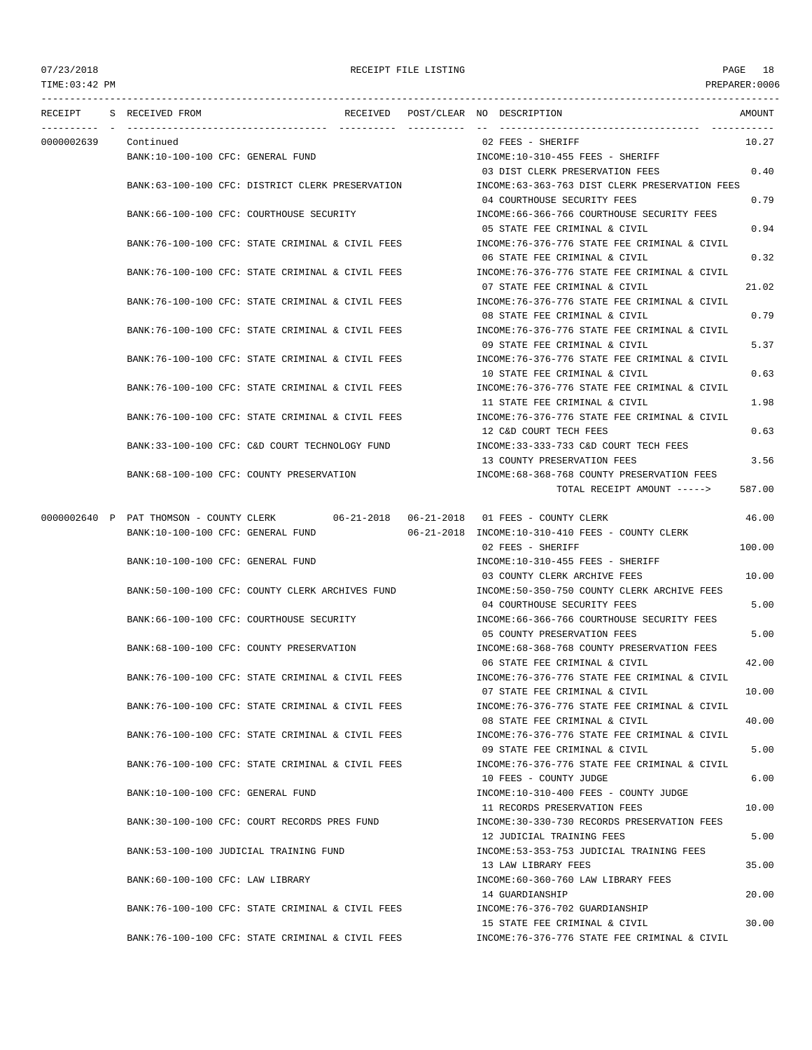RECEIPT FILE LISTING

| RECEIPT | S | RECEIVED FROM | RECEIVED | POST/CLEAR | NO | DESCRIPTION | AMOUNT |
|---|---|---|---|---|---|---|---|
| 0000002639 | | Continued | | | 02 | FEES - SHERIFF | 10.27 |
| | | BANK:10-100-100 CFC: GENERAL FUND | | | | INCOME:10-310-455 FEES - SHERIFF | |
| | | | | | 03 | DIST CLERK PRESERVATION FEES | 0.40 |
| | | BANK:63-100-100 CFC: DISTRICT CLERK PRESERVATION | | | | INCOME:63-363-763 DIST CLERK PRESERVATION FEES | |
| | | | | | 04 | COURTHOUSE SECURITY FEES | 0.79 |
| | | BANK:66-100-100 CFC: COURTHOUSE SECURITY | | | | INCOME:66-366-766 COURTHOUSE SECURITY FEES | |
| | | | | | 05 | STATE FEE CRIMINAL & CIVIL | 0.94 |
| | | BANK:76-100-100 CFC: STATE CRIMINAL & CIVIL FEES | | | | INCOME:76-376-776 STATE FEE CRIMINAL & CIVIL | |
| | | | | | 06 | STATE FEE CRIMINAL & CIVIL | 0.32 |
| | | BANK:76-100-100 CFC: STATE CRIMINAL & CIVIL FEES | | | | INCOME:76-376-776 STATE FEE CRIMINAL & CIVIL | |
| | | | | | 07 | STATE FEE CRIMINAL & CIVIL | 21.02 |
| | | BANK:76-100-100 CFC: STATE CRIMINAL & CIVIL FEES | | | | INCOME:76-376-776 STATE FEE CRIMINAL & CIVIL | |
| | | | | | 08 | STATE FEE CRIMINAL & CIVIL | 0.79 |
| | | BANK:76-100-100 CFC: STATE CRIMINAL & CIVIL FEES | | | | INCOME:76-376-776 STATE FEE CRIMINAL & CIVIL | |
| | | | | | 09 | STATE FEE CRIMINAL & CIVIL | 5.37 |
| | | BANK:76-100-100 CFC: STATE CRIMINAL & CIVIL FEES | | | | INCOME:76-376-776 STATE FEE CRIMINAL & CIVIL | |
| | | | | | 10 | STATE FEE CRIMINAL & CIVIL | 0.63 |
| | | BANK:76-100-100 CFC: STATE CRIMINAL & CIVIL FEES | | | | INCOME:76-376-776 STATE FEE CRIMINAL & CIVIL | |
| | | | | | 11 | STATE FEE CRIMINAL & CIVIL | 1.98 |
| | | BANK:76-100-100 CFC: STATE CRIMINAL & CIVIL FEES | | | | INCOME:76-376-776 STATE FEE CRIMINAL & CIVIL | |
| | | | | | 12 | C&D COURT TECH FEES | 0.63 |
| | | BANK:33-100-100 CFC: C&D COURT TECHNOLOGY FUND | | | | INCOME:33-333-733 C&D COURT TECH FEES | |
| | | | | | 13 | COUNTY PRESERVATION FEES | 3.56 |
| | | BANK:68-100-100 CFC: COUNTY PRESERVATION | | | | INCOME:68-368-768 COUNTY PRESERVATION FEES | |
| | | | | | | TOTAL RECEIPT AMOUNT -----> | 587.00 |
| 0000002640 | P | PAT THOMSON - COUNTY CLERK | 06-21-2018 | 06-21-2018 | 01 | FEES - COUNTY CLERK | 46.00 |
| | | BANK:10-100-100 CFC: GENERAL FUND | | 06-21-2018 | | INCOME:10-310-410 FEES - COUNTY CLERK | |
| | | | | | 02 | FEES - SHERIFF | 100.00 |
| | | BANK:10-100-100 CFC: GENERAL FUND | | | | INCOME:10-310-455 FEES - SHERIFF | |
| | | | | | 03 | COUNTY CLERK ARCHIVE FEES | 10.00 |
| | | BANK:50-100-100 CFC: COUNTY CLERK ARCHIVES FUND | | | | INCOME:50-350-750 COUNTY CLERK ARCHIVE FEES | |
| | | | | | 04 | COURTHOUSE SECURITY FEES | 5.00 |
| | | BANK:66-100-100 CFC: COURTHOUSE SECURITY | | | | INCOME:66-366-766 COURTHOUSE SECURITY FEES | |
| | | | | | 05 | COUNTY PRESERVATION FEES | 5.00 |
| | | BANK:68-100-100 CFC: COUNTY PRESERVATION | | | | INCOME:68-368-768 COUNTY PRESERVATION FEES | |
| | | | | | 06 | STATE FEE CRIMINAL & CIVIL | 42.00 |
| | | BANK:76-100-100 CFC: STATE CRIMINAL & CIVIL FEES | | | | INCOME:76-376-776 STATE FEE CRIMINAL & CIVIL | |
| | | | | | 07 | STATE FEE CRIMINAL & CIVIL | 10.00 |
| | | BANK:76-100-100 CFC: STATE CRIMINAL & CIVIL FEES | | | | INCOME:76-376-776 STATE FEE CRIMINAL & CIVIL | |
| | | | | | 08 | STATE FEE CRIMINAL & CIVIL | 40.00 |
| | | BANK:76-100-100 CFC: STATE CRIMINAL & CIVIL FEES | | | | INCOME:76-376-776 STATE FEE CRIMINAL & CIVIL | |
| | | | | | 09 | STATE FEE CRIMINAL & CIVIL | 5.00 |
| | | BANK:76-100-100 CFC: STATE CRIMINAL & CIVIL FEES | | | | INCOME:76-376-776 STATE FEE CRIMINAL & CIVIL | |
| | | | | | 10 | FEES - COUNTY JUDGE | 6.00 |
| | | BANK:10-100-100 CFC: GENERAL FUND | | | | INCOME:10-310-400 FEES - COUNTY JUDGE | |
| | | | | | 11 | RECORDS PRESERVATION FEES | 10.00 |
| | | BANK:30-100-100 CFC: COURT RECORDS PRES FUND | | | | INCOME:30-330-730 RECORDS PRESERVATION FEES | |
| | | | | | 12 | JUDICIAL TRAINING FEES | 5.00 |
| | | BANK:53-100-100 JUDICIAL TRAINING FUND | | | | INCOME:53-353-753 JUDICIAL TRAINING FEES | |
| | | | | | 13 | LAW LIBRARY FEES | 35.00 |
| | | BANK:60-100-100 CFC: LAW LIBRARY | | | | INCOME:60-360-760 LAW LIBRARY FEES | |
| | | | | | 14 | GUARDIANSHIP | 20.00 |
| | | BANK:76-100-100 CFC: STATE CRIMINAL & CIVIL FEES | | | | INCOME:76-376-702 GUARDIANSHIP | |
| | | | | | 15 | STATE FEE CRIMINAL & CIVIL | 30.00 |
| | | BANK:76-100-100 CFC: STATE CRIMINAL & CIVIL FEES | | | | INCOME:76-376-776 STATE FEE CRIMINAL & CIVIL | |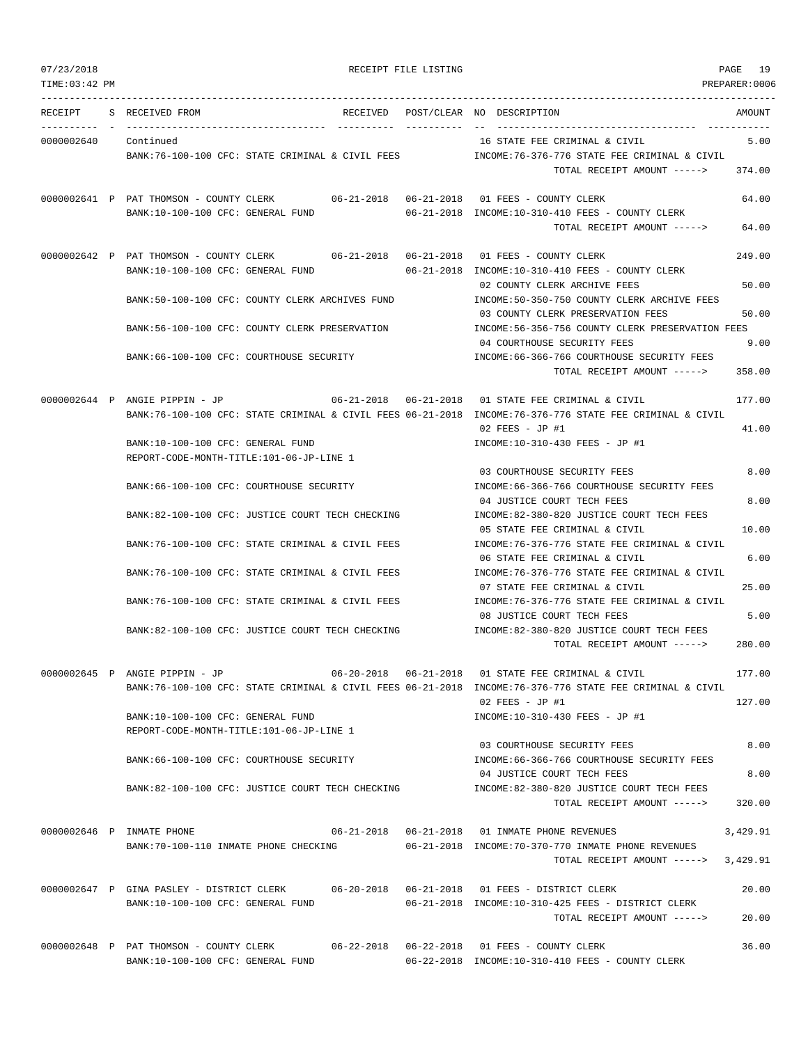07/23/2018 RECEIPT FILE LISTING PAGE 19
TIME:03:42 PM PREPARER:0006

| RECEIPT | S | RECEIVED FROM | RECEIVED | POST/CLEAR | NO | DESCRIPTION | AMOUNT |
|---|---|---|---|---|---|---|---|
| 0000002640 | | Continued | | | 16 | STATE FEE CRIMINAL & CIVIL | 5.00 |
| | | BANK:76-100-100 CFC: STATE CRIMINAL & CIVIL FEES | | | | INCOME:76-376-776 STATE FEE CRIMINAL & CIVIL | |
| | | | | | | TOTAL RECEIPT AMOUNT -----> | 374.00 |
| 0000002641 | P | PAT THOMSON - COUNTY CLERK | 06-21-2018 | 06-21-2018 | 01 | FEES - COUNTY CLERK | 64.00 |
| | | BANK:10-100-100 CFC: GENERAL FUND | | 06-21-2018 | | INCOME:10-310-410 FEES - COUNTY CLERK | |
| | | | | | | TOTAL RECEIPT AMOUNT -----> | 64.00 |
| 0000002642 | P | PAT THOMSON - COUNTY CLERK | 06-21-2018 | 06-21-2018 | 01 | FEES - COUNTY CLERK | 249.00 |
| | | BANK:10-100-100 CFC: GENERAL FUND | | 06-21-2018 | | INCOME:10-310-410 FEES - COUNTY CLERK | |
| | | | | | 02 | COUNTY CLERK ARCHIVE FEES | 50.00 |
| | | BANK:50-100-100 CFC: COUNTY CLERK ARCHIVES FUND | | | | INCOME:50-350-750 COUNTY CLERK ARCHIVE FEES | |
| | | | | | 03 | COUNTY CLERK PRESERVATION FEES | 50.00 |
| | | BANK:56-100-100 CFC: COUNTY CLERK PRESERVATION | | | | INCOME:56-356-756 COUNTY CLERK PRESERVATION FEES | |
| | | | | | 04 | COURTHOUSE SECURITY FEES | 9.00 |
| | | BANK:66-100-100 CFC: COURTHOUSE SECURITY | | | | INCOME:66-366-766 COURTHOUSE SECURITY FEES | |
| | | | | | | TOTAL RECEIPT AMOUNT -----> | 358.00 |
| 0000002644 | P | ANGIE PIPPIN - JP | 06-21-2018 | 06-21-2018 | 01 | STATE FEE CRIMINAL & CIVIL | 177.00 |
| | | BANK:76-100-100 CFC: STATE CRIMINAL & CIVIL FEES | | 06-21-2018 | | INCOME:76-376-776 STATE FEE CRIMINAL & CIVIL | |
| | | | | | 02 | FEES - JP #1 | 41.00 |
| | | BANK:10-100-100 CFC: GENERAL FUND | | | | INCOME:10-310-430 FEES - JP #1 | |
| | | REPORT-CODE-MONTH-TITLE:101-06-JP-LINE 1 | | | | | |
| | | | | | 03 | COURTHOUSE SECURITY FEES | 8.00 |
| | | BANK:66-100-100 CFC: COURTHOUSE SECURITY | | | | INCOME:66-366-766 COURTHOUSE SECURITY FEES | |
| | | | | | 04 | JUSTICE COURT TECH FEES | 8.00 |
| | | BANK:82-100-100 CFC: JUSTICE COURT TECH CHECKING | | | | INCOME:82-380-820 JUSTICE COURT TECH FEES | |
| | | | | | 05 | STATE FEE CRIMINAL & CIVIL | 10.00 |
| | | BANK:76-100-100 CFC: STATE CRIMINAL & CIVIL FEES | | | | INCOME:76-376-776 STATE FEE CRIMINAL & CIVIL | |
| | | | | | 06 | STATE FEE CRIMINAL & CIVIL | 6.00 |
| | | BANK:76-100-100 CFC: STATE CRIMINAL & CIVIL FEES | | | | INCOME:76-376-776 STATE FEE CRIMINAL & CIVIL | |
| | | | | | 07 | STATE FEE CRIMINAL & CIVIL | 25.00 |
| | | BANK:76-100-100 CFC: STATE CRIMINAL & CIVIL FEES | | | | INCOME:76-376-776 STATE FEE CRIMINAL & CIVIL | |
| | | | | | 08 | JUSTICE COURT TECH FEES | 5.00 |
| | | BANK:82-100-100 CFC: JUSTICE COURT TECH CHECKING | | | | INCOME:82-380-820 JUSTICE COURT TECH FEES | |
| | | | | | | TOTAL RECEIPT AMOUNT -----> | 280.00 |
| 0000002645 | P | ANGIE PIPPIN - JP | 06-20-2018 | 06-21-2018 | 01 | STATE FEE CRIMINAL & CIVIL | 177.00 |
| | | BANK:76-100-100 CFC: STATE CRIMINAL & CIVIL FEES | | 06-21-2018 | | INCOME:76-376-776 STATE FEE CRIMINAL & CIVIL | |
| | | | | | 02 | FEES - JP #1 | 127.00 |
| | | BANK:10-100-100 CFC: GENERAL FUND | | | | INCOME:10-310-430 FEES - JP #1 | |
| | | REPORT-CODE-MONTH-TITLE:101-06-JP-LINE 1 | | | | | |
| | | | | | 03 | COURTHOUSE SECURITY FEES | 8.00 |
| | | BANK:66-100-100 CFC: COURTHOUSE SECURITY | | | | INCOME:66-366-766 COURTHOUSE SECURITY FEES | |
| | | | | | 04 | JUSTICE COURT TECH FEES | 8.00 |
| | | BANK:82-100-100 CFC: JUSTICE COURT TECH CHECKING | | | | INCOME:82-380-820 JUSTICE COURT TECH FEES | |
| | | | | | | TOTAL RECEIPT AMOUNT -----> | 320.00 |
| 0000002646 | P | INMATE PHONE | 06-21-2018 | 06-21-2018 | 01 | INMATE PHONE REVENUES | 3,429.91 |
| | | BANK:70-100-110 INMATE PHONE CHECKING | | 06-21-2018 | | INCOME:70-370-770 INMATE PHONE REVENUES | |
| | | | | | | TOTAL RECEIPT AMOUNT -----> | 3,429.91 |
| 0000002647 | P | GINA PASLEY - DISTRICT CLERK | 06-20-2018 | 06-21-2018 | 01 | FEES - DISTRICT CLERK | 20.00 |
| | | BANK:10-100-100 CFC: GENERAL FUND | | 06-21-2018 | | INCOME:10-310-425 FEES - DISTRICT CLERK | |
| | | | | | | TOTAL RECEIPT AMOUNT -----> | 20.00 |
| 0000002648 | P | PAT THOMSON - COUNTY CLERK | 06-22-2018 | 06-22-2018 | 01 | FEES - COUNTY CLERK | 36.00 |
| | | BANK:10-100-100 CFC: GENERAL FUND | | 06-22-2018 | | INCOME:10-310-410 FEES - COUNTY CLERK | |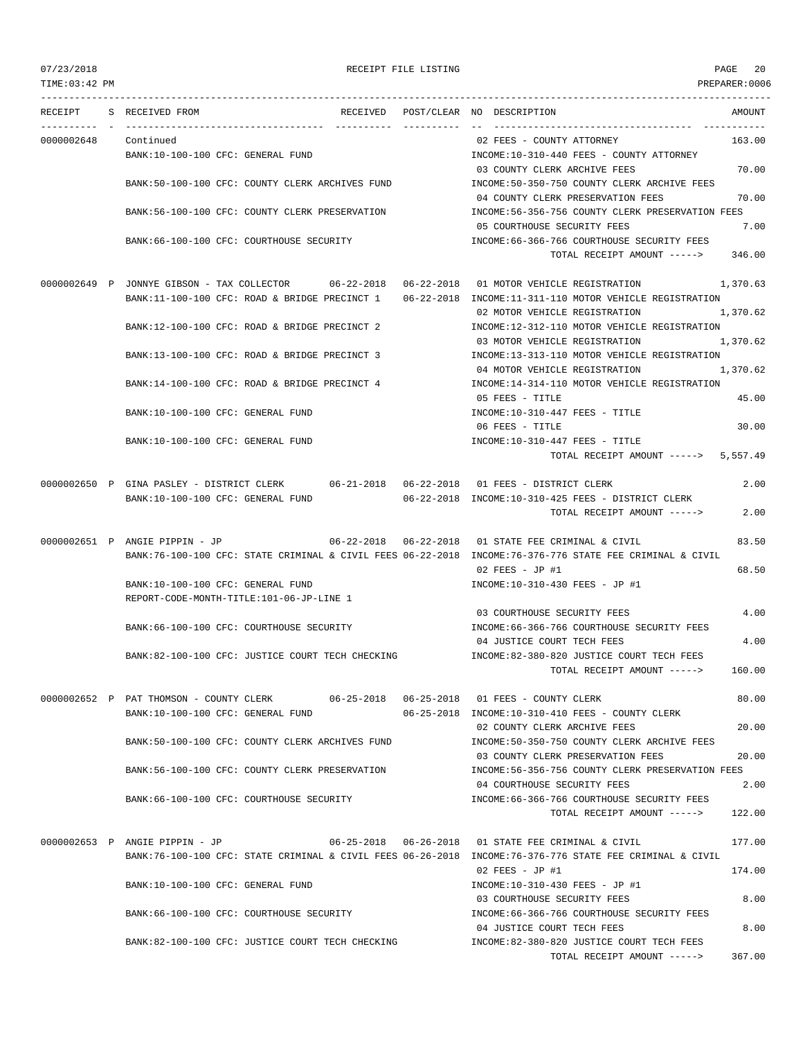RECEIPT FILE LISTING

TIME:03:42 PM PREPARER:0006

| RECEIPT | S | RECEIVED FROM | RECEIVED | POST/CLEAR | NO | DESCRIPTION | AMOUNT |
|---|---|---|---|---|---|---|---|
| 0000002648 | | Continued | | | 02 | FEES - COUNTY ATTORNEY | 163.00 |
| | | BANK:10-100-100 CFC: GENERAL FUND | | | | INCOME:10-310-440 FEES - COUNTY ATTORNEY | |
| | | | | | 03 | COUNTY CLERK ARCHIVE FEES | 70.00 |
| | | BANK:50-100-100 CFC: COUNTY CLERK ARCHIVES FUND | | | | INCOME:50-350-750 COUNTY CLERK ARCHIVE FEES | |
| | | | | | 04 | COUNTY CLERK PRESERVATION FEES | 70.00 |
| | | BANK:56-100-100 CFC: COUNTY CLERK PRESERVATION | | | | INCOME:56-356-756 COUNTY CLERK PRESERVATION FEES | |
| | | | | | 05 | COURTHOUSE SECURITY FEES | 7.00 |
| | | BANK:66-100-100 CFC: COURTHOUSE SECURITY | | | | INCOME:66-366-766 COURTHOUSE SECURITY FEES | |
| | | | | | | TOTAL RECEIPT AMOUNT -----> | 346.00 |
| 0000002649 | P | JONNYE GIBSON - TAX COLLECTOR | 06-22-2018 | 06-22-2018 | 01 | MOTOR VEHICLE REGISTRATION | 1,370.63 |
| | | BANK:11-100-100 CFC: ROAD & BRIDGE PRECINCT 1 | | 06-22-2018 | | INCOME:11-311-110 MOTOR VEHICLE REGISTRATION | |
| | | | | | 02 | MOTOR VEHICLE REGISTRATION | 1,370.62 |
| | | BANK:12-100-100 CFC: ROAD & BRIDGE PRECINCT 2 | | | | INCOME:12-312-110 MOTOR VEHICLE REGISTRATION | |
| | | | | | 03 | MOTOR VEHICLE REGISTRATION | 1,370.62 |
| | | BANK:13-100-100 CFC: ROAD & BRIDGE PRECINCT 3 | | | | INCOME:13-313-110 MOTOR VEHICLE REGISTRATION | |
| | | | | | 04 | MOTOR VEHICLE REGISTRATION | 1,370.62 |
| | | BANK:14-100-100 CFC: ROAD & BRIDGE PRECINCT 4 | | | | INCOME:14-314-110 MOTOR VEHICLE REGISTRATION | |
| | | | | | 05 | FEES - TITLE | 45.00 |
| | | BANK:10-100-100 CFC: GENERAL FUND | | | | INCOME:10-310-447 FEES - TITLE | |
| | | | | | 06 | FEES - TITLE | 30.00 |
| | | BANK:10-100-100 CFC: GENERAL FUND | | | | INCOME:10-310-447 FEES - TITLE | |
| | | | | | | TOTAL RECEIPT AMOUNT -----> | 5,557.49 |
| 0000002650 | P | GINA PASLEY - DISTRICT CLERK | 06-21-2018 | 06-22-2018 | 01 | FEES - DISTRICT CLERK | 2.00 |
| | | BANK:10-100-100 CFC: GENERAL FUND | | 06-22-2018 | | INCOME:10-310-425 FEES - DISTRICT CLERK | |
| | | | | | | TOTAL RECEIPT AMOUNT -----> | 2.00 |
| 0000002651 | P | ANGIE PIPPIN - JP | 06-22-2018 | 06-22-2018 | 01 | STATE FEE CRIMINAL & CIVIL | 83.50 |
| | | BANK:76-100-100 CFC: STATE CRIMINAL & CIVIL FEES | | 06-22-2018 | | INCOME:76-376-776 STATE FEE CRIMINAL & CIVIL | |
| | | | | | 02 | FEES - JP #1 | 68.50 |
| | | BANK:10-100-100 CFC: GENERAL FUND | | | | INCOME:10-310-430 FEES - JP #1 | |
| | | REPORT-CODE-MONTH-TITLE:101-06-JP-LINE 1 | | | | | |
| | | | | | 03 | COURTHOUSE SECURITY FEES | 4.00 |
| | | BANK:66-100-100 CFC: COURTHOUSE SECURITY | | | | INCOME:66-366-766 COURTHOUSE SECURITY FEES | |
| | | | | | 04 | JUSTICE COURT TECH FEES | 4.00 |
| | | BANK:82-100-100 CFC: JUSTICE COURT TECH CHECKING | | | | INCOME:82-380-820 JUSTICE COURT TECH FEES | |
| | | | | | | TOTAL RECEIPT AMOUNT -----> | 160.00 |
| 0000002652 | P | PAT THOMSON - COUNTY CLERK | 06-25-2018 | 06-25-2018 | 01 | FEES - COUNTY CLERK | 80.00 |
| | | BANK:10-100-100 CFC: GENERAL FUND | | 06-25-2018 | | INCOME:10-310-410 FEES - COUNTY CLERK | |
| | | | | | 02 | COUNTY CLERK ARCHIVE FEES | 20.00 |
| | | BANK:50-100-100 CFC: COUNTY CLERK ARCHIVES FUND | | | | INCOME:50-350-750 COUNTY CLERK ARCHIVE FEES | |
| | | | | | 03 | COUNTY CLERK PRESERVATION FEES | 20.00 |
| | | BANK:56-100-100 CFC: COUNTY CLERK PRESERVATION | | | | INCOME:56-356-756 COUNTY CLERK PRESERVATION FEES | |
| | | | | | 04 | COURTHOUSE SECURITY FEES | 2.00 |
| | | BANK:66-100-100 CFC: COURTHOUSE SECURITY | | | | INCOME:66-366-766 COURTHOUSE SECURITY FEES | |
| | | | | | | TOTAL RECEIPT AMOUNT -----> | 122.00 |
| 0000002653 | P | ANGIE PIPPIN - JP | 06-25-2018 | 06-26-2018 | 01 | STATE FEE CRIMINAL & CIVIL | 177.00 |
| | | BANK:76-100-100 CFC: STATE CRIMINAL & CIVIL FEES | | 06-26-2018 | | INCOME:76-376-776 STATE FEE CRIMINAL & CIVIL | |
| | | | | | 02 | FEES - JP #1 | 174.00 |
| | | BANK:10-100-100 CFC: GENERAL FUND | | | | INCOME:10-310-430 FEES - JP #1 | |
| | | | | | 03 | COURTHOUSE SECURITY FEES | 8.00 |
| | | BANK:66-100-100 CFC: COURTHOUSE SECURITY | | | | INCOME:66-366-766 COURTHOUSE SECURITY FEES | |
| | | | | | 04 | JUSTICE COURT TECH FEES | 8.00 |
| | | BANK:82-100-100 CFC: JUSTICE COURT TECH CHECKING | | | | INCOME:82-380-820 JUSTICE COURT TECH FEES | |
| | | | | | | TOTAL RECEIPT AMOUNT -----> | 367.00 |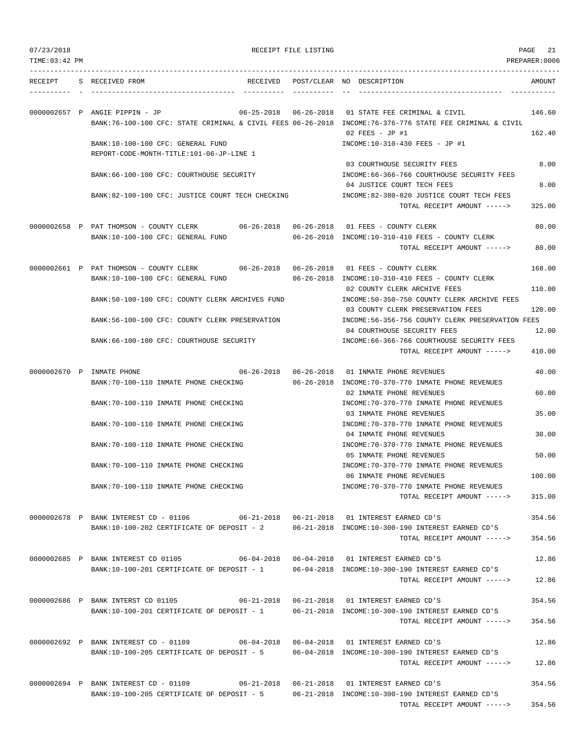07/23/2018 RECEIPT FILE LISTING PAGE 21
TIME:03:42 PM PREPARER:0006

| RECEIPT | S | RECEIVED FROM | RECEIVED | POST/CLEAR | NO | DESCRIPTION | AMOUNT |
|---|---|---|---|---|---|---|---|
| 0000002657 | P | ANGIE PIPPIN - JP | 06-25-2018 | 06-26-2018 | 01 | STATE FEE CRIMINAL & CIVIL | 146.60 |
| | | BANK:76-100-100 CFC: STATE CRIMINAL & CIVIL FEES | | 06-26-2018 | | INCOME:76-376-776 STATE FEE CRIMINAL & CIVIL | |
| | | | | | 02 | FEES - JP #1 | 162.40 |
| | | BANK:10-100-100 CFC: GENERAL FUND | | | | INCOME:10-310-430 FEES - JP #1 | |
| | | REPORT-CODE-MONTH-TITLE:101-06-JP-LINE 1 | | | | | |
| | | | | | 03 | COURTHOUSE SECURITY FEES | 8.00 |
| | | BANK:66-100-100 CFC: COURTHOUSE SECURITY | | | | INCOME:66-366-766 COURTHOUSE SECURITY FEES | |
| | | | | | 04 | JUSTICE COURT TECH FEES | 8.00 |
| | | BANK:82-100-100 CFC: JUSTICE COURT TECH CHECKING | | | | INCOME:82-380-820 JUSTICE COURT TECH FEES | |
| | | | | | | TOTAL RECEIPT AMOUNT -----> | 325.00 |
| 0000002658 | P | PAT THOMSON - COUNTY CLERK | 06-26-2018 | 06-26-2018 | 01 | FEES - COUNTY CLERK | 80.00 |
| | | BANK:10-100-100 CFC: GENERAL FUND | | 06-26-2018 | | INCOME:10-310-410 FEES - COUNTY CLERK | |
| | | | | | | TOTAL RECEIPT AMOUNT -----> | 80.00 |
| 0000002661 | P | PAT THOMSON - COUNTY CLERK | 06-26-2018 | 06-26-2018 | 01 | FEES - COUNTY CLERK | 168.00 |
| | | BANK:10-100-100 CFC: GENERAL FUND | | 06-26-2018 | | INCOME:10-310-410 FEES - COUNTY CLERK | |
| | | | | | 02 | COUNTY CLERK ARCHIVE FEES | 110.00 |
| | | BANK:50-100-100 CFC: COUNTY CLERK ARCHIVES FUND | | | | INCOME:50-350-750 COUNTY CLERK ARCHIVE FEES | |
| | | | | | 03 | COUNTY CLERK PRESERVATION FEES | 120.00 |
| | | BANK:56-100-100 CFC: COUNTY CLERK PRESERVATION | | | | INCOME:56-356-756 COUNTY CLERK PRESERVATION FEES | |
| | | | | | 04 | COURTHOUSE SECURITY FEES | 12.00 |
| | | BANK:66-100-100 CFC: COURTHOUSE SECURITY | | | | INCOME:66-366-766 COURTHOUSE SECURITY FEES | |
| | | | | | | TOTAL RECEIPT AMOUNT -----> | 410.00 |
| 0000002670 | P | INMATE PHONE | 06-26-2018 | 06-26-2018 | 01 | INMATE PHONE REVENUES | 40.00 |
| | | BANK:70-100-110 INMATE PHONE CHECKING | | 06-26-2018 | | INCOME:70-370-770 INMATE PHONE REVENUES | |
| | | | | | 02 | INMATE PHONE REVENUES | 60.00 |
| | | BANK:70-100-110 INMATE PHONE CHECKING | | | | INCOME:70-370-770 INMATE PHONE REVENUES | |
| | | | | | 03 | INMATE PHONE REVENUES | 35.00 |
| | | BANK:70-100-110 INMATE PHONE CHECKING | | | | INCOME:70-370-770 INMATE PHONE REVENUES | |
| | | | | | 04 | INMATE PHONE REVENUES | 30.00 |
| | | BANK:70-100-110 INMATE PHONE CHECKING | | | | INCOME:70-370-770 INMATE PHONE REVENUES | |
| | | | | | 05 | INMATE PHONE REVENUES | 50.00 |
| | | BANK:70-100-110 INMATE PHONE CHECKING | | | | INCOME:70-370-770 INMATE PHONE REVENUES | |
| | | | | | 06 | INMATE PHONE REVENUES | 100.00 |
| | | BANK:70-100-110 INMATE PHONE CHECKING | | | | INCOME:70-370-770 INMATE PHONE REVENUES | |
| | | | | | | TOTAL RECEIPT AMOUNT -----> | 315.00 |
| 0000002678 | P | BANK INTEREST CD - 01106 | 06-21-2018 | 06-21-2018 | 01 | INTEREST EARNED CD'S | 354.56 |
| | | BANK:10-100-202 CERTIFICATE OF DEPOSIT - 2 | | 06-21-2018 | | INCOME:10-300-190 INTEREST EARNED CD'S | |
| | | | | | | TOTAL RECEIPT AMOUNT -----> | 354.56 |
| 0000002685 | P | BANK INTEREST CD 01105 | 06-04-2018 | 06-04-2018 | 01 | INTEREST EARNED CD'S | 12.86 |
| | | BANK:10-100-201 CERTIFICATE OF DEPOSIT - 1 | | 06-04-2018 | | INCOME:10-300-190 INTEREST EARNED CD'S | |
| | | | | | | TOTAL RECEIPT AMOUNT -----> | 12.86 |
| 0000002686 | P | BANK INTERST CD 01105 | 06-21-2018 | 06-21-2018 | 01 | INTEREST EARNED CD'S | 354.56 |
| | | BANK:10-100-201 CERTIFICATE OF DEPOSIT - 1 | | 06-21-2018 | | INCOME:10-300-190 INTEREST EARNED CD'S | |
| | | | | | | TOTAL RECEIPT AMOUNT -----> | 354.56 |
| 0000002692 | P | BANK INTEREST CD - 01109 | 06-04-2018 | 06-04-2018 | 01 | INTEREST EARNED CD'S | 12.86 |
| | | BANK:10-100-205 CERTIFICATE OF DEPOSIT - 5 | | 06-04-2018 | | INCOME:10-300-190 INTEREST EARNED CD'S | |
| | | | | | | TOTAL RECEIPT AMOUNT -----> | 12.86 |
| 0000002694 | P | BANK INTEREST CD - 01109 | 06-21-2018 | 06-21-2018 | 01 | INTEREST EARNED CD'S | 354.56 |
| | | BANK:10-100-205 CERTIFICATE OF DEPOSIT - 5 | | 06-21-2018 | | INCOME:10-300-190 INTEREST EARNED CD'S | |
| | | | | | | TOTAL RECEIPT AMOUNT -----> | 354.56 |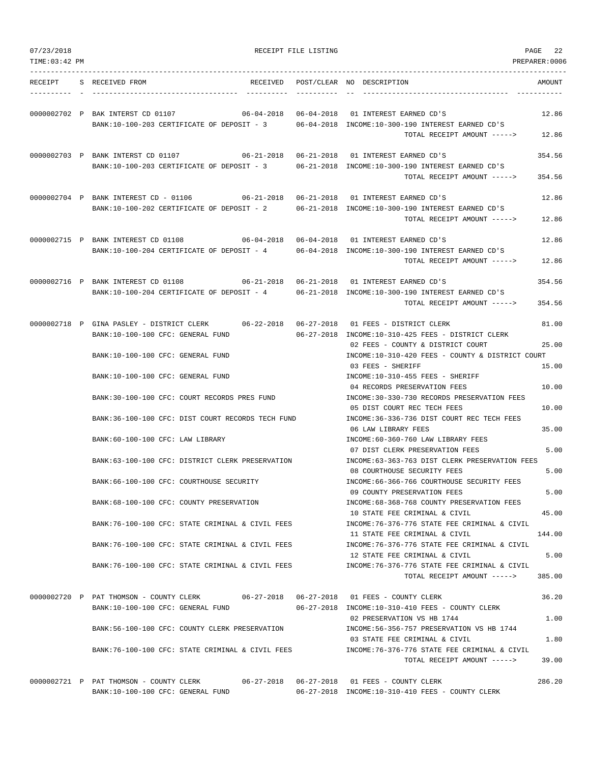RECEIPT FILE LISTING

| RECEIPT | S | RECEIVED FROM | RECEIVED | POST/CLEAR | NO | DESCRIPTION | AMOUNT |
|---|---|---|---|---|---|---|---|
| 0000002702 | P | BAK INTERST CD 01107 | 06-04-2018 | 06-04-2018 | 01 | INTEREST EARNED CD'S | 12.86 |
| | | BANK:10-100-203 CERTIFICATE OF DEPOSIT - 3 | | 06-04-2018 | | INCOME:10-300-190 INTEREST EARNED CD'S | |
| | | | | | | TOTAL RECEIPT AMOUNT -----> | 12.86 |
| 0000002703 | P | BANK INTERST CD 01107 | 06-21-2018 | 06-21-2018 | 01 | INTEREST EARNED CD'S | 354.56 |
| | | BANK:10-100-203 CERTIFICATE OF DEPOSIT - 3 | | 06-21-2018 | | INCOME:10-300-190 INTEREST EARNED CD'S | |
| | | | | | | TOTAL RECEIPT AMOUNT -----> | 354.56 |
| 0000002704 | P | BANK INTEREST CD - 01106 | 06-21-2018 | 06-21-2018 | 01 | INTEREST EARNED CD'S | 12.86 |
| | | BANK:10-100-202 CERTIFICATE OF DEPOSIT - 2 | | 06-21-2018 | | INCOME:10-300-190 INTEREST EARNED CD'S | |
| | | | | | | TOTAL RECEIPT AMOUNT -----> | 12.86 |
| 0000002715 | P | BANK INTEREST CD 01108 | 06-04-2018 | 06-04-2018 | 01 | INTEREST EARNED CD'S | 12.86 |
| | | BANK:10-100-204 CERTIFICATE OF DEPOSIT - 4 | | 06-04-2018 | | INCOME:10-300-190 INTEREST EARNED CD'S | |
| | | | | | | TOTAL RECEIPT AMOUNT -----> | 12.86 |
| 0000002716 | P | BANK INTEREST CD 01108 | 06-21-2018 | 06-21-2018 | 01 | INTEREST EARNED CD'S | 354.56 |
| | | BANK:10-100-204 CERTIFICATE OF DEPOSIT - 4 | | 06-21-2018 | | INCOME:10-300-190 INTEREST EARNED CD'S | |
| | | | | | | TOTAL RECEIPT AMOUNT -----> | 354.56 |
| 0000002718 | P | GINA PASLEY - DISTRICT CLERK | 06-22-2018 | 06-27-2018 | 01 | FEES - DISTRICT CLERK | 81.00 |
| | | BANK:10-100-100 CFC: GENERAL FUND | | 06-27-2018 | | INCOME:10-310-425 FEES - DISTRICT CLERK | |
| | | | | | 02 | FEES - COUNTY & DISTRICT COURT | 25.00 |
| | | BANK:10-100-100 CFC: GENERAL FUND | | | | INCOME:10-310-420 FEES - COUNTY & DISTRICT COURT | |
| | | | | | 03 | FEES - SHERIFF | 15.00 |
| | | BANK:10-100-100 CFC: GENERAL FUND | | | | INCOME:10-310-455 FEES - SHERIFF | |
| | | | | | 04 | RECORDS PRESERVATION FEES | 10.00 |
| | | BANK:30-100-100 CFC: COURT RECORDS PRES FUND | | | | INCOME:30-330-730 RECORDS PRESERVATION FEES | |
| | | | | | 05 | DIST COURT REC TECH FEES | 10.00 |
| | | BANK:36-100-100 CFC: DIST COURT RECORDS TECH FUND | | | | INCOME:36-336-736 DIST COURT REC TECH FEES | |
| | | | | | 06 | LAW LIBRARY FEES | 35.00 |
| | | BANK:60-100-100 CFC: LAW LIBRARY | | | | INCOME:60-360-760 LAW LIBRARY FEES | |
| | | | | | 07 | DIST CLERK PRESERVATION FEES | 5.00 |
| | | BANK:63-100-100 CFC: DISTRICT CLERK PRESERVATION | | | | INCOME:63-363-763 DIST CLERK PRESERVATION FEES | |
| | | | | | 08 | COURTHOUSE SECURITY FEES | 5.00 |
| | | BANK:66-100-100 CFC: COURTHOUSE SECURITY | | | | INCOME:66-366-766 COURTHOUSE SECURITY FEES | |
| | | | | | 09 | COUNTY PRESERVATION FEES | 5.00 |
| | | BANK:68-100-100 CFC: COUNTY PRESERVATION | | | | INCOME:68-368-768 COUNTY PRESERVATION FEES | |
| | | | | | 10 | STATE FEE CRIMINAL & CIVIL | 45.00 |
| | | BANK:76-100-100 CFC: STATE CRIMINAL & CIVIL FEES | | | | INCOME:76-376-776 STATE FEE CRIMINAL & CIVIL | |
| | | | | | 11 | STATE FEE CRIMINAL & CIVIL | 144.00 |
| | | BANK:76-100-100 CFC: STATE CRIMINAL & CIVIL FEES | | | | INCOME:76-376-776 STATE FEE CRIMINAL & CIVIL | |
| | | | | | 12 | STATE FEE CRIMINAL & CIVIL | 5.00 |
| | | BANK:76-100-100 CFC: STATE CRIMINAL & CIVIL FEES | | | | INCOME:76-376-776 STATE FEE CRIMINAL & CIVIL | |
| | | | | | | TOTAL RECEIPT AMOUNT -----> | 385.00 |
| 0000002720 | P | PAT THOMSON - COUNTY CLERK | 06-27-2018 | 06-27-2018 | 01 | FEES - COUNTY CLERK | 36.20 |
| | | BANK:10-100-100 CFC: GENERAL FUND | | 06-27-2018 | | INCOME:10-310-410 FEES - COUNTY CLERK | |
| | | | | | 02 | PRESERVATION VS HB 1744 | 1.00 |
| | | BANK:56-100-100 CFC: COUNTY CLERK PRESERVATION | | | | INCOME:56-356-757 PRESERVATION VS HB 1744 | |
| | | | | | 03 | STATE FEE CRIMINAL & CIVIL | 1.80 |
| | | BANK:76-100-100 CFC: STATE CRIMINAL & CIVIL FEES | | | | INCOME:76-376-776 STATE FEE CRIMINAL & CIVIL | |
| | | | | | | TOTAL RECEIPT AMOUNT -----> | 39.00 |
| 0000002721 | P | PAT THOMSON - COUNTY CLERK | 06-27-2018 | 06-27-2018 | 01 | FEES - COUNTY CLERK | 286.20 |
| | | BANK:10-100-100 CFC: GENERAL FUND | | 06-27-2018 | | INCOME:10-310-410 FEES - COUNTY CLERK | |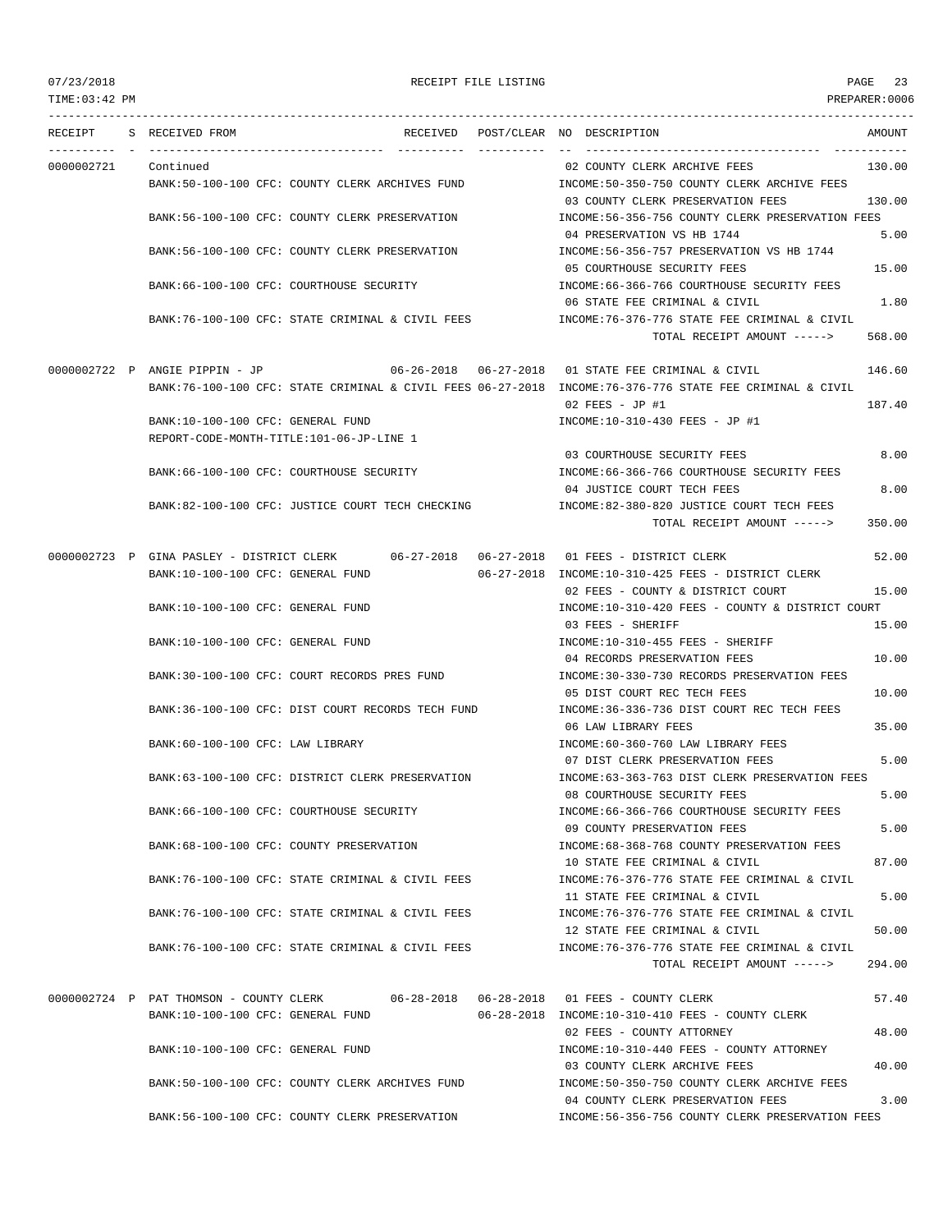07/23/2018 RECEIPT FILE LISTING PAGE 23
TIME:03:42 PM PREPARER:0006

| RECEIPT | S | RECEIVED FROM | RECEIVED | POST/CLEAR | NO | DESCRIPTION | AMOUNT |
|---|---|---|---|---|---|---|---|
| 0000002721 | | Continued | | | 02 | COUNTY CLERK ARCHIVE FEES | 130.00 |
| | | BANK:50-100-100 CFC: COUNTY CLERK ARCHIVES FUND | | | | INCOME:50-350-750 COUNTY CLERK ARCHIVE FEES | |
| | | | | | 03 | COUNTY CLERK PRESERVATION FEES | 130.00 |
| | | BANK:56-100-100 CFC: COUNTY CLERK PRESERVATION | | | | INCOME:56-356-756 COUNTY CLERK PRESERVATION FEES | |
| | | | | | 04 | PRESERVATION VS HB 1744 | 5.00 |
| | | BANK:56-100-100 CFC: COUNTY CLERK PRESERVATION | | | | INCOME:56-356-757 PRESERVATION VS HB 1744 | |
| | | | | | 05 | COURTHOUSE SECURITY FEES | 15.00 |
| | | BANK:66-100-100 CFC: COURTHOUSE SECURITY | | | | INCOME:66-366-766 COURTHOUSE SECURITY FEES | |
| | | | | | 06 | STATE FEE CRIMINAL & CIVIL | 1.80 |
| | | BANK:76-100-100 CFC: STATE CRIMINAL & CIVIL FEES | | | | INCOME:76-376-776 STATE FEE CRIMINAL & CIVIL | |
| | | | | | | TOTAL RECEIPT AMOUNT -----> | 568.00 |
| 0000002722 | P | ANGIE PIPPIN - JP | 06-26-2018 | 06-27-2018 | 01 | STATE FEE CRIMINAL & CIVIL | 146.60 |
| | | BANK:76-100-100 CFC: STATE CRIMINAL & CIVIL FEES | | 06-27-2018 | | INCOME:76-376-776 STATE FEE CRIMINAL & CIVIL | |
| | | | | | 02 | FEES - JP #1 | 187.40 |
| | | BANK:10-100-100 CFC: GENERAL FUND | | | | INCOME:10-310-430 FEES - JP #1 | |
| | | REPORT-CODE-MONTH-TITLE:101-06-JP-LINE 1 | | | | | |
| | | | | | 03 | COURTHOUSE SECURITY FEES | 8.00 |
| | | BANK:66-100-100 CFC: COURTHOUSE SECURITY | | | | INCOME:66-366-766 COURTHOUSE SECURITY FEES | |
| | | | | | 04 | JUSTICE COURT TECH FEES | 8.00 |
| | | BANK:82-100-100 CFC: JUSTICE COURT TECH CHECKING | | | | INCOME:82-380-820 JUSTICE COURT TECH FEES | |
| | | | | | | TOTAL RECEIPT AMOUNT -----> | 350.00 |
| 0000002723 | P | GINA PASLEY - DISTRICT CLERK | 06-27-2018 | 06-27-2018 | 01 | FEES - DISTRICT CLERK | 52.00 |
| | | BANK:10-100-100 CFC: GENERAL FUND | | 06-27-2018 | | INCOME:10-310-425 FEES - DISTRICT CLERK | |
| | | | | | 02 | FEES - COUNTY & DISTRICT COURT | 15.00 |
| | | BANK:10-100-100 CFC: GENERAL FUND | | | | INCOME:10-310-420 FEES - COUNTY & DISTRICT COURT | |
| | | | | | 03 | FEES - SHERIFF | 15.00 |
| | | BANK:10-100-100 CFC: GENERAL FUND | | | | INCOME:10-310-455 FEES - SHERIFF | |
| | | | | | 04 | RECORDS PRESERVATION FEES | 10.00 |
| | | BANK:30-100-100 CFC: COURT RECORDS PRES FUND | | | | INCOME:30-330-730 RECORDS PRESERVATION FEES | |
| | | | | | 05 | DIST COURT REC TECH FEES | 10.00 |
| | | BANK:36-100-100 CFC: DIST COURT RECORDS TECH FUND | | | | INCOME:36-336-736 DIST COURT REC TECH FEES | |
| | | | | | 06 | LAW LIBRARY FEES | 35.00 |
| | | BANK:60-100-100 CFC: LAW LIBRARY | | | | INCOME:60-360-760 LAW LIBRARY FEES | |
| | | | | | 07 | DIST CLERK PRESERVATION FEES | 5.00 |
| | | BANK:63-100-100 CFC: DISTRICT CLERK PRESERVATION | | | | INCOME:63-363-763 DIST CLERK PRESERVATION FEES | |
| | | | | | 08 | COURTHOUSE SECURITY FEES | 5.00 |
| | | BANK:66-100-100 CFC: COURTHOUSE SECURITY | | | | INCOME:66-366-766 COURTHOUSE SECURITY FEES | |
| | | | | | 09 | COUNTY PRESERVATION FEES | 5.00 |
| | | BANK:68-100-100 CFC: COUNTY PRESERVATION | | | | INCOME:68-368-768 COUNTY PRESERVATION FEES | |
| | | | | | 10 | STATE FEE CRIMINAL & CIVIL | 87.00 |
| | | BANK:76-100-100 CFC: STATE CRIMINAL & CIVIL FEES | | | | INCOME:76-376-776 STATE FEE CRIMINAL & CIVIL | |
| | | | | | 11 | STATE FEE CRIMINAL & CIVIL | 5.00 |
| | | BANK:76-100-100 CFC: STATE CRIMINAL & CIVIL FEES | | | | INCOME:76-376-776 STATE FEE CRIMINAL & CIVIL | |
| | | | | | 12 | STATE FEE CRIMINAL & CIVIL | 50.00 |
| | | BANK:76-100-100 CFC: STATE CRIMINAL & CIVIL FEES | | | | INCOME:76-376-776 STATE FEE CRIMINAL & CIVIL | |
| | | | | | | TOTAL RECEIPT AMOUNT -----> | 294.00 |
| 0000002724 | P | PAT THOMSON - COUNTY CLERK | 06-28-2018 | 06-28-2018 | 01 | FEES - COUNTY CLERK | 57.40 |
| | | BANK:10-100-100 CFC: GENERAL FUND | | 06-28-2018 | | INCOME:10-310-410 FEES - COUNTY CLERK | |
| | | | | | 02 | FEES - COUNTY ATTORNEY | 48.00 |
| | | BANK:10-100-100 CFC: GENERAL FUND | | | | INCOME:10-310-440 FEES - COUNTY ATTORNEY | |
| | | | | | 03 | COUNTY CLERK ARCHIVE FEES | 40.00 |
| | | BANK:50-100-100 CFC: COUNTY CLERK ARCHIVES FUND | | | | INCOME:50-350-750 COUNTY CLERK ARCHIVE FEES | |
| | | | | | 04 | COUNTY CLERK PRESERVATION FEES | 3.00 |
| | | BANK:56-100-100 CFC: COUNTY CLERK PRESERVATION | | | | INCOME:56-356-756 COUNTY CLERK PRESERVATION FEES | |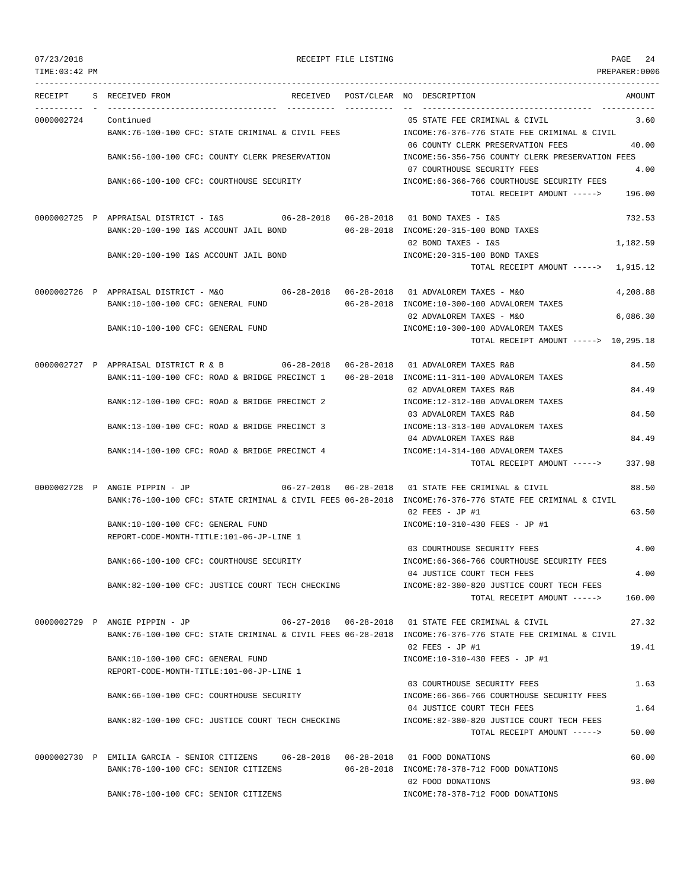RECEIPT FILE LISTING

TIME:03:42 PM PREPARER:0006

```
RECEIPT    S RECEIVED FROM                        RECEIVED   POST/CLEAR NO DESCRIPTION                              AMOUNT
---------- - ---------------------------------- ---------- ---------- -- ---------------------------------- -----------
0000002724   Continued                                                  05 STATE FEE CRIMINAL & CIVIL                3.60
             BANK:76-100-100 CFC: STATE CRIMINAL & CIVIL FEES           INCOME:76-376-776 STATE FEE CRIMINAL & CIVIL
                                                                        06 COUNTY CLERK PRESERVATION FEES           40.00
             BANK:56-100-100 CFC: COUNTY CLERK PRESERVATION             INCOME:56-356-756 COUNTY CLERK PRESERVATION FEES
                                                                        07 COURTHOUSE SECURITY FEES                  4.00
             BANK:66-100-100 CFC: COURTHOUSE SECURITY                   INCOME:66-366-766 COURTHOUSE SECURITY FEES
                                                                              TOTAL RECEIPT AMOUNT ----->          196.00

0000002725 P APPRAISAL DISTRICT - I&S             06-28-2018 06-28-2018 01 BOND TAXES - I&S                        732.53
             BANK:20-100-190 I&S ACCOUNT JAIL BOND           06-28-2018 INCOME:20-315-100 BOND TAXES
                                                                        02 BOND TAXES - I&S                      1,182.59
             BANK:20-100-190 I&S ACCOUNT JAIL BOND                      INCOME:20-315-100 BOND TAXES
                                                                              TOTAL RECEIPT AMOUNT ----->        1,915.12

0000002726 P APPRAISAL DISTRICT - M&O             06-28-2018 06-28-2018 01 ADVALOREM TAXES - M&O                 4,208.88
             BANK:10-100-100 CFC: GENERAL FUND               06-28-2018 INCOME:10-300-100 ADVALOREM TAXES
                                                                        02 ADVALOREM TAXES - M&O                 6,086.30
             BANK:10-100-100 CFC: GENERAL FUND                          INCOME:10-300-100 ADVALOREM TAXES
                                                                              TOTAL RECEIPT AMOUNT ----->       10,295.18

0000002727 P APPRAISAL DISTRICT R & B             06-28-2018 06-28-2018 01 ADVALOREM TAXES R&B                      84.50
             BANK:11-100-100 CFC: ROAD & BRIDGE PRECINCT 1   06-28-2018 INCOME:11-311-100 ADVALOREM TAXES
                                                                        02 ADVALOREM TAXES R&B                      84.49
             BANK:12-100-100 CFC: ROAD & BRIDGE PRECINCT 2              INCOME:12-312-100 ADVALOREM TAXES
                                                                        03 ADVALOREM TAXES R&B                      84.50
             BANK:13-100-100 CFC: ROAD & BRIDGE PRECINCT 3              INCOME:13-313-100 ADVALOREM TAXES
                                                                        04 ADVALOREM TAXES R&B                      84.49
             BANK:14-100-100 CFC: ROAD & BRIDGE PRECINCT 4              INCOME:14-314-100 ADVALOREM TAXES
                                                                              TOTAL RECEIPT AMOUNT ----->          337.98

0000002728 P ANGIE PIPPIN - JP                    06-27-2018 06-28-2018 01 STATE FEE CRIMINAL & CIVIL               88.50
             BANK:76-100-100 CFC: STATE CRIMINAL & CIVIL FEES 06-28-2018 INCOME:76-376-776 STATE FEE CRIMINAL & CIVIL
                                                                        02 FEES - JP #1                             63.50
             BANK:10-100-100 CFC: GENERAL FUND                          INCOME:10-310-430 FEES - JP #1
             REPORT-CODE-MONTH-TITLE:101-06-JP-LINE 1
                                                                        03 COURTHOUSE SECURITY FEES                  4.00
             BANK:66-100-100 CFC: COURTHOUSE SECURITY                   INCOME:66-366-766 COURTHOUSE SECURITY FEES
                                                                        04 JUSTICE COURT TECH FEES                   4.00
             BANK:82-100-100 CFC: JUSTICE COURT TECH CHECKING           INCOME:82-380-820 JUSTICE COURT TECH FEES
                                                                              TOTAL RECEIPT AMOUNT ----->          160.00

0000002729 P ANGIE PIPPIN - JP                    06-27-2018 06-28-2018 01 STATE FEE CRIMINAL & CIVIL               27.32
             BANK:76-100-100 CFC: STATE CRIMINAL & CIVIL FEES 06-28-2018 INCOME:76-376-776 STATE FEE CRIMINAL & CIVIL
                                                                        02 FEES - JP #1                             19.41
             BANK:10-100-100 CFC: GENERAL FUND                          INCOME:10-310-430 FEES - JP #1
             REPORT-CODE-MONTH-TITLE:101-06-JP-LINE 1
                                                                        03 COURTHOUSE SECURITY FEES                  1.63
             BANK:66-100-100 CFC: COURTHOUSE SECURITY                   INCOME:66-366-766 COURTHOUSE SECURITY FEES
                                                                        04 JUSTICE COURT TECH FEES                   1.64
             BANK:82-100-100 CFC: JUSTICE COURT TECH CHECKING           INCOME:82-380-820 JUSTICE COURT TECH FEES
                                                                              TOTAL RECEIPT AMOUNT ----->           50.00

0000002730 P EMILIA GARCIA - SENIOR CITIZENS      06-28-2018 06-28-2018 01 FOOD DONATIONS                           60.00
             BANK:78-100-100 CFC: SENIOR CITIZENS            06-28-2018 INCOME:78-378-712 FOOD DONATIONS
                                                                        02 FOOD DONATIONS                           93.00
             BANK:78-100-100 CFC: SENIOR CITIZENS                       INCOME:78-378-712 FOOD DONATIONS
```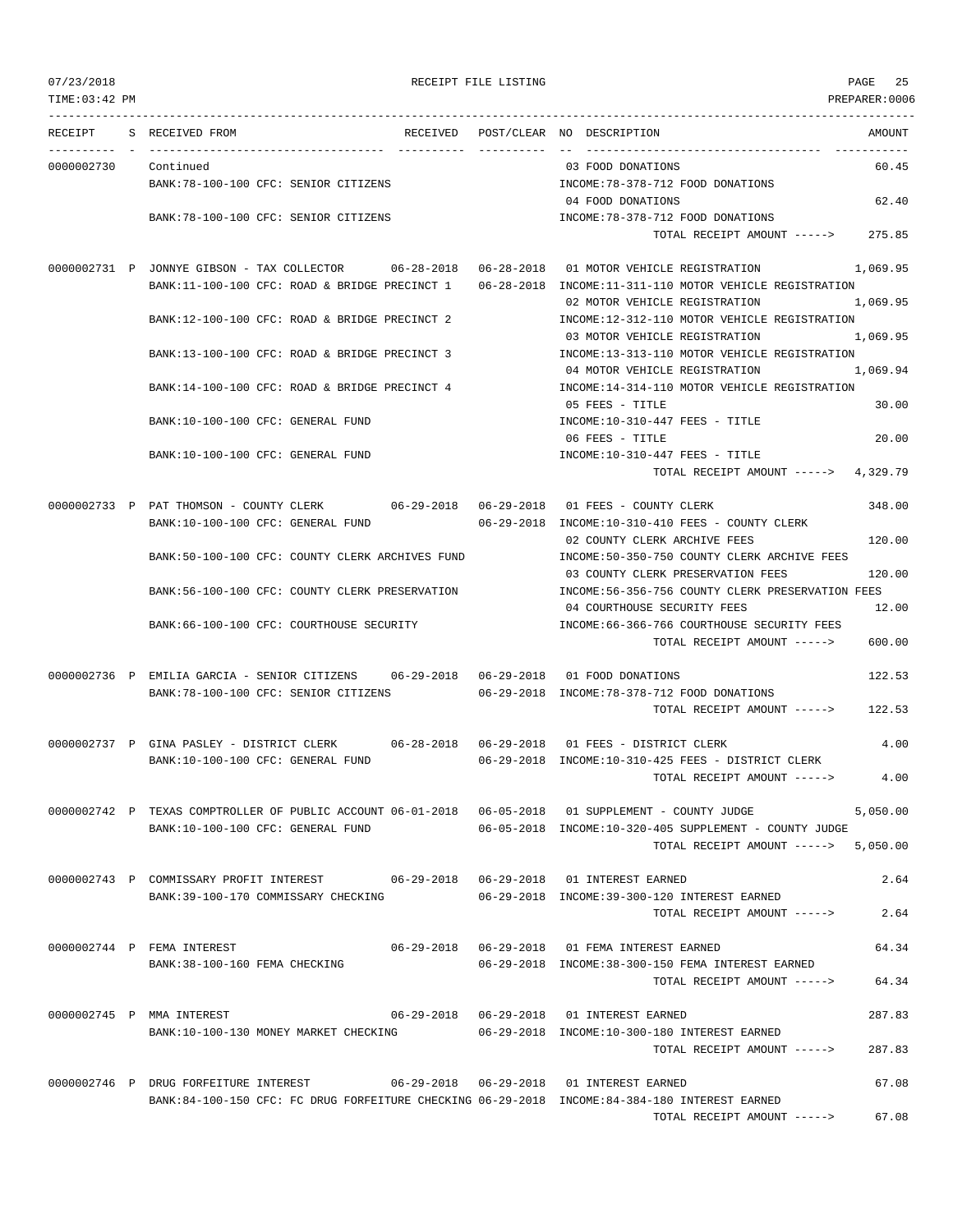RECEIPT FILE LISTING

TIME:03:42 PM — PREPARER:0006

| RECEIPT | S | RECEIVED FROM | RECEIVED | POST/CLEAR | NO | DESCRIPTION | AMOUNT |
|---|---|---|---|---|---|---|---|
| 0000002730 | | Continued | | | 03 | FOOD DONATIONS | 60.45 |
| | | BANK:78-100-100 CFC: SENIOR CITIZENS | | | | INCOME:78-378-712 FOOD DONATIONS | |
| | | | | | 04 | FOOD DONATIONS | 62.40 |
| | | BANK:78-100-100 CFC: SENIOR CITIZENS | | | | INCOME:78-378-712 FOOD DONATIONS | |
| | | | | | | TOTAL RECEIPT AMOUNT -----> | 275.85 |
| 0000002731 | P | JONNYE GIBSON - TAX COLLECTOR | 06-28-2018 | 06-28-2018 | 01 | MOTOR VEHICLE REGISTRATION | 1,069.95 |
| | | BANK:11-100-100 CFC: ROAD & BRIDGE PRECINCT 1 | | 06-28-2018 | | INCOME:11-311-110 MOTOR VEHICLE REGISTRATION | |
| | | | | | 02 | MOTOR VEHICLE REGISTRATION | 1,069.95 |
| | | BANK:12-100-100 CFC: ROAD & BRIDGE PRECINCT 2 | | | | INCOME:12-312-110 MOTOR VEHICLE REGISTRATION | |
| | | | | | 03 | MOTOR VEHICLE REGISTRATION | 1,069.95 |
| | | BANK:13-100-100 CFC: ROAD & BRIDGE PRECINCT 3 | | | | INCOME:13-313-110 MOTOR VEHICLE REGISTRATION | |
| | | | | | 04 | MOTOR VEHICLE REGISTRATION | 1,069.94 |
| | | BANK:14-100-100 CFC: ROAD & BRIDGE PRECINCT 4 | | | | INCOME:14-314-110 MOTOR VEHICLE REGISTRATION | |
| | | | | | 05 | FEES - TITLE | 30.00 |
| | | BANK:10-100-100 CFC: GENERAL FUND | | | | INCOME:10-310-447 FEES - TITLE | |
| | | | | | 06 | FEES - TITLE | 20.00 |
| | | BANK:10-100-100 CFC: GENERAL FUND | | | | INCOME:10-310-447 FEES - TITLE | |
| | | | | | | TOTAL RECEIPT AMOUNT -----> | 4,329.79 |
| 0000002733 | P | PAT THOMSON - COUNTY CLERK | 06-29-2018 | 06-29-2018 | 01 | FEES - COUNTY CLERK | 348.00 |
| | | BANK:10-100-100 CFC: GENERAL FUND | | 06-29-2018 | | INCOME:10-310-410 FEES - COUNTY CLERK | |
| | | | | | 02 | COUNTY CLERK ARCHIVE FEES | 120.00 |
| | | BANK:50-100-100 CFC: COUNTY CLERK ARCHIVES FUND | | | | INCOME:50-350-750 COUNTY CLERK ARCHIVE FEES | |
| | | | | | 03 | COUNTY CLERK PRESERVATION FEES | 120.00 |
| | | BANK:56-100-100 CFC: COUNTY CLERK PRESERVATION | | | | INCOME:56-356-756 COUNTY CLERK PRESERVATION FEES | |
| | | | | | 04 | COURTHOUSE SECURITY FEES | 12.00 |
| | | BANK:66-100-100 CFC: COURTHOUSE SECURITY | | | | INCOME:66-366-766 COURTHOUSE SECURITY FEES | |
| | | | | | | TOTAL RECEIPT AMOUNT -----> | 600.00 |
| 0000002736 | P | EMILIA GARCIA - SENIOR CITIZENS | 06-29-2018 | 06-29-2018 | 01 | FOOD DONATIONS | 122.53 |
| | | BANK:78-100-100 CFC: SENIOR CITIZENS | | 06-29-2018 | | INCOME:78-378-712 FOOD DONATIONS | |
| | | | | | | TOTAL RECEIPT AMOUNT -----> | 122.53 |
| 0000002737 | P | GINA PASLEY - DISTRICT CLERK | 06-28-2018 | 06-29-2018 | 01 | FEES - DISTRICT CLERK | 4.00 |
| | | BANK:10-100-100 CFC: GENERAL FUND | | 06-29-2018 | | INCOME:10-310-425 FEES - DISTRICT CLERK | |
| | | | | | | TOTAL RECEIPT AMOUNT -----> | 4.00 |
| 0000002742 | P | TEXAS COMPTROLLER OF PUBLIC ACCOUNT | 06-01-2018 | 06-05-2018 | 01 | SUPPLEMENT - COUNTY JUDGE | 5,050.00 |
| | | BANK:10-100-100 CFC: GENERAL FUND | | 06-05-2018 | | INCOME:10-320-405 SUPPLEMENT - COUNTY JUDGE | |
| | | | | | | TOTAL RECEIPT AMOUNT -----> | 5,050.00 |
| 0000002743 | P | COMMISSARY PROFIT INTEREST | 06-29-2018 | 06-29-2018 | 01 | INTEREST EARNED | 2.64 |
| | | BANK:39-100-170 COMMISSARY CHECKING | | 06-29-2018 | | INCOME:39-300-120 INTEREST EARNED | |
| | | | | | | TOTAL RECEIPT AMOUNT -----> | 2.64 |
| 0000002744 | P | FEMA INTEREST | 06-29-2018 | 06-29-2018 | 01 | FEMA INTEREST EARNED | 64.34 |
| | | BANK:38-100-160 FEMA CHECKING | | 06-29-2018 | | INCOME:38-300-150 FEMA INTEREST EARNED | |
| | | | | | | TOTAL RECEIPT AMOUNT -----> | 64.34 |
| 0000002745 | P | MMA INTEREST | 06-29-2018 | 06-29-2018 | 01 | INTEREST EARNED | 287.83 |
| | | BANK:10-100-130 MONEY MARKET CHECKING | | 06-29-2018 | | INCOME:10-300-180 INTEREST EARNED | |
| | | | | | | TOTAL RECEIPT AMOUNT -----> | 287.83 |
| 0000002746 | P | DRUG FORFEITURE INTEREST | 06-29-2018 | 06-29-2018 | 01 | INTEREST EARNED | 67.08 |
| | | BANK:84-100-150 CFC: FC DRUG FORFEITURE CHECKING | | 06-29-2018 | | INCOME:84-384-180 INTEREST EARNED | |
| | | | | | | TOTAL RECEIPT AMOUNT -----> | 67.08 |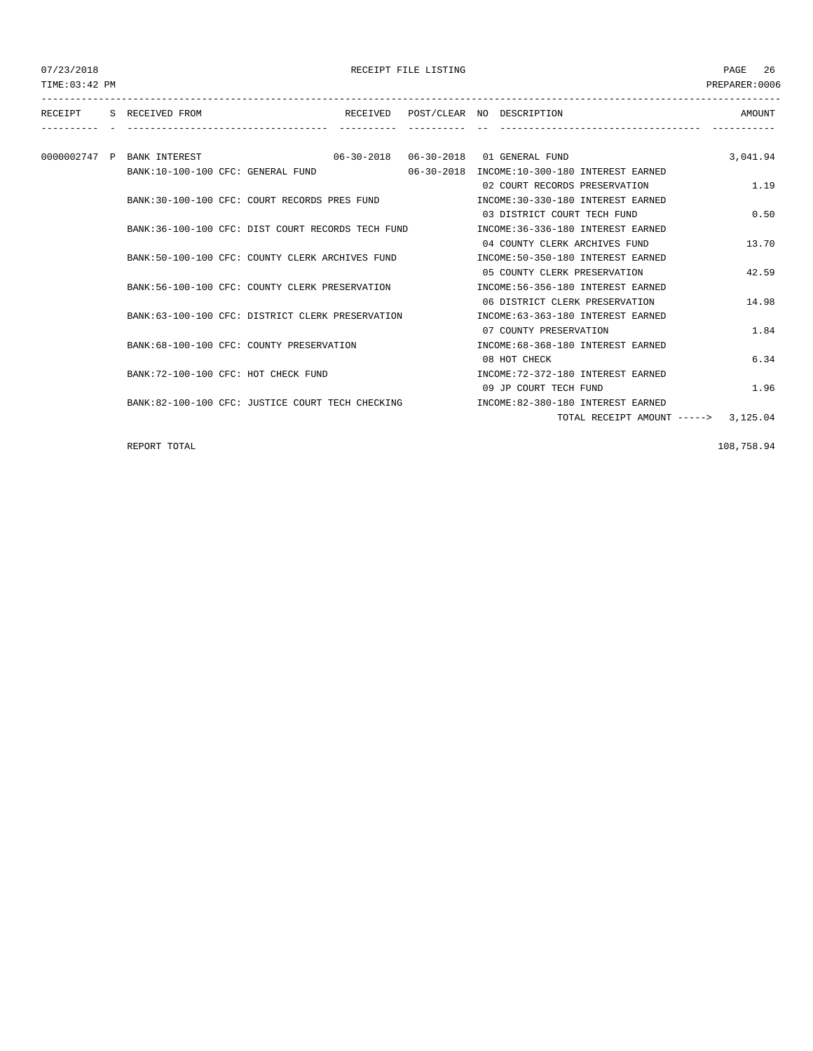RECEIPT FILE LISTING

07/23/2018
TIME:03:42 PM
PREPARER:0006

| RECEIPT | S | RECEIVED FROM | RECEIVED | POST/CLEAR | NO | DESCRIPTION | AMOUNT |
|---|---|---|---|---|---|---|---|
| 0000002747 | P | BANK INTEREST | 06-30-2018 | 06-30-2018 | 01 | GENERAL FUND | 3,041.94 |
| | | BANK:10-100-100 CFC: GENERAL FUND | | 06-30-2018 | | INCOME:10-300-180 INTEREST EARNED | |
| | | | | | 02 | COURT RECORDS PRESERVATION | 1.19 |
| | | BANK:30-100-100 CFC: COURT RECORDS PRES FUND | | | | INCOME:30-330-180 INTEREST EARNED | |
| | | | | | 03 | DISTRICT COURT TECH FUND | 0.50 |
| | | BANK:36-100-100 CFC: DIST COURT RECORDS TECH FUND | | | | INCOME:36-336-180 INTEREST EARNED | |
| | | | | | 04 | COUNTY CLERK ARCHIVES FUND | 13.70 |
| | | BANK:50-100-100 CFC: COUNTY CLERK ARCHIVES FUND | | | | INCOME:50-350-180 INTEREST EARNED | |
| | | | | | 05 | COUNTY CLERK PRESERVATION | 42.59 |
| | | BANK:56-100-100 CFC: COUNTY CLERK PRESERVATION | | | | INCOME:56-356-180 INTEREST EARNED | |
| | | | | | 06 | DISTRICT CLERK PRESERVATION | 14.98 |
| | | BANK:63-100-100 CFC: DISTRICT CLERK PRESERVATION | | | | INCOME:63-363-180 INTEREST EARNED | |
| | | | | | 07 | COUNTY PRESERVATION | 1.84 |
| | | BANK:68-100-100 CFC: COUNTY PRESERVATION | | | | INCOME:68-368-180 INTEREST EARNED | |
| | | | | | 08 | HOT CHECK | 6.34 |
| | | BANK:72-100-100 CFC: HOT CHECK FUND | | | | INCOME:72-372-180 INTEREST EARNED | |
| | | | | | 09 | JP COURT TECH FUND | 1.96 |
| | | BANK:82-100-100 CFC: JUSTICE COURT TECH CHECKING | | | | INCOME:82-380-180 INTEREST EARNED | |
| | | | | | | TOTAL RECEIPT AMOUNT -----> | 3,125.04 |

REPORT TOTAL 108,758.94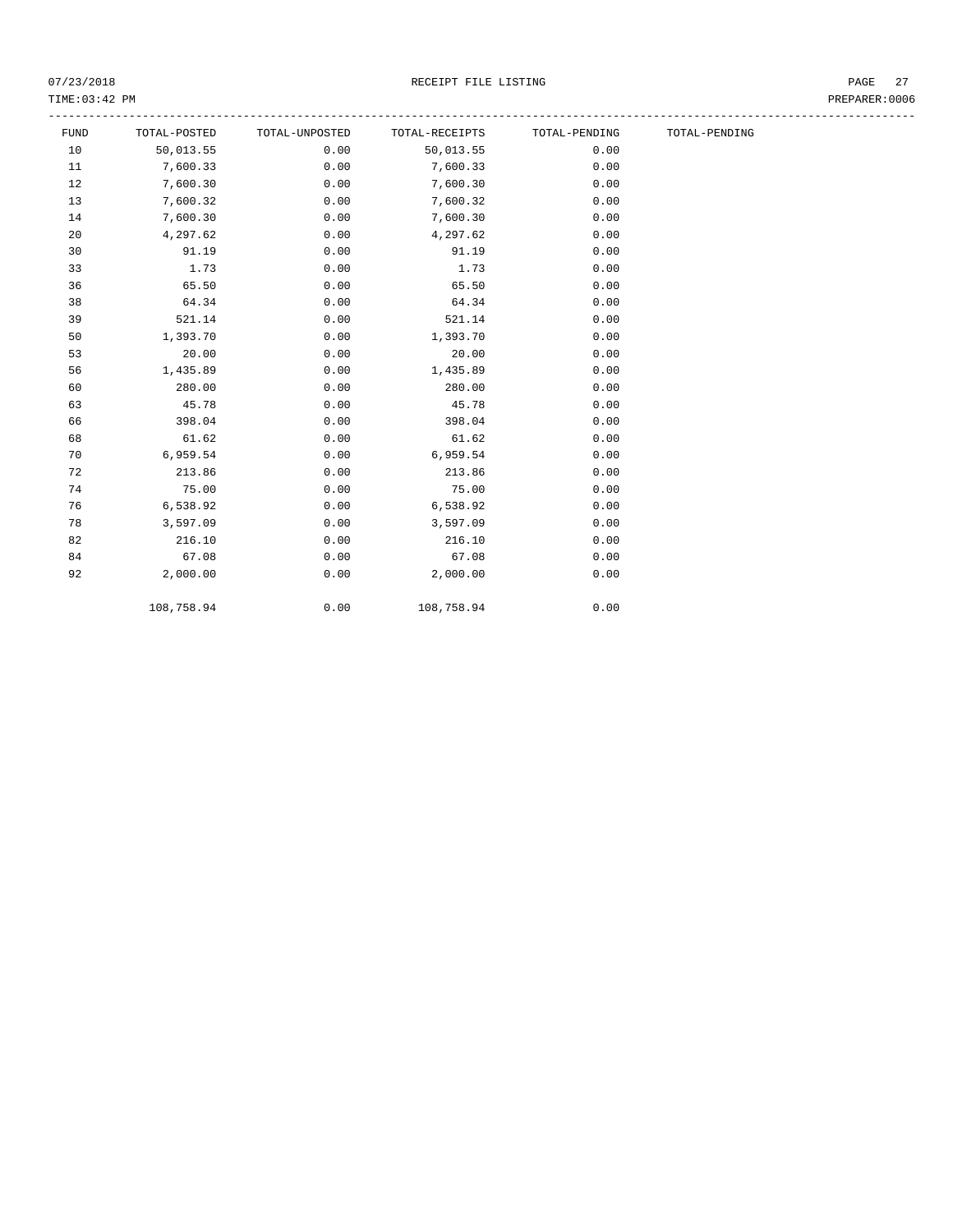07/23/2018 RECEIPT FILE LISTING

TIME:03:42 PM PREPARER:0006

| FUND | TOTAL-POSTED | TOTAL-UNPOSTED | TOTAL-RECEIPTS | TOTAL-PENDING | TOTAL-PENDING |
|---|---|---|---|---|---|
| 10 | 50,013.55 | 0.00 | 50,013.55 | 0.00 | |
| 11 | 7,600.33 | 0.00 | 7,600.33 | 0.00 | |
| 12 | 7,600.30 | 0.00 | 7,600.30 | 0.00 | |
| 13 | 7,600.32 | 0.00 | 7,600.32 | 0.00 | |
| 14 | 7,600.30 | 0.00 | 7,600.30 | 0.00 | |
| 20 | 4,297.62 | 0.00 | 4,297.62 | 0.00 | |
| 30 | 91.19 | 0.00 | 91.19 | 0.00 | |
| 33 | 1.73 | 0.00 | 1.73 | 0.00 | |
| 36 | 65.50 | 0.00 | 65.50 | 0.00 | |
| 38 | 64.34 | 0.00 | 64.34 | 0.00 | |
| 39 | 521.14 | 0.00 | 521.14 | 0.00 | |
| 50 | 1,393.70 | 0.00 | 1,393.70 | 0.00 | |
| 53 | 20.00 | 0.00 | 20.00 | 0.00 | |
| 56 | 1,435.89 | 0.00 | 1,435.89 | 0.00 | |
| 60 | 280.00 | 0.00 | 280.00 | 0.00 | |
| 63 | 45.78 | 0.00 | 45.78 | 0.00 | |
| 66 | 398.04 | 0.00 | 398.04 | 0.00 | |
| 68 | 61.62 | 0.00 | 61.62 | 0.00 | |
| 70 | 6,959.54 | 0.00 | 6,959.54 | 0.00 | |
| 72 | 213.86 | 0.00 | 213.86 | 0.00 | |
| 74 | 75.00 | 0.00 | 75.00 | 0.00 | |
| 76 | 6,538.92 | 0.00 | 6,538.92 | 0.00 | |
| 78 | 3,597.09 | 0.00 | 3,597.09 | 0.00 | |
| 82 | 216.10 | 0.00 | 216.10 | 0.00 | |
| 84 | 67.08 | 0.00 | 67.08 | 0.00 | |
| 92 | 2,000.00 | 0.00 | 2,000.00 | 0.00 | |
| | 108,758.94 | 0.00 | 108,758.94 | 0.00 | |